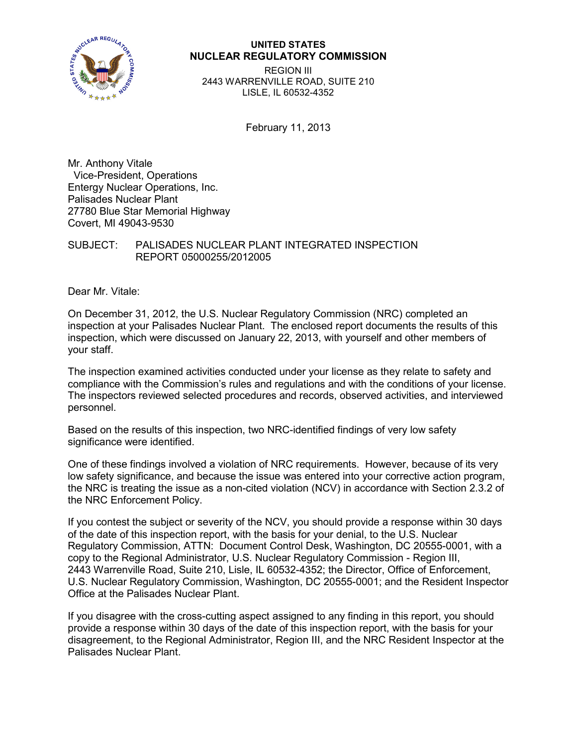**UNITED STATES**
**NUCLEAR REGULATORY COMMISSION**
REGION III
2443 WARRENVILLE ROAD, SUITE 210
LISLE, IL 60532-4352

February 11, 2013

Mr. Anthony Vitale
Vice-President, Operations
Entergy Nuclear Operations, Inc.
Palisades Nuclear Plant
27780 Blue Star Memorial Highway
Covert, MI 49043-9530

SUBJECT: PALISADES NUCLEAR PLANT INTEGRATED INSPECTION REPORT 05000255/2012005

Dear Mr. Vitale:

On December 31, 2012, the U.S. Nuclear Regulatory Commission (NRC) completed an inspection at your Palisades Nuclear Plant. The enclosed report documents the results of this inspection, which were discussed on January 22, 2013, with yourself and other members of your staff.

The inspection examined activities conducted under your license as they relate to safety and compliance with the Commission's rules and regulations and with the conditions of your license. The inspectors reviewed selected procedures and records, observed activities, and interviewed personnel.

Based on the results of this inspection, two NRC-identified findings of very low safety significance were identified.

One of these findings involved a violation of NRC requirements. However, because of its very low safety significance, and because the issue was entered into your corrective action program, the NRC is treating the issue as a non-cited violation (NCV) in accordance with Section 2.3.2 of the NRC Enforcement Policy.

If you contest the subject or severity of the NCV, you should provide a response within 30 days of the date of this inspection report, with the basis for your denial, to the U.S. Nuclear Regulatory Commission, ATTN: Document Control Desk, Washington, DC 20555-0001, with a copy to the Regional Administrator, U.S. Nuclear Regulatory Commission - Region III, 2443 Warrenville Road, Suite 210, Lisle, IL 60532-4352; the Director, Office of Enforcement, U.S. Nuclear Regulatory Commission, Washington, DC 20555-0001; and the Resident Inspector Office at the Palisades Nuclear Plant.

If you disagree with the cross-cutting aspect assigned to any finding in this report, you should provide a response within 30 days of the date of this inspection report, with the basis for your disagreement, to the Regional Administrator, Region III, and the NRC Resident Inspector at the Palisades Nuclear Plant.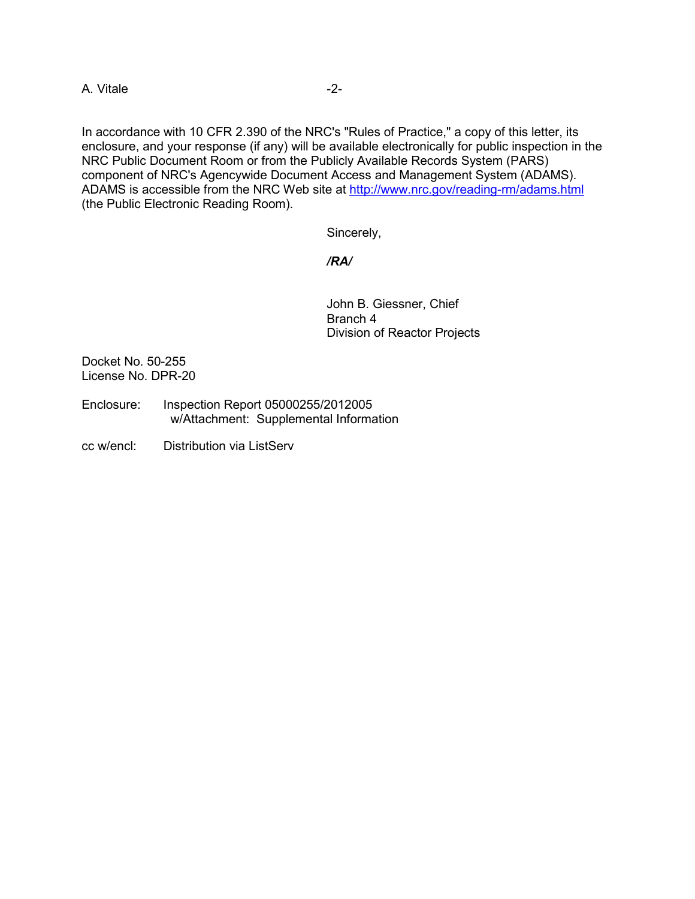In accordance with 10 CFR 2.390 of the NRC's "Rules of Practice," a copy of this letter, its enclosure, and your response (if any) will be available electronically for public inspection in the NRC Public Document Room or from the Publicly Available Records System (PARS) component of NRC's Agencywide Document Access and Management System (ADAMS). ADAMS is accessible from the NRC Web site at http://www.nrc.gov/reading-rm/adams.html (the Public Electronic Reading Room).

Sincerely,

***/RA/***

John B. Giessner, Chief
Branch 4
Division of Reactor Projects

Docket No. 50-255
License No. DPR-20

Enclosure: Inspection Report 05000255/2012005
w/Attachment: Supplemental Information

cc w/encl: Distribution via ListServ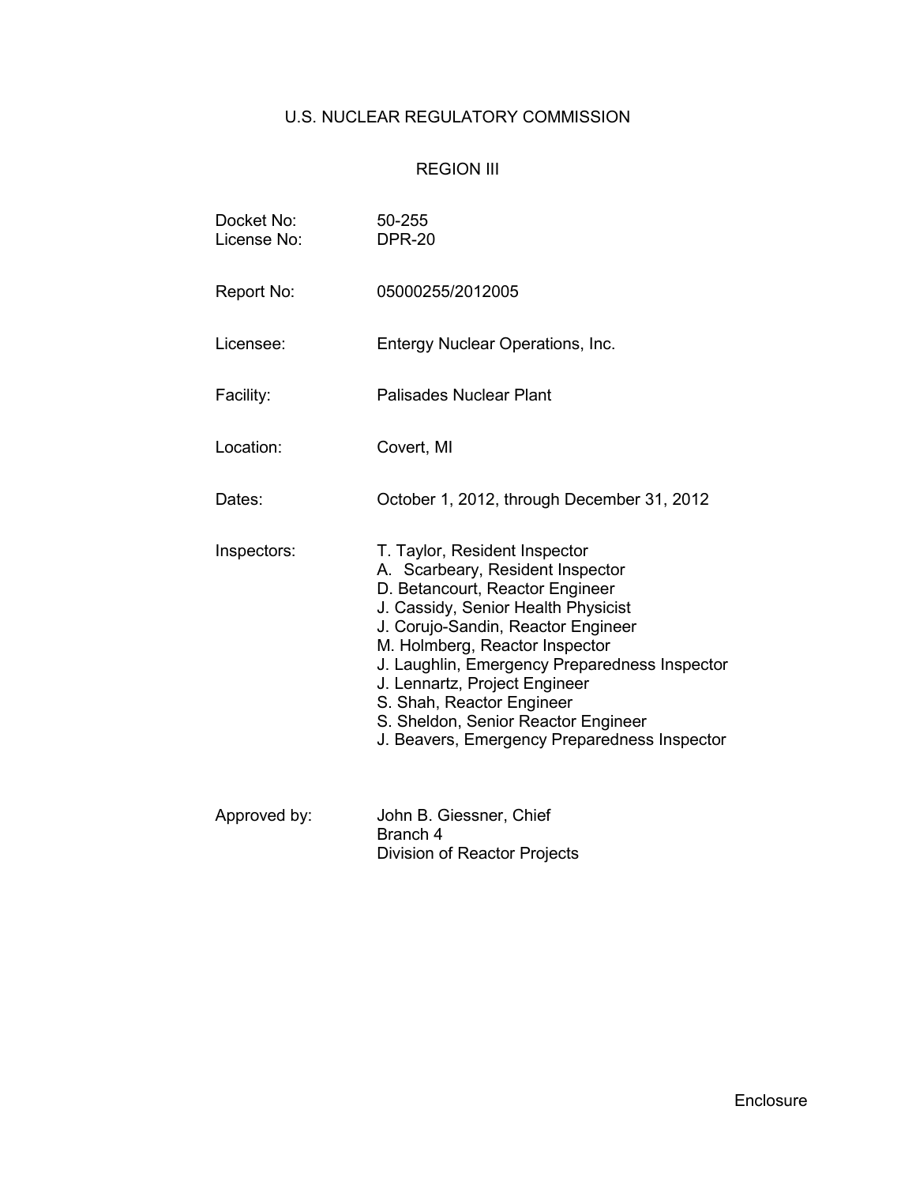# U.S. NUCLEAR REGULATORY COMMISSION

## REGION III

| | |
|---|---|
| Docket No: | 50-255 |
| License No: | DPR-20 |
| Report No: | 05000255/2012005 |
| Licensee: | Entergy Nuclear Operations, Inc. |
| Facility: | Palisades Nuclear Plant |
| Location: | Covert, MI |
| Dates: | October 1, 2012, through December 31, 2012 |
| Inspectors: | T. Taylor, Resident Inspector<br>A. Scarbeary, Resident Inspector<br>D. Betancourt, Reactor Engineer<br>J. Cassidy, Senior Health Physicist<br>J. Corujo-Sandin, Reactor Engineer<br>M. Holmberg, Reactor Inspector<br>J. Laughlin, Emergency Preparedness Inspector<br>J. Lennartz, Project Engineer<br>S. Shah, Reactor Engineer<br>S. Sheldon, Senior Reactor Engineer<br>J. Beavers, Emergency Preparedness Inspector |
| Approved by: | John B. Giessner, Chief<br>Branch 4<br>Division of Reactor Projects |

Enclosure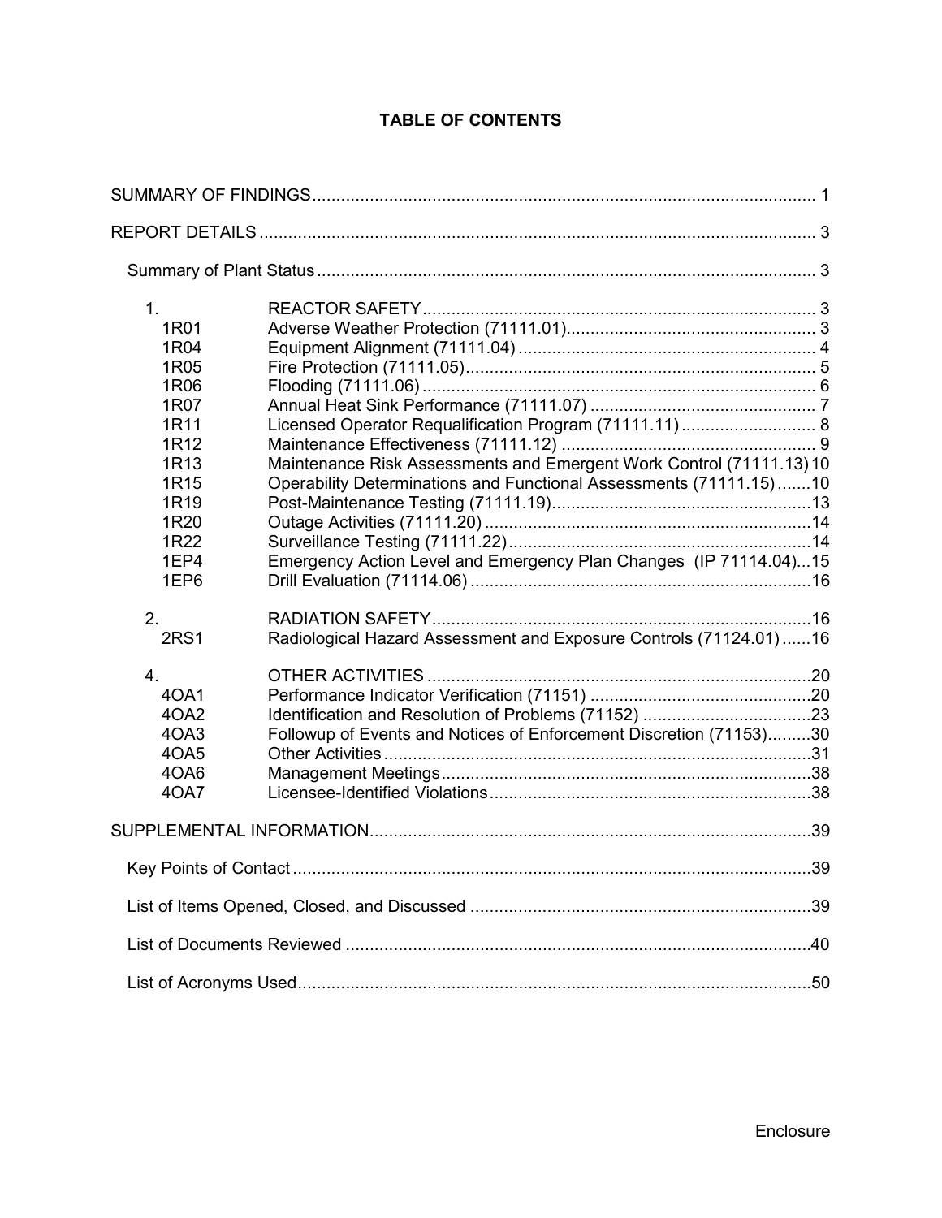# TABLE OF CONTENTS

SUMMARY OF FINDINGS........................................................................................................ 1

REPORT DETAILS ................................................................................................................... 3

Summary of Plant Status ....................................................................................................... 3

| | | |
|---|---|---|
| 1. | REACTOR SAFETY | 3 |
| 1R01 | Adverse Weather Protection (71111.01) | 3 |
| 1R04 | Equipment Alignment (71111.04) | 4 |
| 1R05 | Fire Protection (71111.05) | 5 |
| 1R06 | Flooding (71111.06) | 6 |
| 1R07 | Annual Heat Sink Performance (71111.07) | 7 |
| 1R11 | Licensed Operator Requalification Program (71111.11) | 8 |
| 1R12 | Maintenance Effectiveness (71111.12) | 9 |
| 1R13 | Maintenance Risk Assessments and Emergent Work Control (71111.13) | 10 |
| 1R15 | Operability Determinations and Functional Assessments (71111.15) | 10 |
| 1R19 | Post-Maintenance Testing (71111.19) | 13 |
| 1R20 | Outage Activities (71111.20) | 14 |
| 1R22 | Surveillance Testing (71111.22) | 14 |
| 1EP4 | Emergency Action Level and Emergency Plan Changes (IP 71114.04) | 15 |
| 1EP6 | Drill Evaluation (71114.06) | 16 |
| 2. | RADIATION SAFETY | 16 |
| 2RS1 | Radiological Hazard Assessment and Exposure Controls (71124.01) | 16 |
| 4. | OTHER ACTIVITIES | 20 |
| 4OA1 | Performance Indicator Verification (71151) | 20 |
| 4OA2 | Identification and Resolution of Problems (71152) | 23 |
| 4OA3 | Followup of Events and Notices of Enforcement Discretion (71153) | 30 |
| 4OA5 | Other Activities | 31 |
| 4OA6 | Management Meetings | 38 |
| 4OA7 | Licensee-Identified Violations | 38 |

SUPPLEMENTAL INFORMATION........................................................................................... 39

Key Points of Contact ............................................................................................................ 39

List of Items Opened, Closed, and Discussed ....................................................................... 39

List of Documents Reviewed ................................................................................................. 40

List of Acronyms Used ........................................................................................................... 50

Enclosure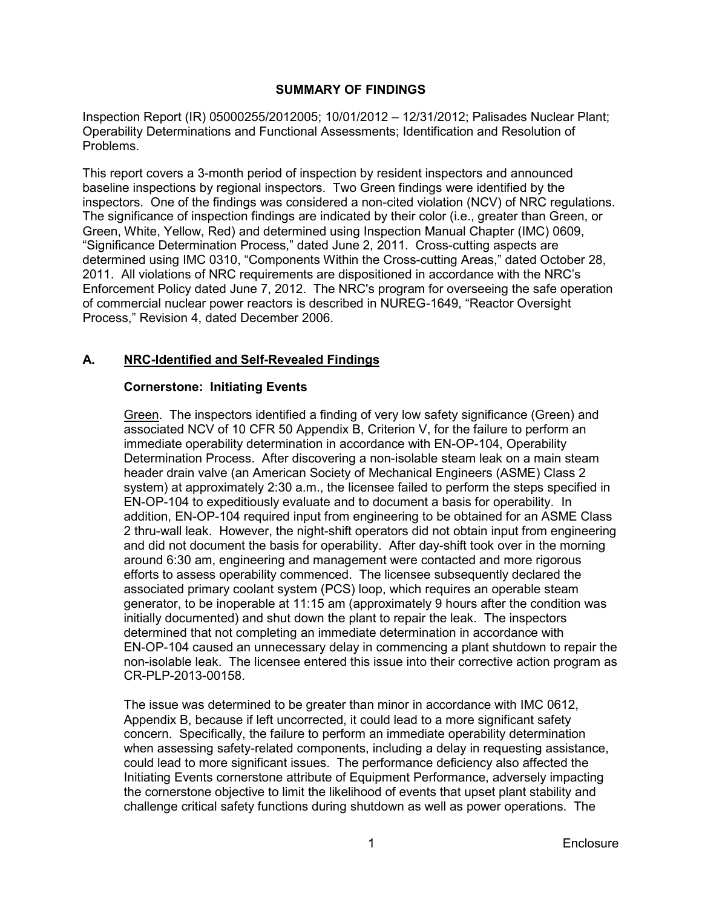## SUMMARY OF FINDINGS

Inspection Report (IR) 05000255/2012005; 10/01/2012 – 12/31/2012; Palisades Nuclear Plant; Operability Determinations and Functional Assessments; Identification and Resolution of Problems.

This report covers a 3-month period of inspection by resident inspectors and announced baseline inspections by regional inspectors. Two Green findings were identified by the inspectors. One of the findings was considered a non-cited violation (NCV) of NRC regulations. The significance of inspection findings are indicated by their color (i.e., greater than Green, or Green, White, Yellow, Red) and determined using Inspection Manual Chapter (IMC) 0609, “Significance Determination Process,” dated June 2, 2011. Cross-cutting aspects are determined using IMC 0310, “Components Within the Cross-cutting Areas,” dated October 28, 2011. All violations of NRC requirements are dispositioned in accordance with the NRC’s Enforcement Policy dated June 7, 2012. The NRC's program for overseeing the safe operation of commercial nuclear power reactors is described in NUREG-1649, “Reactor Oversight Process,” Revision 4, dated December 2006.

### A. NRC-Identified and Self-Revealed Findings

#### Cornerstone: Initiating Events

Green. The inspectors identified a finding of very low safety significance (Green) and associated NCV of 10 CFR 50 Appendix B, Criterion V, for the failure to perform an immediate operability determination in accordance with EN-OP-104, Operability Determination Process. After discovering a non-isolable steam leak on a main steam header drain valve (an American Society of Mechanical Engineers (ASME) Class 2 system) at approximately 2:30 a.m., the licensee failed to perform the steps specified in EN-OP-104 to expeditiously evaluate and to document a basis for operability. In addition, EN-OP-104 required input from engineering to be obtained for an ASME Class 2 thru-wall leak. However, the night-shift operators did not obtain input from engineering and did not document the basis for operability. After day-shift took over in the morning around 6:30 am, engineering and management were contacted and more rigorous efforts to assess operability commenced. The licensee subsequently declared the associated primary coolant system (PCS) loop, which requires an operable steam generator, to be inoperable at 11:15 am (approximately 9 hours after the condition was initially documented) and shut down the plant to repair the leak. The inspectors determined that not completing an immediate determination in accordance with EN-OP-104 caused an unnecessary delay in commencing a plant shutdown to repair the non-isolable leak. The licensee entered this issue into their corrective action program as CR-PLP-2013-00158.

The issue was determined to be greater than minor in accordance with IMC 0612, Appendix B, because if left uncorrected, it could lead to a more significant safety concern. Specifically, the failure to perform an immediate operability determination when assessing safety-related components, including a delay in requesting assistance, could lead to more significant issues. The performance deficiency also affected the Initiating Events cornerstone attribute of Equipment Performance, adversely impacting the cornerstone objective to limit the likelihood of events that upset plant stability and challenge critical safety functions during shutdown as well as power operations. The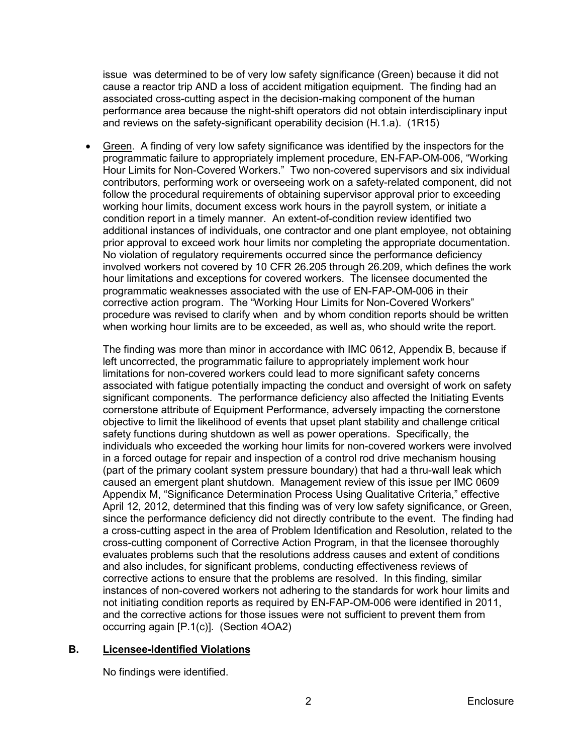issue was determined to be of very low safety significance (Green) because it did not cause a reactor trip AND a loss of accident mitigation equipment. The finding had an associated cross-cutting aspect in the decision-making component of the human performance area because the night-shift operators did not obtain interdisciplinary input and reviews on the safety-significant operability decision (H.1.a). (1R15)

- Green. A finding of very low safety significance was identified by the inspectors for the programmatic failure to appropriately implement procedure, EN-FAP-OM-006, "Working Hour Limits for Non-Covered Workers." Two non-covered supervisors and six individual contributors, performing work or overseeing work on a safety-related component, did not follow the procedural requirements of obtaining supervisor approval prior to exceeding working hour limits, document excess work hours in the payroll system, or initiate a condition report in a timely manner. An extent-of-condition review identified two additional instances of individuals, one contractor and one plant employee, not obtaining prior approval to exceed work hour limits nor completing the appropriate documentation. No violation of regulatory requirements occurred since the performance deficiency involved workers not covered by 10 CFR 26.205 through 26.209, which defines the work hour limitations and exceptions for covered workers. The licensee documented the programmatic weaknesses associated with the use of EN-FAP-OM-006 in their corrective action program. The "Working Hour Limits for Non-Covered Workers" procedure was revised to clarify when and by whom condition reports should be written when working hour limits are to be exceeded, as well as, who should write the report.

  The finding was more than minor in accordance with IMC 0612, Appendix B, because if left uncorrected, the programmatic failure to appropriately implement work hour limitations for non-covered workers could lead to more significant safety concerns associated with fatigue potentially impacting the conduct and oversight of work on safety significant components. The performance deficiency also affected the Initiating Events cornerstone attribute of Equipment Performance, adversely impacting the cornerstone objective to limit the likelihood of events that upset plant stability and challenge critical safety functions during shutdown as well as power operations. Specifically, the individuals who exceeded the working hour limits for non-covered workers were involved in a forced outage for repair and inspection of a control rod drive mechanism housing (part of the primary coolant system pressure boundary) that had a thru-wall leak which caused an emergent plant shutdown. Management review of this issue per IMC 0609 Appendix M, "Significance Determination Process Using Qualitative Criteria," effective April 12, 2012, determined that this finding was of very low safety significance, or Green, since the performance deficiency did not directly contribute to the event. The finding had a cross-cutting aspect in the area of Problem Identification and Resolution, related to the cross-cutting component of Corrective Action Program, in that the licensee thoroughly evaluates problems such that the resolutions address causes and extent of conditions and also includes, for significant problems, conducting effectiveness reviews of corrective actions to ensure that the problems are resolved. In this finding, similar instances of non-covered workers not adhering to the standards for work hour limits and not initiating condition reports as required by EN-FAP-OM-006 were identified in 2011, and the corrective actions for those issues were not sufficient to prevent them from occurring again [P.1(c)]. (Section 4OA2)

## B. Licensee-Identified Violations

No findings were identified.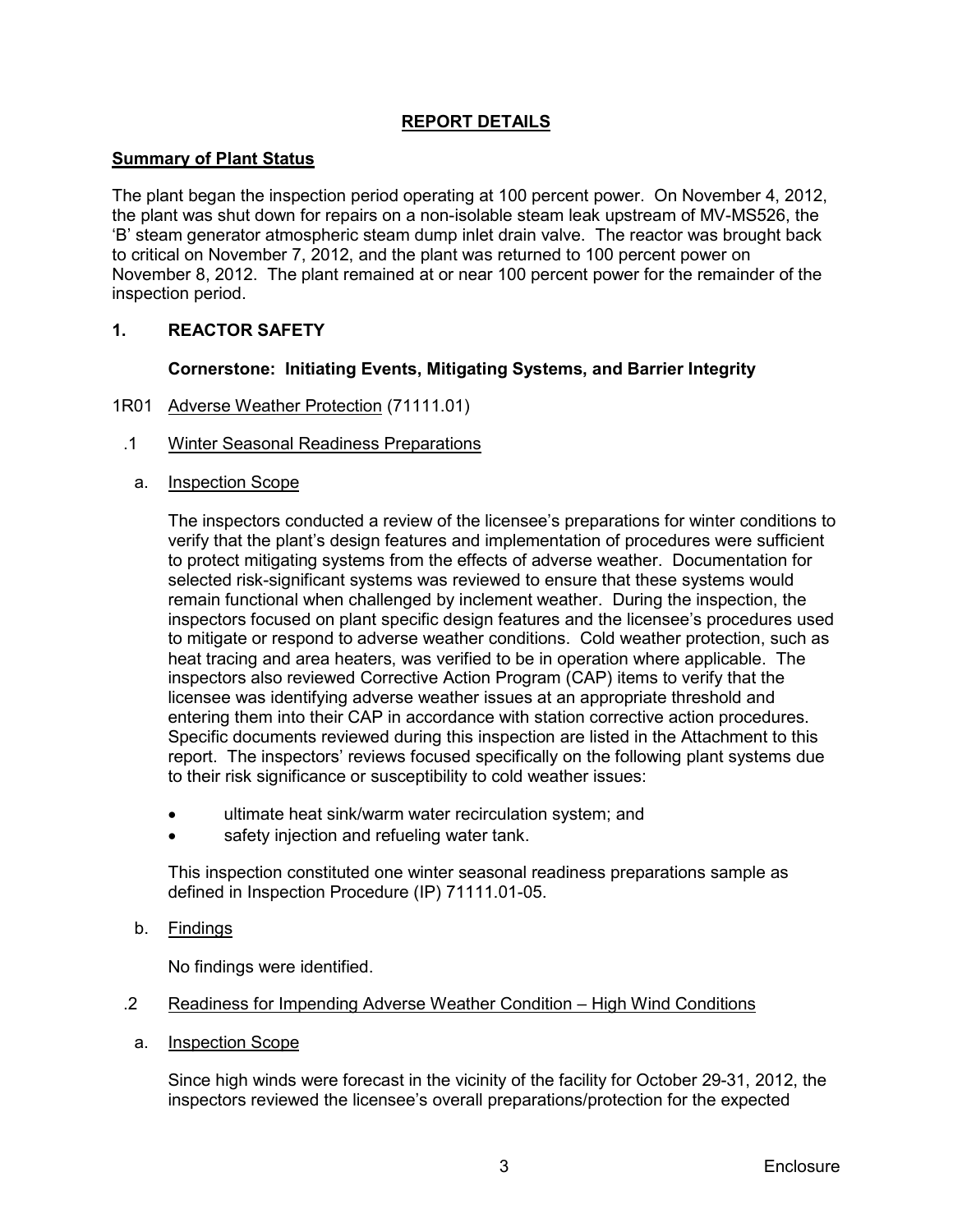## REPORT DETAILS

### Summary of Plant Status

The plant began the inspection period operating at 100 percent power. On November 4, 2012, the plant was shut down for repairs on a non-isolable steam leak upstream of MV-MS526, the 'B' steam generator atmospheric steam dump inlet drain valve. The reactor was brought back to critical on November 7, 2012, and the plant was returned to 100 percent power on November 8, 2012. The plant remained at or near 100 percent power for the remainder of the inspection period.

## 1. REACTOR SAFETY

### Cornerstone: Initiating Events, Mitigating Systems, and Barrier Integrity

1R01 Adverse Weather Protection (71111.01)

.1 Winter Seasonal Readiness Preparations

a. Inspection Scope

The inspectors conducted a review of the licensee's preparations for winter conditions to verify that the plant's design features and implementation of procedures were sufficient to protect mitigating systems from the effects of adverse weather. Documentation for selected risk-significant systems was reviewed to ensure that these systems would remain functional when challenged by inclement weather. During the inspection, the inspectors focused on plant specific design features and the licensee's procedures used to mitigate or respond to adverse weather conditions. Cold weather protection, such as heat tracing and area heaters, was verified to be in operation where applicable. The inspectors also reviewed Corrective Action Program (CAP) items to verify that the licensee was identifying adverse weather issues at an appropriate threshold and entering them into their CAP in accordance with station corrective action procedures. Specific documents reviewed during this inspection are listed in the Attachment to this report. The inspectors' reviews focused specifically on the following plant systems due to their risk significance or susceptibility to cold weather issues:

- ultimate heat sink/warm water recirculation system; and
- safety injection and refueling water tank.

This inspection constituted one winter seasonal readiness preparations sample as defined in Inspection Procedure (IP) 71111.01-05.

b. Findings

No findings were identified.

.2 Readiness for Impending Adverse Weather Condition – High Wind Conditions

a. Inspection Scope

Since high winds were forecast in the vicinity of the facility for October 29-31, 2012, the inspectors reviewed the licensee's overall preparations/protection for the expected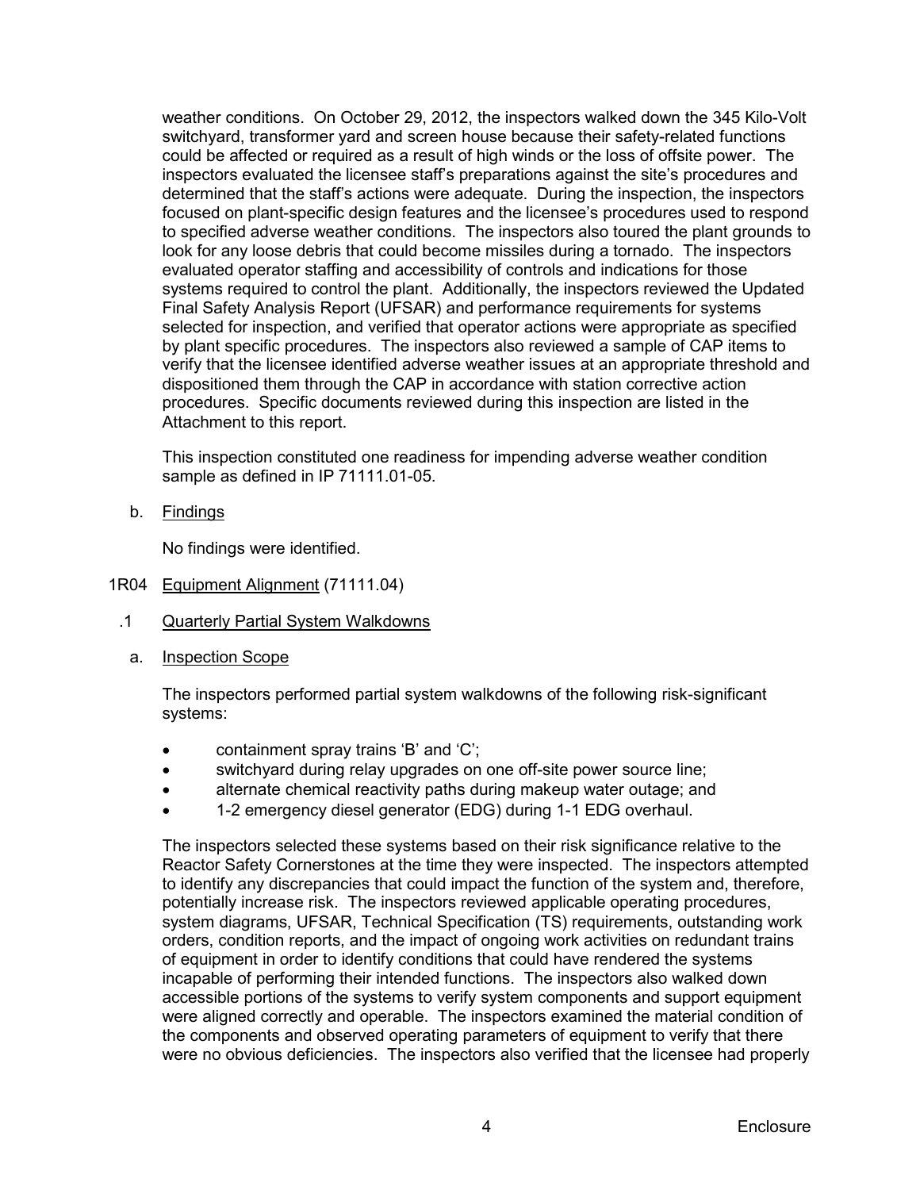weather conditions. On October 29, 2012, the inspectors walked down the 345 Kilo-Volt switchyard, transformer yard and screen house because their safety-related functions could be affected or required as a result of high winds or the loss of offsite power. The inspectors evaluated the licensee staff's preparations against the site's procedures and determined that the staff's actions were adequate. During the inspection, the inspectors focused on plant-specific design features and the licensee's procedures used to respond to specified adverse weather conditions. The inspectors also toured the plant grounds to look for any loose debris that could become missiles during a tornado. The inspectors evaluated operator staffing and accessibility of controls and indications for those systems required to control the plant. Additionally, the inspectors reviewed the Updated Final Safety Analysis Report (UFSAR) and performance requirements for systems selected for inspection, and verified that operator actions were appropriate as specified by plant specific procedures. The inspectors also reviewed a sample of CAP items to verify that the licensee identified adverse weather issues at an appropriate threshold and dispositioned them through the CAP in accordance with station corrective action procedures. Specific documents reviewed during this inspection are listed in the Attachment to this report.

This inspection constituted one readiness for impending adverse weather condition sample as defined in IP 71111.01-05.

b. Findings

No findings were identified.

## 1R04 Equipment Alignment (71111.04)

### .1 Quarterly Partial System Walkdowns

a. Inspection Scope

The inspectors performed partial system walkdowns of the following risk-significant systems:

- containment spray trains 'B' and 'C';
- switchyard during relay upgrades on one off-site power source line;
- alternate chemical reactivity paths during makeup water outage; and
- 1-2 emergency diesel generator (EDG) during 1-1 EDG overhaul.

The inspectors selected these systems based on their risk significance relative to the Reactor Safety Cornerstones at the time they were inspected. The inspectors attempted to identify any discrepancies that could impact the function of the system and, therefore, potentially increase risk. The inspectors reviewed applicable operating procedures, system diagrams, UFSAR, Technical Specification (TS) requirements, outstanding work orders, condition reports, and the impact of ongoing work activities on redundant trains of equipment in order to identify conditions that could have rendered the systems incapable of performing their intended functions. The inspectors also walked down accessible portions of the systems to verify system components and support equipment were aligned correctly and operable. The inspectors examined the material condition of the components and observed operating parameters of equipment to verify that there were no obvious deficiencies. The inspectors also verified that the licensee had properly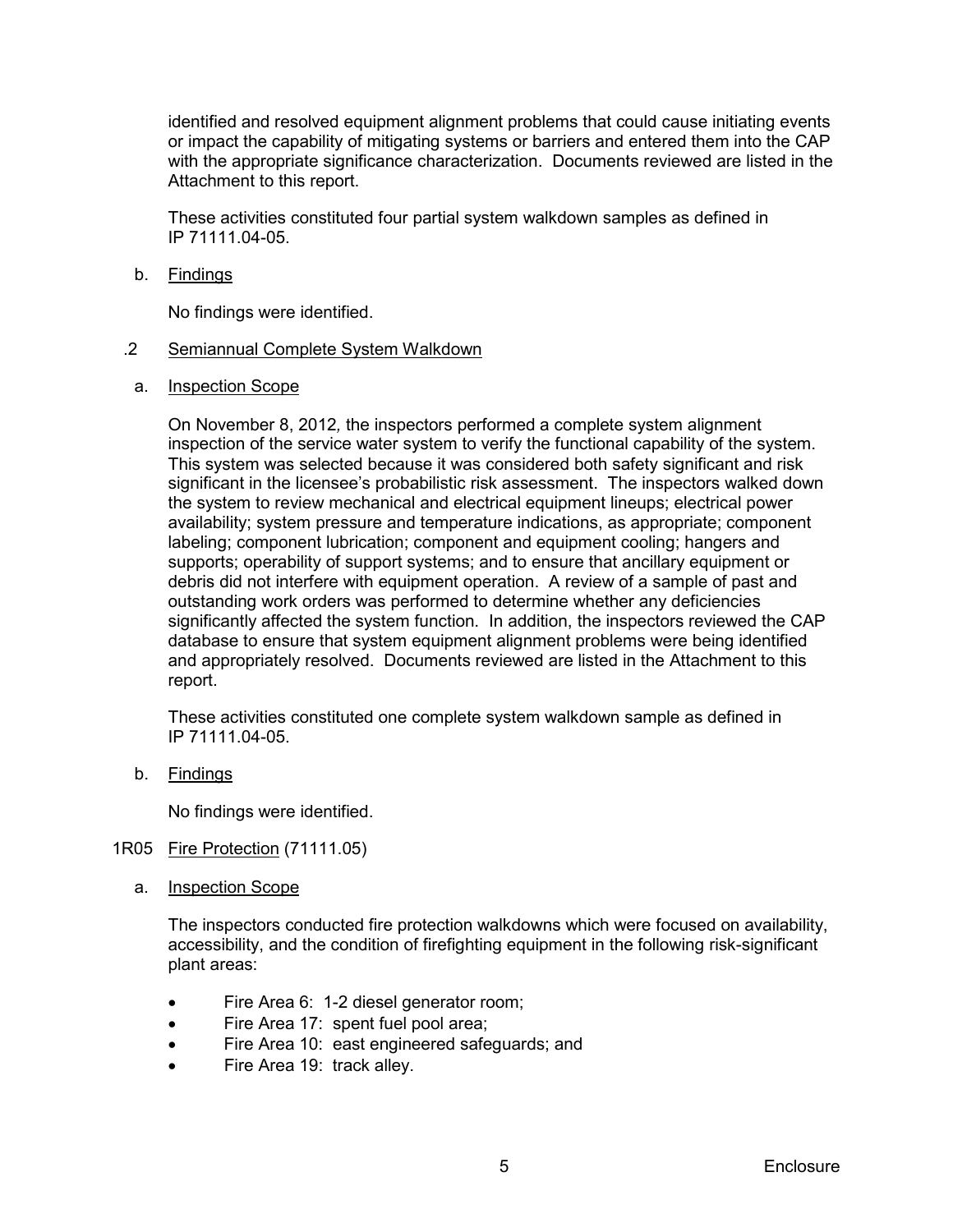identified and resolved equipment alignment problems that could cause initiating events or impact the capability of mitigating systems or barriers and entered them into the CAP with the appropriate significance characterization. Documents reviewed are listed in the Attachment to this report.

These activities constituted four partial system walkdown samples as defined in IP 71111.04-05.

b. Findings

No findings were identified.

.2 Semiannual Complete System Walkdown

a. Inspection Scope

On November 8, 2012, the inspectors performed a complete system alignment inspection of the service water system to verify the functional capability of the system. This system was selected because it was considered both safety significant and risk significant in the licensee's probabilistic risk assessment. The inspectors walked down the system to review mechanical and electrical equipment lineups; electrical power availability; system pressure and temperature indications, as appropriate; component labeling; component lubrication; component and equipment cooling; hangers and supports; operability of support systems; and to ensure that ancillary equipment or debris did not interfere with equipment operation. A review of a sample of past and outstanding work orders was performed to determine whether any deficiencies significantly affected the system function. In addition, the inspectors reviewed the CAP database to ensure that system equipment alignment problems were being identified and appropriately resolved. Documents reviewed are listed in the Attachment to this report.

These activities constituted one complete system walkdown sample as defined in IP 71111.04-05.

b. Findings

No findings were identified.

1R05 Fire Protection (71111.05)

a. Inspection Scope

The inspectors conducted fire protection walkdowns which were focused on availability, accessibility, and the condition of firefighting equipment in the following risk-significant plant areas:

- Fire Area 6: 1-2 diesel generator room;
- Fire Area 17: spent fuel pool area;
- Fire Area 10: east engineered safeguards; and
- Fire Area 19: track alley.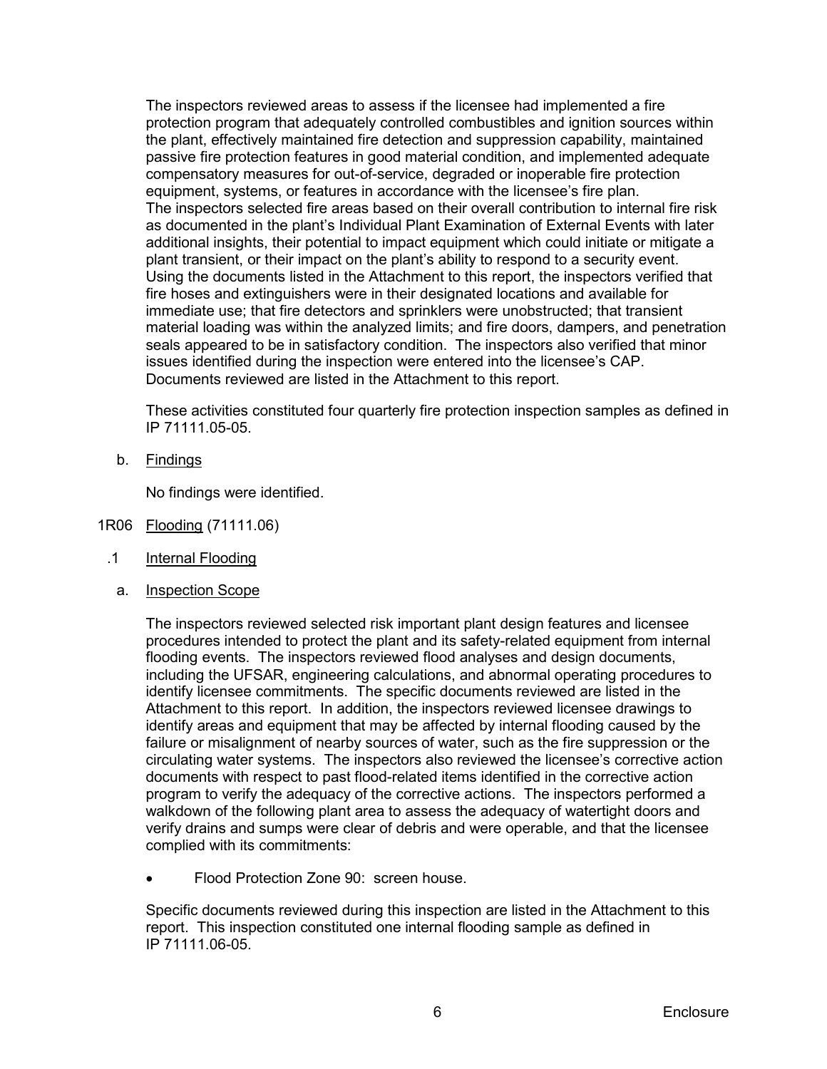The inspectors reviewed areas to assess if the licensee had implemented a fire protection program that adequately controlled combustibles and ignition sources within the plant, effectively maintained fire detection and suppression capability, maintained passive fire protection features in good material condition, and implemented adequate compensatory measures for out-of-service, degraded or inoperable fire protection equipment, systems, or features in accordance with the licensee's fire plan. The inspectors selected fire areas based on their overall contribution to internal fire risk as documented in the plant's Individual Plant Examination of External Events with later additional insights, their potential to impact equipment which could initiate or mitigate a plant transient, or their impact on the plant's ability to respond to a security event. Using the documents listed in the Attachment to this report, the inspectors verified that fire hoses and extinguishers were in their designated locations and available for immediate use; that fire detectors and sprinklers were unobstructed; that transient material loading was within the analyzed limits; and fire doors, dampers, and penetration seals appeared to be in satisfactory condition. The inspectors also verified that minor issues identified during the inspection were entered into the licensee's CAP. Documents reviewed are listed in the Attachment to this report.

These activities constituted four quarterly fire protection inspection samples as defined in IP 71111.05-05.

b. Findings

No findings were identified.

1R06 Flooding (71111.06)

.1 Internal Flooding

a. Inspection Scope

The inspectors reviewed selected risk important plant design features and licensee procedures intended to protect the plant and its safety-related equipment from internal flooding events. The inspectors reviewed flood analyses and design documents, including the UFSAR, engineering calculations, and abnormal operating procedures to identify licensee commitments. The specific documents reviewed are listed in the Attachment to this report. In addition, the inspectors reviewed licensee drawings to identify areas and equipment that may be affected by internal flooding caused by the failure or misalignment of nearby sources of water, such as the fire suppression or the circulating water systems. The inspectors also reviewed the licensee's corrective action documents with respect to past flood-related items identified in the corrective action program to verify the adequacy of the corrective actions. The inspectors performed a walkdown of the following plant area to assess the adequacy of watertight doors and verify drains and sumps were clear of debris and were operable, and that the licensee complied with its commitments:

- Flood Protection Zone 90: screen house.

Specific documents reviewed during this inspection are listed in the Attachment to this report. This inspection constituted one internal flooding sample as defined in IP 71111.06-05.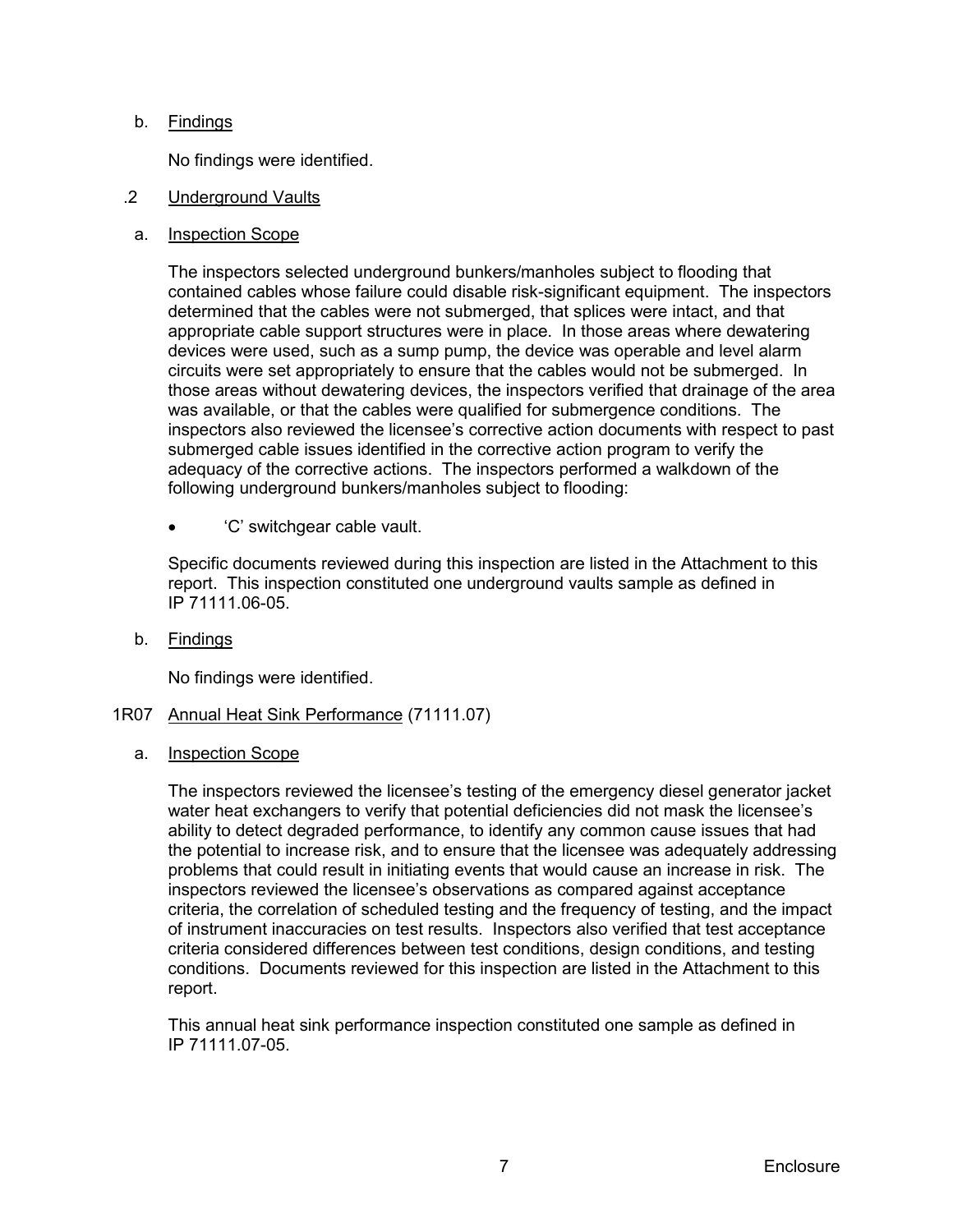b. Findings

No findings were identified.

.2 Underground Vaults

a. Inspection Scope

The inspectors selected underground bunkers/manholes subject to flooding that contained cables whose failure could disable risk-significant equipment. The inspectors determined that the cables were not submerged, that splices were intact, and that appropriate cable support structures were in place. In those areas where dewatering devices were used, such as a sump pump, the device was operable and level alarm circuits were set appropriately to ensure that the cables would not be submerged. In those areas without dewatering devices, the inspectors verified that drainage of the area was available, or that the cables were qualified for submergence conditions. The inspectors also reviewed the licensee's corrective action documents with respect to past submerged cable issues identified in the corrective action program to verify the adequacy of the corrective actions. The inspectors performed a walkdown of the following underground bunkers/manholes subject to flooding:

- 'C' switchgear cable vault.

Specific documents reviewed during this inspection are listed in the Attachment to this report. This inspection constituted one underground vaults sample as defined in IP 71111.06-05.

b. Findings

No findings were identified.

1R07 Annual Heat Sink Performance (71111.07)

a. Inspection Scope

The inspectors reviewed the licensee's testing of the emergency diesel generator jacket water heat exchangers to verify that potential deficiencies did not mask the licensee's ability to detect degraded performance, to identify any common cause issues that had the potential to increase risk, and to ensure that the licensee was adequately addressing problems that could result in initiating events that would cause an increase in risk. The inspectors reviewed the licensee's observations as compared against acceptance criteria, the correlation of scheduled testing and the frequency of testing, and the impact of instrument inaccuracies on test results. Inspectors also verified that test acceptance criteria considered differences between test conditions, design conditions, and testing conditions. Documents reviewed for this inspection are listed in the Attachment to this report.

This annual heat sink performance inspection constituted one sample as defined in IP 71111.07-05.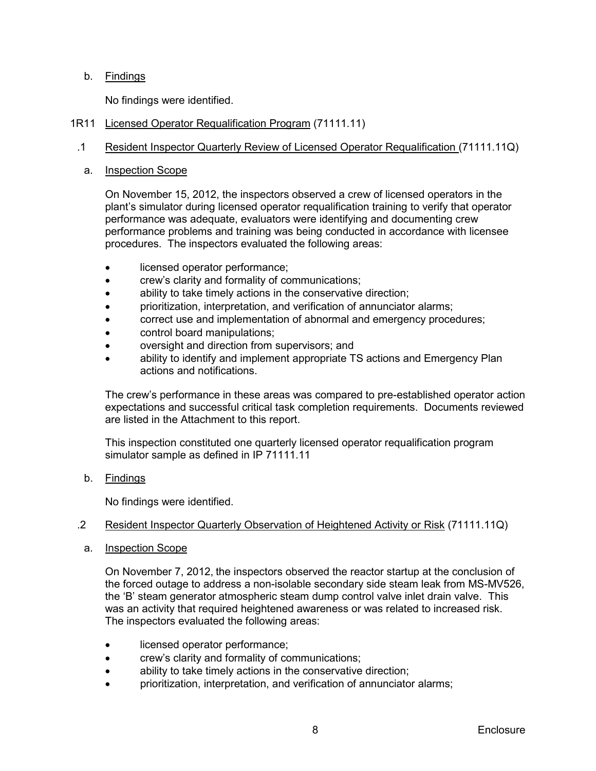b. Findings

No findings were identified.

1R11 Licensed Operator Requalification Program (71111.11)

.1 Resident Inspector Quarterly Review of Licensed Operator Requalification (71111.11Q)

a. Inspection Scope

On November 15, 2012, the inspectors observed a crew of licensed operators in the plant's simulator during licensed operator requalification training to verify that operator performance was adequate, evaluators were identifying and documenting crew performance problems and training was being conducted in accordance with licensee procedures. The inspectors evaluated the following areas:

- licensed operator performance;
- crew's clarity and formality of communications;
- ability to take timely actions in the conservative direction;
- prioritization, interpretation, and verification of annunciator alarms;
- correct use and implementation of abnormal and emergency procedures;
- control board manipulations;
- oversight and direction from supervisors; and
- ability to identify and implement appropriate TS actions and Emergency Plan actions and notifications.

The crew's performance in these areas was compared to pre-established operator action expectations and successful critical task completion requirements. Documents reviewed are listed in the Attachment to this report.

This inspection constituted one quarterly licensed operator requalification program simulator sample as defined in IP 71111.11

b. Findings

No findings were identified.

.2 Resident Inspector Quarterly Observation of Heightened Activity or Risk (71111.11Q)

a. Inspection Scope

On November 7, 2012, the inspectors observed the reactor startup at the conclusion of the forced outage to address a non-isolable secondary side steam leak from MS-MV526, the 'B' steam generator atmospheric steam dump control valve inlet drain valve. This was an activity that required heightened awareness or was related to increased risk. The inspectors evaluated the following areas:

- licensed operator performance;
- crew's clarity and formality of communications;
- ability to take timely actions in the conservative direction;
- prioritization, interpretation, and verification of annunciator alarms;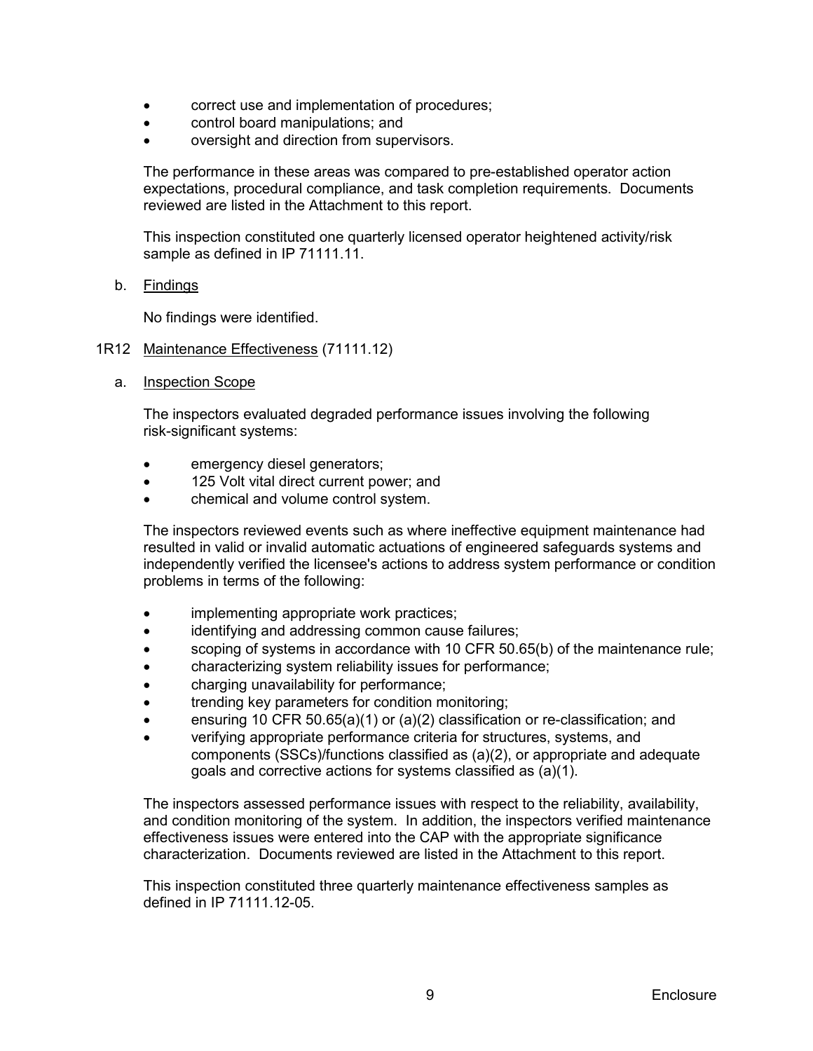- correct use and implementation of procedures;
- control board manipulations; and
- oversight and direction from supervisors.

The performance in these areas was compared to pre-established operator action expectations, procedural compliance, and task completion requirements. Documents reviewed are listed in the Attachment to this report.

This inspection constituted one quarterly licensed operator heightened activity/risk sample as defined in IP 71111.11.

b. Findings

No findings were identified.

### 1R12 Maintenance Effectiveness (71111.12)

a. Inspection Scope

The inspectors evaluated degraded performance issues involving the following risk-significant systems:

- emergency diesel generators;
- 125 Volt vital direct current power; and
- chemical and volume control system.

The inspectors reviewed events such as where ineffective equipment maintenance had resulted in valid or invalid automatic actuations of engineered safeguards systems and independently verified the licensee's actions to address system performance or condition problems in terms of the following:

- implementing appropriate work practices;
- identifying and addressing common cause failures;
- scoping of systems in accordance with 10 CFR 50.65(b) of the maintenance rule;
- characterizing system reliability issues for performance;
- charging unavailability for performance;
- trending key parameters for condition monitoring;
- ensuring 10 CFR 50.65(a)(1) or (a)(2) classification or re-classification; and
- verifying appropriate performance criteria for structures, systems, and components (SSCs)/functions classified as (a)(2), or appropriate and adequate goals and corrective actions for systems classified as (a)(1).

The inspectors assessed performance issues with respect to the reliability, availability, and condition monitoring of the system. In addition, the inspectors verified maintenance effectiveness issues were entered into the CAP with the appropriate significance characterization. Documents reviewed are listed in the Attachment to this report.

This inspection constituted three quarterly maintenance effectiveness samples as defined in IP 71111.12-05.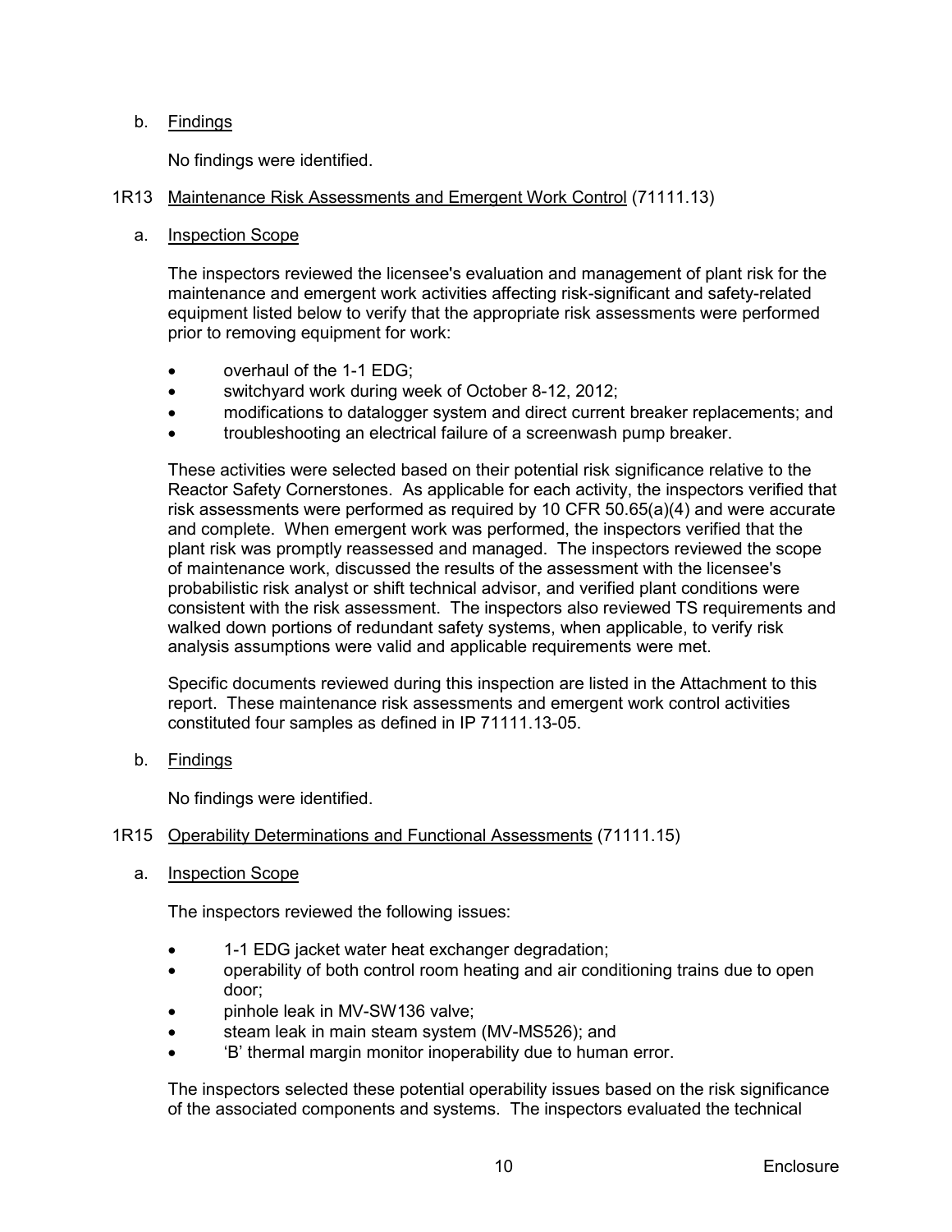b. Findings

No findings were identified.

## 1R13 Maintenance Risk Assessments and Emergent Work Control (71111.13)

a. Inspection Scope

The inspectors reviewed the licensee's evaluation and management of plant risk for the maintenance and emergent work activities affecting risk-significant and safety-related equipment listed below to verify that the appropriate risk assessments were performed prior to removing equipment for work:

- overhaul of the 1-1 EDG;
- switchyard work during week of October 8-12, 2012;
- modifications to datalogger system and direct current breaker replacements; and
- troubleshooting an electrical failure of a screenwash pump breaker.

These activities were selected based on their potential risk significance relative to the Reactor Safety Cornerstones. As applicable for each activity, the inspectors verified that risk assessments were performed as required by 10 CFR 50.65(a)(4) and were accurate and complete. When emergent work was performed, the inspectors verified that the plant risk was promptly reassessed and managed. The inspectors reviewed the scope of maintenance work, discussed the results of the assessment with the licensee's probabilistic risk analyst or shift technical advisor, and verified plant conditions were consistent with the risk assessment. The inspectors also reviewed TS requirements and walked down portions of redundant safety systems, when applicable, to verify risk analysis assumptions were valid and applicable requirements were met.

Specific documents reviewed during this inspection are listed in the Attachment to this report. These maintenance risk assessments and emergent work control activities constituted four samples as defined in IP 71111.13-05.

b. Findings

No findings were identified.

## 1R15 Operability Determinations and Functional Assessments (71111.15)

a. Inspection Scope

The inspectors reviewed the following issues:

- 1-1 EDG jacket water heat exchanger degradation;
- operability of both control room heating and air conditioning trains due to open door;
- pinhole leak in MV-SW136 valve;
- steam leak in main steam system (MV-MS526); and
- 'B' thermal margin monitor inoperability due to human error.

The inspectors selected these potential operability issues based on the risk significance of the associated components and systems. The inspectors evaluated the technical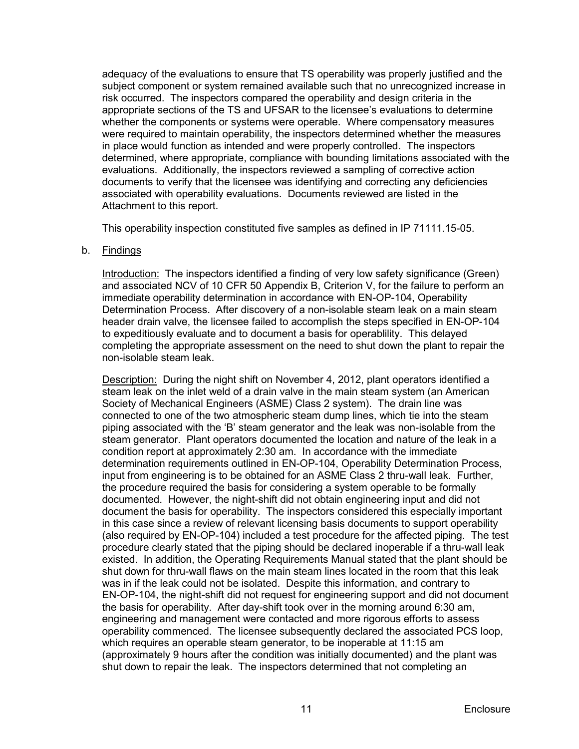adequacy of the evaluations to ensure that TS operability was properly justified and the subject component or system remained available such that no unrecognized increase in risk occurred. The inspectors compared the operability and design criteria in the appropriate sections of the TS and UFSAR to the licensee's evaluations to determine whether the components or systems were operable. Where compensatory measures were required to maintain operability, the inspectors determined whether the measures in place would function as intended and were properly controlled. The inspectors determined, where appropriate, compliance with bounding limitations associated with the evaluations. Additionally, the inspectors reviewed a sampling of corrective action documents to verify that the licensee was identifying and correcting any deficiencies associated with operability evaluations. Documents reviewed are listed in the Attachment to this report.

This operability inspection constituted five samples as defined in IP 71111.15-05.

b. Findings

Introduction: The inspectors identified a finding of very low safety significance (Green) and associated NCV of 10 CFR 50 Appendix B, Criterion V, for the failure to perform an immediate operability determination in accordance with EN-OP-104, Operability Determination Process. After discovery of a non-isolable steam leak on a main steam header drain valve, the licensee failed to accomplish the steps specified in EN-OP-104 to expeditiously evaluate and to document a basis for operablility. This delayed completing the appropriate assessment on the need to shut down the plant to repair the non-isolable steam leak.

Description: During the night shift on November 4, 2012, plant operators identified a steam leak on the inlet weld of a drain valve in the main steam system (an American Society of Mechanical Engineers (ASME) Class 2 system). The drain line was connected to one of the two atmospheric steam dump lines, which tie into the steam piping associated with the 'B' steam generator and the leak was non-isolable from the steam generator. Plant operators documented the location and nature of the leak in a condition report at approximately 2:30 am. In accordance with the immediate determination requirements outlined in EN-OP-104, Operability Determination Process, input from engineering is to be obtained for an ASME Class 2 thru-wall leak. Further, the procedure required the basis for considering a system operable to be formally documented. However, the night-shift did not obtain engineering input and did not document the basis for operability. The inspectors considered this especially important in this case since a review of relevant licensing basis documents to support operability (also required by EN-OP-104) included a test procedure for the affected piping. The test procedure clearly stated that the piping should be declared inoperable if a thru-wall leak existed. In addition, the Operating Requirements Manual stated that the plant should be shut down for thru-wall flaws on the main steam lines located in the room that this leak was in if the leak could not be isolated. Despite this information, and contrary to EN-OP-104, the night-shift did not request for engineering support and did not document the basis for operability. After day-shift took over in the morning around 6:30 am, engineering and management were contacted and more rigorous efforts to assess operability commenced. The licensee subsequently declared the associated PCS loop, which requires an operable steam generator, to be inoperable at 11:15 am (approximately 9 hours after the condition was initially documented) and the plant was shut down to repair the leak. The inspectors determined that not completing an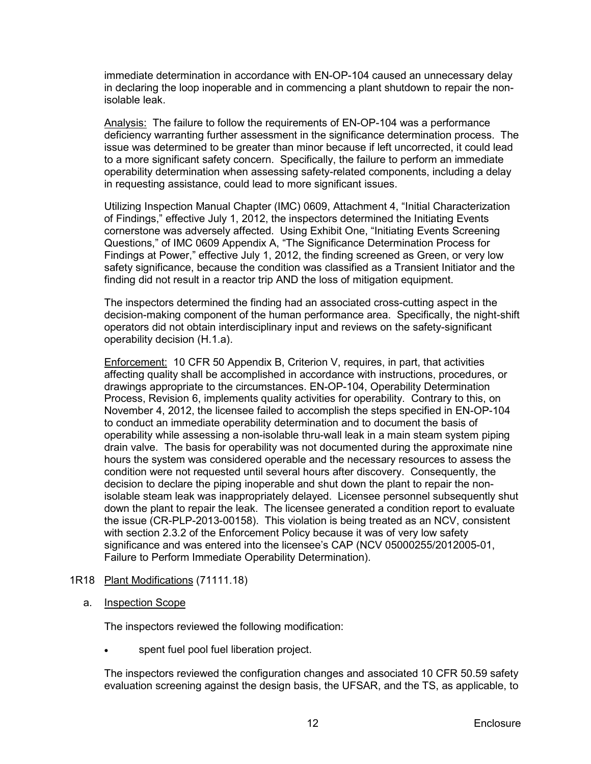immediate determination in accordance with EN-OP-104 caused an unnecessary delay in declaring the loop inoperable and in commencing a plant shutdown to repair the non-isolable leak.

Analysis: The failure to follow the requirements of EN-OP-104 was a performance deficiency warranting further assessment in the significance determination process. The issue was determined to be greater than minor because if left uncorrected, it could lead to a more significant safety concern. Specifically, the failure to perform an immediate operability determination when assessing safety-related components, including a delay in requesting assistance, could lead to more significant issues.

Utilizing Inspection Manual Chapter (IMC) 0609, Attachment 4, "Initial Characterization of Findings," effective July 1, 2012, the inspectors determined the Initiating Events cornerstone was adversely affected. Using Exhibit One, "Initiating Events Screening Questions," of IMC 0609 Appendix A, "The Significance Determination Process for Findings at Power," effective July 1, 2012, the finding screened as Green, or very low safety significance, because the condition was classified as a Transient Initiator and the finding did not result in a reactor trip AND the loss of mitigation equipment.

The inspectors determined the finding had an associated cross-cutting aspect in the decision-making component of the human performance area. Specifically, the night-shift operators did not obtain interdisciplinary input and reviews on the safety-significant operability decision (H.1.a).

Enforcement: 10 CFR 50 Appendix B, Criterion V, requires, in part, that activities affecting quality shall be accomplished in accordance with instructions, procedures, or drawings appropriate to the circumstances. EN-OP-104, Operability Determination Process, Revision 6, implements quality activities for operability. Contrary to this, on November 4, 2012, the licensee failed to accomplish the steps specified in EN-OP-104 to conduct an immediate operability determination and to document the basis of operability while assessing a non-isolable thru-wall leak in a main steam system piping drain valve. The basis for operability was not documented during the approximate nine hours the system was considered operable and the necessary resources to assess the condition were not requested until several hours after discovery. Consequently, the decision to declare the piping inoperable and shut down the plant to repair the non-isolable steam leak was inappropriately delayed. Licensee personnel subsequently shut down the plant to repair the leak. The licensee generated a condition report to evaluate the issue (CR-PLP-2013-00158). This violation is being treated as an NCV, consistent with section 2.3.2 of the Enforcement Policy because it was of very low safety significance and was entered into the licensee's CAP (NCV 05000255/2012005-01, Failure to Perform Immediate Operability Determination).

1R18 Plant Modifications (71111.18)

a. Inspection Scope

The inspectors reviewed the following modification:

- spent fuel pool fuel liberation project.

The inspectors reviewed the configuration changes and associated 10 CFR 50.59 safety evaluation screening against the design basis, the UFSAR, and the TS, as applicable, to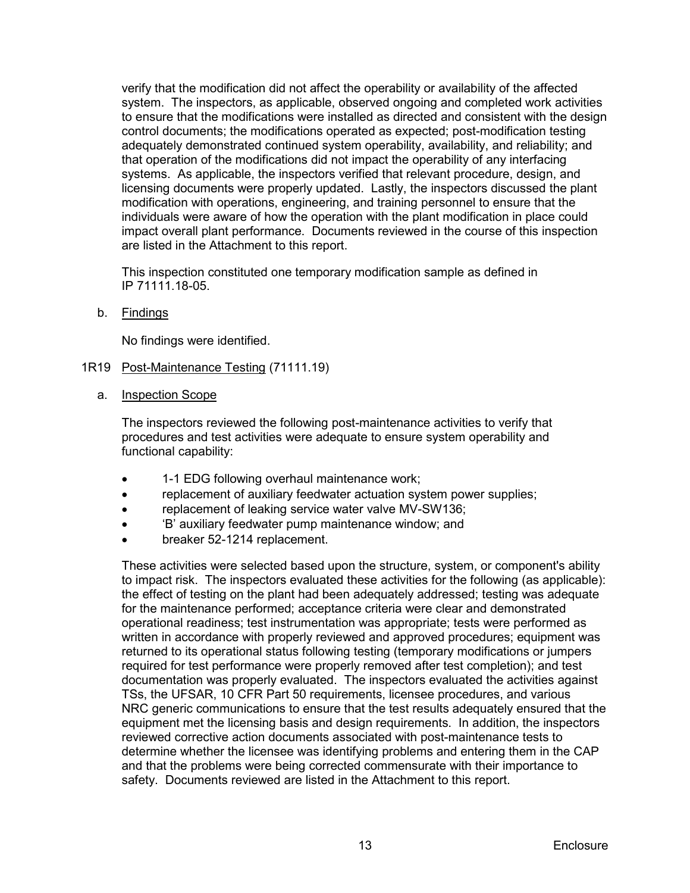verify that the modification did not affect the operability or availability of the affected system. The inspectors, as applicable, observed ongoing and completed work activities to ensure that the modifications were installed as directed and consistent with the design control documents; the modifications operated as expected; post-modification testing adequately demonstrated continued system operability, availability, and reliability; and that operation of the modifications did not impact the operability of any interfacing systems. As applicable, the inspectors verified that relevant procedure, design, and licensing documents were properly updated. Lastly, the inspectors discussed the plant modification with operations, engineering, and training personnel to ensure that the individuals were aware of how the operation with the plant modification in place could impact overall plant performance. Documents reviewed in the course of this inspection are listed in the Attachment to this report.

This inspection constituted one temporary modification sample as defined in IP 71111.18-05.

b. Findings

No findings were identified.

## 1R19 Post-Maintenance Testing (71111.19)

a. Inspection Scope

The inspectors reviewed the following post-maintenance activities to verify that procedures and test activities were adequate to ensure system operability and functional capability:

- 1-1 EDG following overhaul maintenance work;
- replacement of auxiliary feedwater actuation system power supplies;
- replacement of leaking service water valve MV-SW136;
- 'B' auxiliary feedwater pump maintenance window; and
- breaker 52-1214 replacement.

These activities were selected based upon the structure, system, or component's ability to impact risk. The inspectors evaluated these activities for the following (as applicable): the effect of testing on the plant had been adequately addressed; testing was adequate for the maintenance performed; acceptance criteria were clear and demonstrated operational readiness; test instrumentation was appropriate; tests were performed as written in accordance with properly reviewed and approved procedures; equipment was returned to its operational status following testing (temporary modifications or jumpers required for test performance were properly removed after test completion); and test documentation was properly evaluated. The inspectors evaluated the activities against TSs, the UFSAR, 10 CFR Part 50 requirements, licensee procedures, and various NRC generic communications to ensure that the test results adequately ensured that the equipment met the licensing basis and design requirements. In addition, the inspectors reviewed corrective action documents associated with post-maintenance tests to determine whether the licensee was identifying problems and entering them in the CAP and that the problems were being corrected commensurate with their importance to safety. Documents reviewed are listed in the Attachment to this report.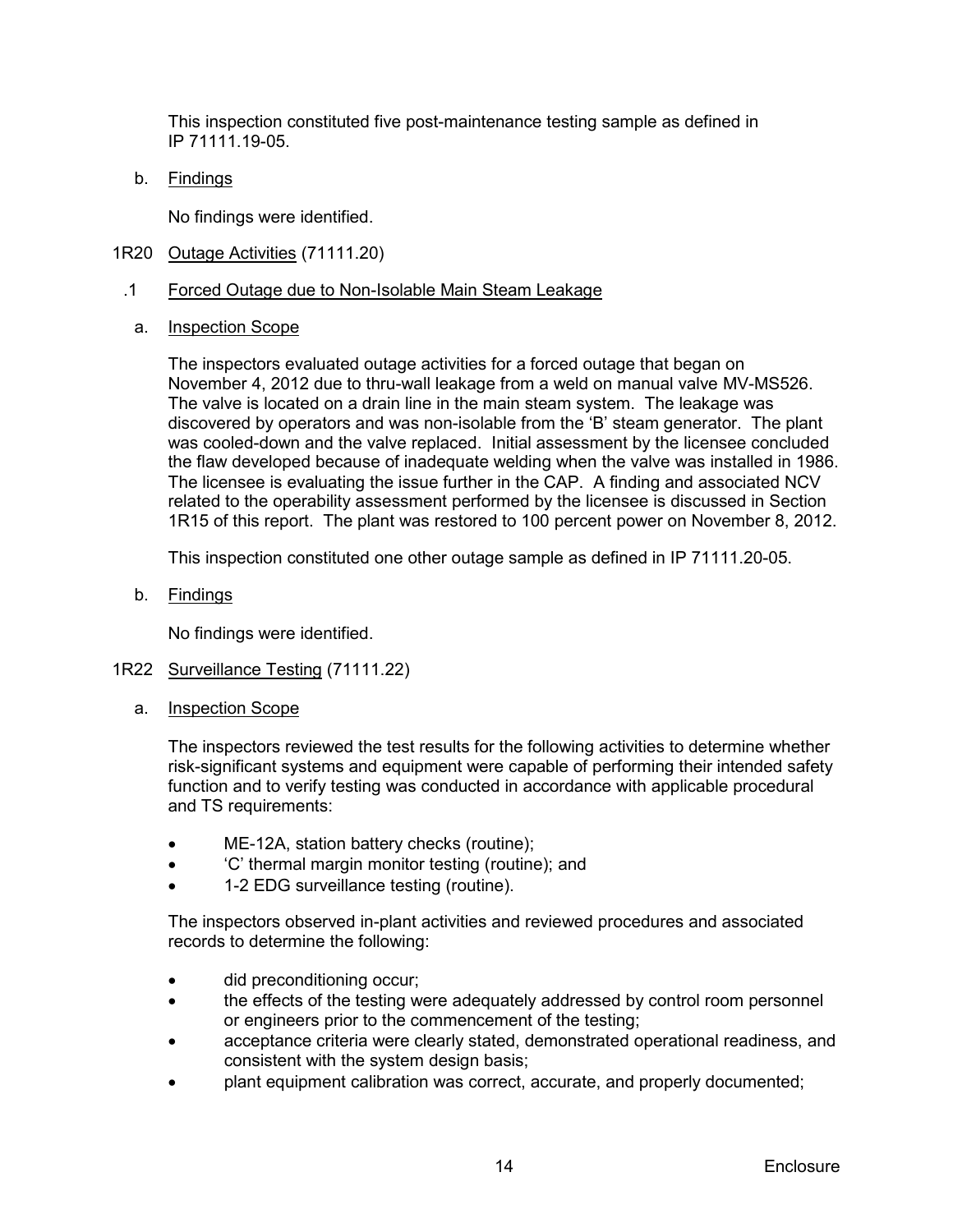This inspection constituted five post-maintenance testing sample as defined in IP 71111.19-05.

b. Findings

No findings were identified.

## 1R20 Outage Activities (71111.20)

### .1 Forced Outage due to Non-Isolable Main Steam Leakage

a. Inspection Scope

The inspectors evaluated outage activities for a forced outage that began on November 4, 2012 due to thru-wall leakage from a weld on manual valve MV-MS526. The valve is located on a drain line in the main steam system. The leakage was discovered by operators and was non-isolable from the 'B' steam generator. The plant was cooled-down and the valve replaced. Initial assessment by the licensee concluded the flaw developed because of inadequate welding when the valve was installed in 1986. The licensee is evaluating the issue further in the CAP. A finding and associated NCV related to the operability assessment performed by the licensee is discussed in Section 1R15 of this report. The plant was restored to 100 percent power on November 8, 2012.

This inspection constituted one other outage sample as defined in IP 71111.20-05.

b. Findings

No findings were identified.

## 1R22 Surveillance Testing (71111.22)

a. Inspection Scope

The inspectors reviewed the test results for the following activities to determine whether risk-significant systems and equipment were capable of performing their intended safety function and to verify testing was conducted in accordance with applicable procedural and TS requirements:

- ME-12A, station battery checks (routine);
- 'C' thermal margin monitor testing (routine); and
- 1-2 EDG surveillance testing (routine).

The inspectors observed in-plant activities and reviewed procedures and associated records to determine the following:

- did preconditioning occur;
- the effects of the testing were adequately addressed by control room personnel or engineers prior to the commencement of the testing;
- acceptance criteria were clearly stated, demonstrated operational readiness, and consistent with the system design basis;
- plant equipment calibration was correct, accurate, and properly documented;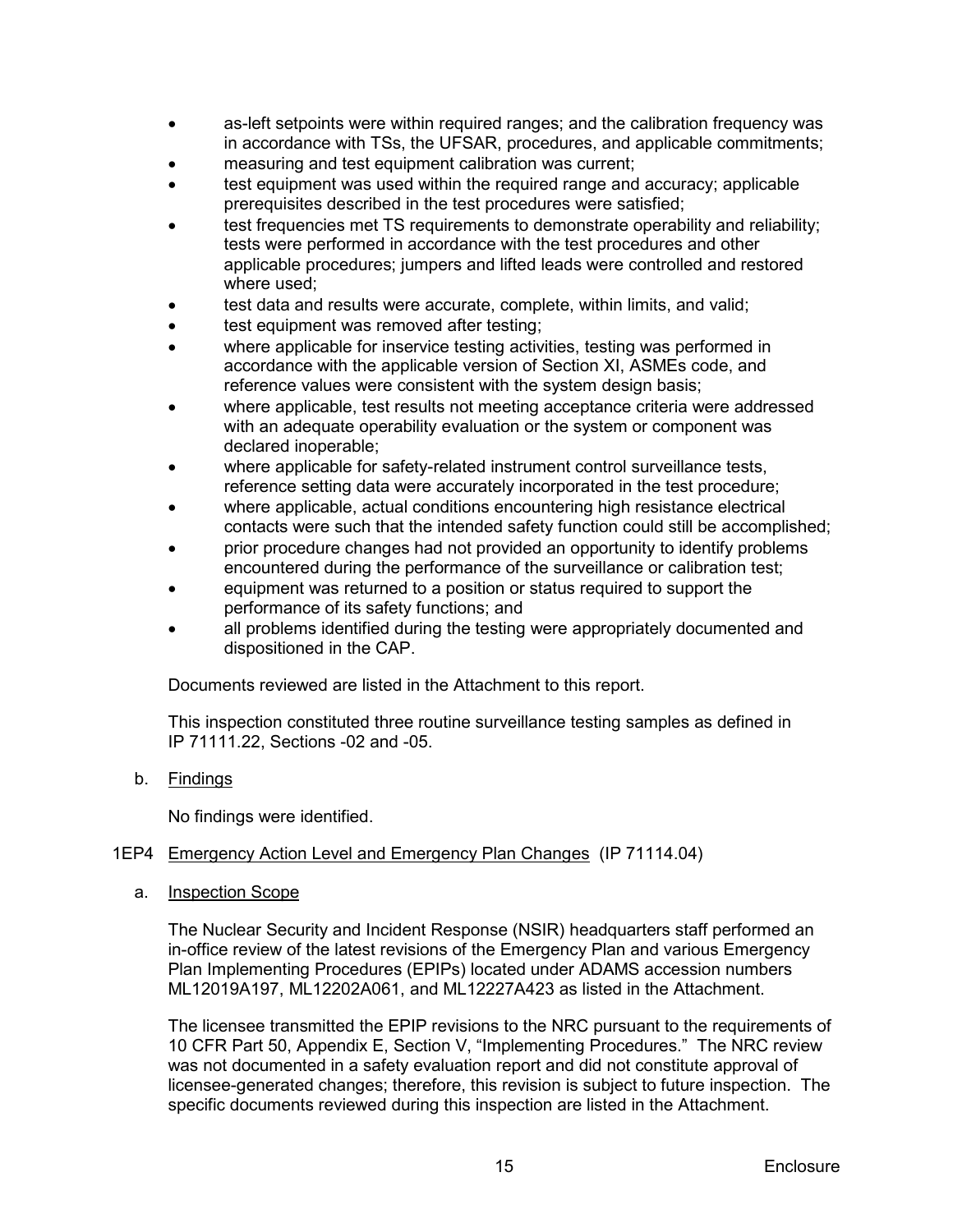- as-left setpoints were within required ranges; and the calibration frequency was in accordance with TSs, the UFSAR, procedures, and applicable commitments;
- measuring and test equipment calibration was current;
- test equipment was used within the required range and accuracy; applicable prerequisites described in the test procedures were satisfied;
- test frequencies met TS requirements to demonstrate operability and reliability; tests were performed in accordance with the test procedures and other applicable procedures; jumpers and lifted leads were controlled and restored where used;
- test data and results were accurate, complete, within limits, and valid;
- test equipment was removed after testing;
- where applicable for inservice testing activities, testing was performed in accordance with the applicable version of Section XI, ASMEs code, and reference values were consistent with the system design basis;
- where applicable, test results not meeting acceptance criteria were addressed with an adequate operability evaluation or the system or component was declared inoperable;
- where applicable for safety-related instrument control surveillance tests, reference setting data were accurately incorporated in the test procedure;
- where applicable, actual conditions encountering high resistance electrical contacts were such that the intended safety function could still be accomplished;
- prior procedure changes had not provided an opportunity to identify problems encountered during the performance of the surveillance or calibration test;
- equipment was returned to a position or status required to support the performance of its safety functions; and
- all problems identified during the testing were appropriately documented and dispositioned in the CAP.

Documents reviewed are listed in the Attachment to this report.

This inspection constituted three routine surveillance testing samples as defined in IP 71111.22, Sections -02 and -05.

b. Findings

No findings were identified.

### 1EP4 Emergency Action Level and Emergency Plan Changes (IP 71114.04)

a. Inspection Scope

The Nuclear Security and Incident Response (NSIR) headquarters staff performed an in-office review of the latest revisions of the Emergency Plan and various Emergency Plan Implementing Procedures (EPIPs) located under ADAMS accession numbers ML12019A197, ML12202A061, and ML12227A423 as listed in the Attachment.

The licensee transmitted the EPIP revisions to the NRC pursuant to the requirements of 10 CFR Part 50, Appendix E, Section V, "Implementing Procedures." The NRC review was not documented in a safety evaluation report and did not constitute approval of licensee-generated changes; therefore, this revision is subject to future inspection. The specific documents reviewed during this inspection are listed in the Attachment.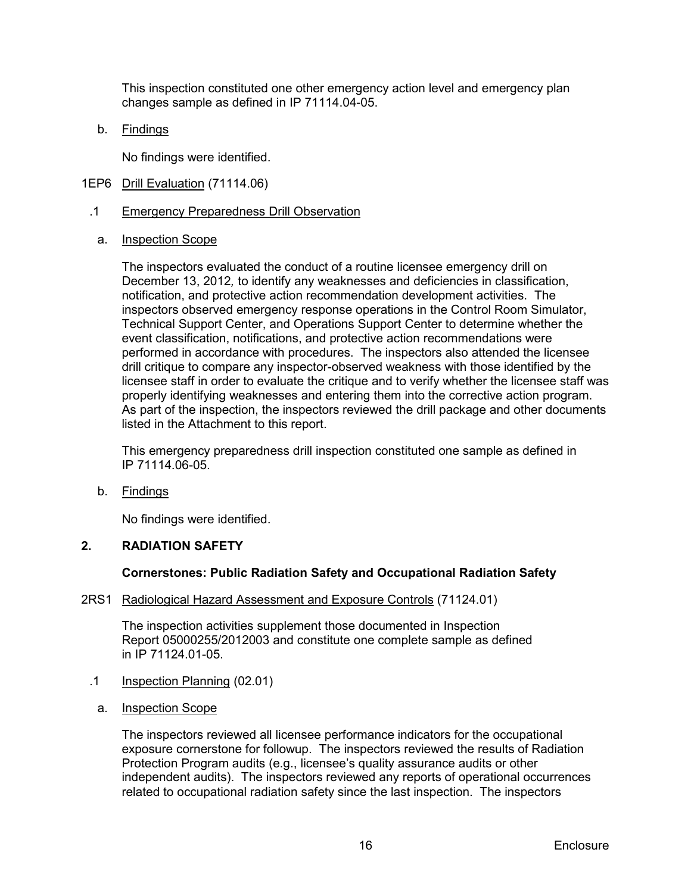This inspection constituted one other emergency action level and emergency plan changes sample as defined in IP 71114.04-05.

b. Findings

No findings were identified.

1EP6 Drill Evaluation (71114.06)

.1 Emergency Preparedness Drill Observation

a. Inspection Scope

The inspectors evaluated the conduct of a routine licensee emergency drill on December 13, 2012, to identify any weaknesses and deficiencies in classification, notification, and protective action recommendation development activities. The inspectors observed emergency response operations in the Control Room Simulator, Technical Support Center, and Operations Support Center to determine whether the event classification, notifications, and protective action recommendations were performed in accordance with procedures. The inspectors also attended the licensee drill critique to compare any inspector-observed weakness with those identified by the licensee staff in order to evaluate the critique and to verify whether the licensee staff was properly identifying weaknesses and entering them into the corrective action program. As part of the inspection, the inspectors reviewed the drill package and other documents listed in the Attachment to this report.

This emergency preparedness drill inspection constituted one sample as defined in IP 71114.06-05.

b. Findings

No findings were identified.

## 2. RADIATION SAFETY

**Cornerstones: Public Radiation Safety and Occupational Radiation Safety**

2RS1 Radiological Hazard Assessment and Exposure Controls (71124.01)

The inspection activities supplement those documented in Inspection Report 05000255/2012003 and constitute one complete sample as defined in IP 71124.01-05.

.1 Inspection Planning (02.01)

a. Inspection Scope

The inspectors reviewed all licensee performance indicators for the occupational exposure cornerstone for followup. The inspectors reviewed the results of Radiation Protection Program audits (e.g., licensee's quality assurance audits or other independent audits). The inspectors reviewed any reports of operational occurrences related to occupational radiation safety since the last inspection. The inspectors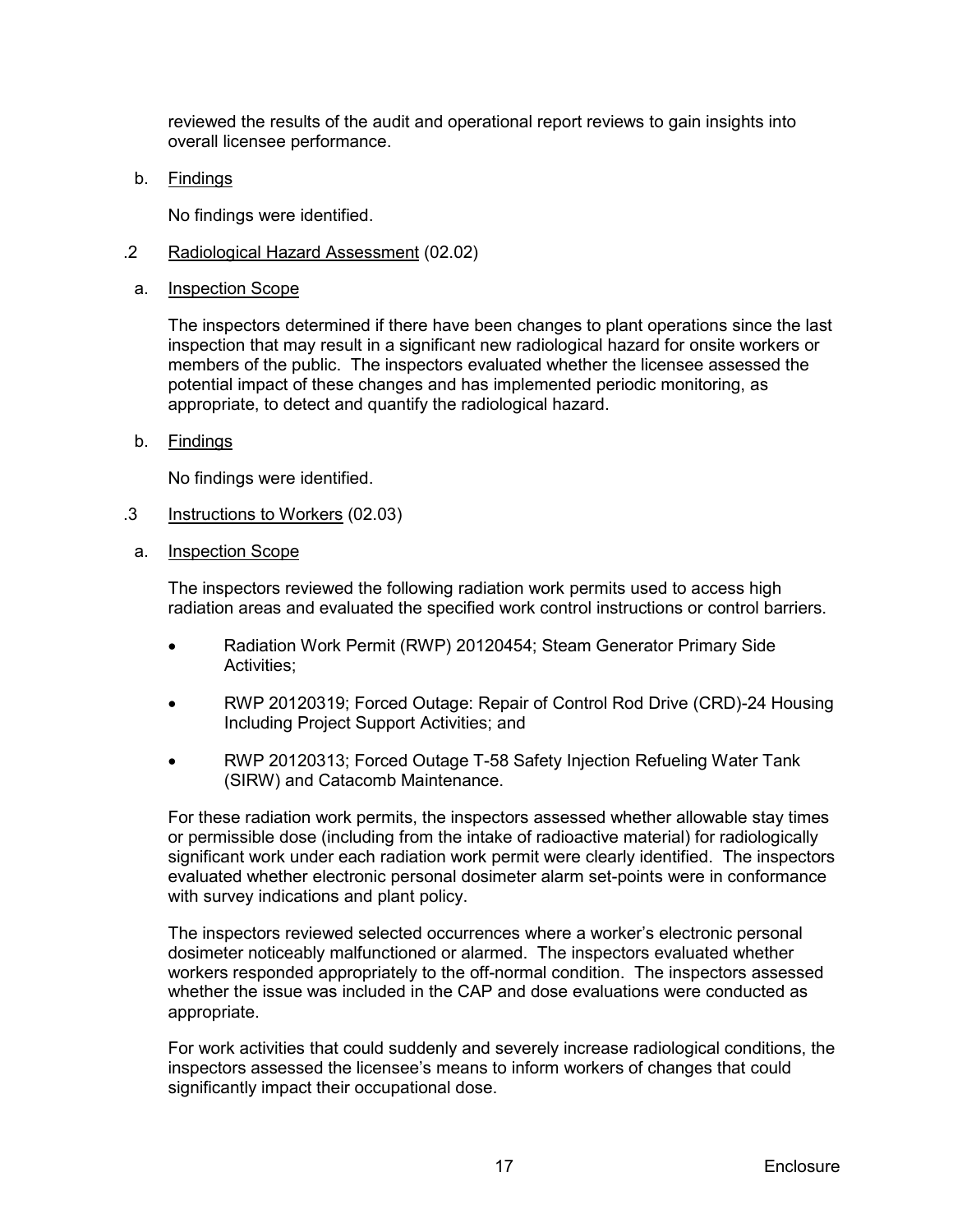reviewed the results of the audit and operational report reviews to gain insights into overall licensee performance.

b. Findings

No findings were identified.

.2 Radiological Hazard Assessment (02.02)

a. Inspection Scope

The inspectors determined if there have been changes to plant operations since the last inspection that may result in a significant new radiological hazard for onsite workers or members of the public. The inspectors evaluated whether the licensee assessed the potential impact of these changes and has implemented periodic monitoring, as appropriate, to detect and quantify the radiological hazard.

b. Findings

No findings were identified.

.3 Instructions to Workers (02.03)

a. Inspection Scope

The inspectors reviewed the following radiation work permits used to access high radiation areas and evaluated the specified work control instructions or control barriers.

- Radiation Work Permit (RWP) 20120454; Steam Generator Primary Side Activities;
- RWP 20120319; Forced Outage: Repair of Control Rod Drive (CRD)-24 Housing Including Project Support Activities; and
- RWP 20120313; Forced Outage T-58 Safety Injection Refueling Water Tank (SIRW) and Catacomb Maintenance.

For these radiation work permits, the inspectors assessed whether allowable stay times or permissible dose (including from the intake of radioactive material) for radiologically significant work under each radiation work permit were clearly identified. The inspectors evaluated whether electronic personal dosimeter alarm set-points were in conformance with survey indications and plant policy.

The inspectors reviewed selected occurrences where a worker's electronic personal dosimeter noticeably malfunctioned or alarmed. The inspectors evaluated whether workers responded appropriately to the off-normal condition. The inspectors assessed whether the issue was included in the CAP and dose evaluations were conducted as appropriate.

For work activities that could suddenly and severely increase radiological conditions, the inspectors assessed the licensee's means to inform workers of changes that could significantly impact their occupational dose.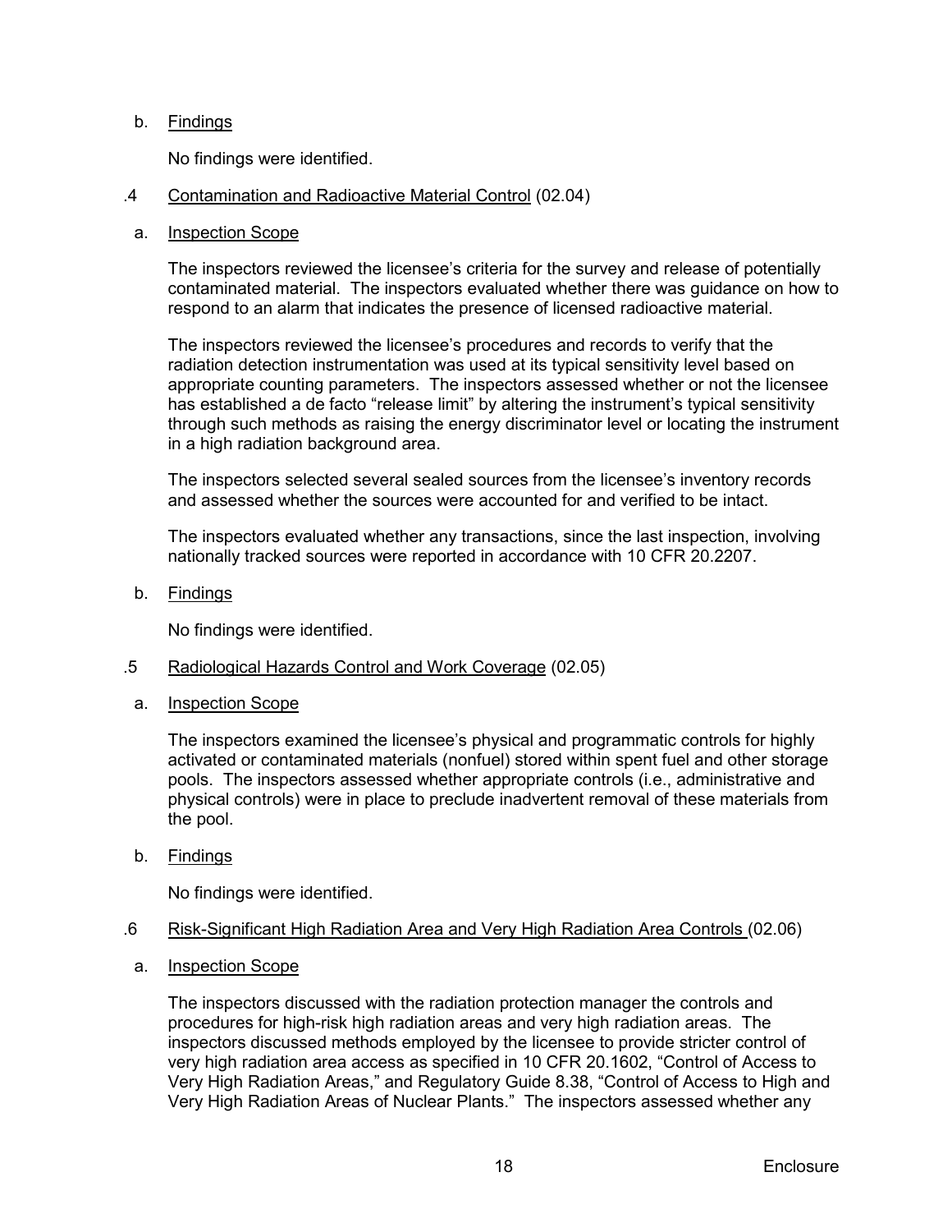b. Findings

No findings were identified.

.4 Contamination and Radioactive Material Control (02.04)

a. Inspection Scope

The inspectors reviewed the licensee's criteria for the survey and release of potentially contaminated material. The inspectors evaluated whether there was guidance on how to respond to an alarm that indicates the presence of licensed radioactive material.

The inspectors reviewed the licensee's procedures and records to verify that the radiation detection instrumentation was used at its typical sensitivity level based on appropriate counting parameters. The inspectors assessed whether or not the licensee has established a de facto "release limit" by altering the instrument's typical sensitivity through such methods as raising the energy discriminator level or locating the instrument in a high radiation background area.

The inspectors selected several sealed sources from the licensee's inventory records and assessed whether the sources were accounted for and verified to be intact.

The inspectors evaluated whether any transactions, since the last inspection, involving nationally tracked sources were reported in accordance with 10 CFR 20.2207.

b. Findings

No findings were identified.

.5 Radiological Hazards Control and Work Coverage (02.05)

a. Inspection Scope

The inspectors examined the licensee's physical and programmatic controls for highly activated or contaminated materials (nonfuel) stored within spent fuel and other storage pools. The inspectors assessed whether appropriate controls (i.e., administrative and physical controls) were in place to preclude inadvertent removal of these materials from the pool.

b. Findings

No findings were identified.

.6 Risk-Significant High Radiation Area and Very High Radiation Area Controls (02.06)

a. Inspection Scope

The inspectors discussed with the radiation protection manager the controls and procedures for high-risk high radiation areas and very high radiation areas. The inspectors discussed methods employed by the licensee to provide stricter control of very high radiation area access as specified in 10 CFR 20.1602, "Control of Access to Very High Radiation Areas," and Regulatory Guide 8.38, "Control of Access to High and Very High Radiation Areas of Nuclear Plants." The inspectors assessed whether any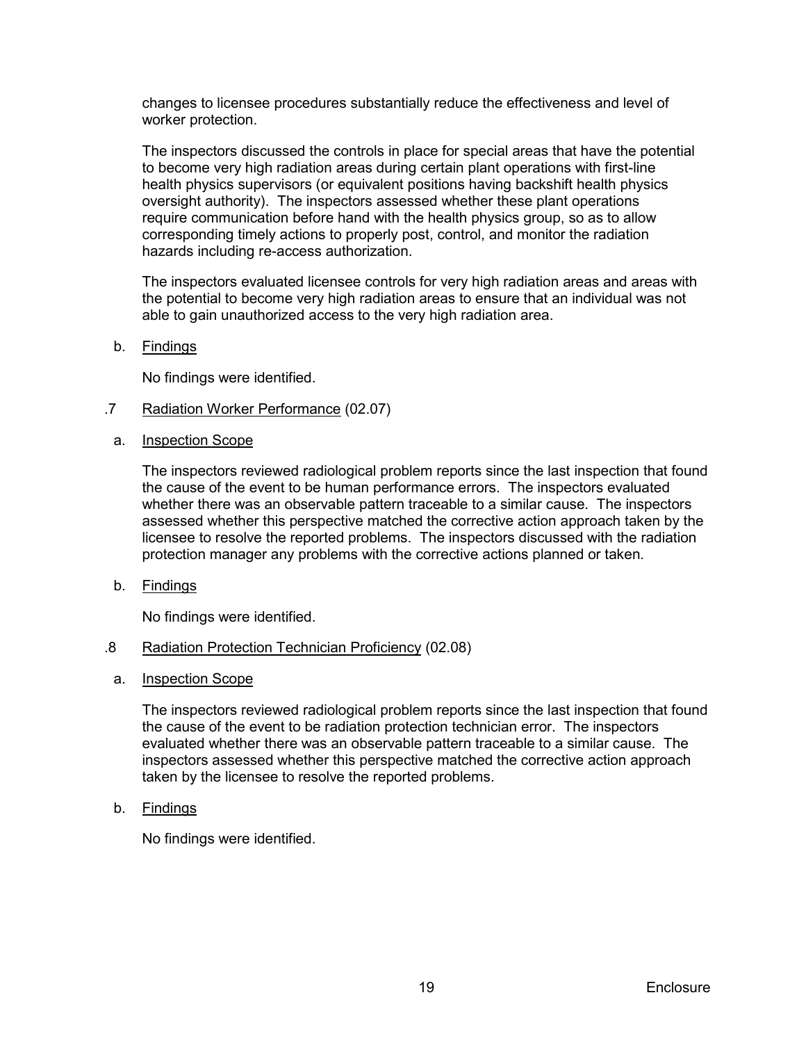changes to licensee procedures substantially reduce the effectiveness and level of worker protection.

The inspectors discussed the controls in place for special areas that have the potential to become very high radiation areas during certain plant operations with first-line health physics supervisors (or equivalent positions having backshift health physics oversight authority). The inspectors assessed whether these plant operations require communication before hand with the health physics group, so as to allow corresponding timely actions to properly post, control, and monitor the radiation hazards including re-access authorization.

The inspectors evaluated licensee controls for very high radiation areas and areas with the potential to become very high radiation areas to ensure that an individual was not able to gain unauthorized access to the very high radiation area.

b. Findings

No findings were identified.

.7 Radiation Worker Performance (02.07)

a. Inspection Scope

The inspectors reviewed radiological problem reports since the last inspection that found the cause of the event to be human performance errors. The inspectors evaluated whether there was an observable pattern traceable to a similar cause. The inspectors assessed whether this perspective matched the corrective action approach taken by the licensee to resolve the reported problems. The inspectors discussed with the radiation protection manager any problems with the corrective actions planned or taken.

b. Findings

No findings were identified.

.8 Radiation Protection Technician Proficiency (02.08)

a. Inspection Scope

The inspectors reviewed radiological problem reports since the last inspection that found the cause of the event to be radiation protection technician error. The inspectors evaluated whether there was an observable pattern traceable to a similar cause. The inspectors assessed whether this perspective matched the corrective action approach taken by the licensee to resolve the reported problems.

b. Findings

No findings were identified.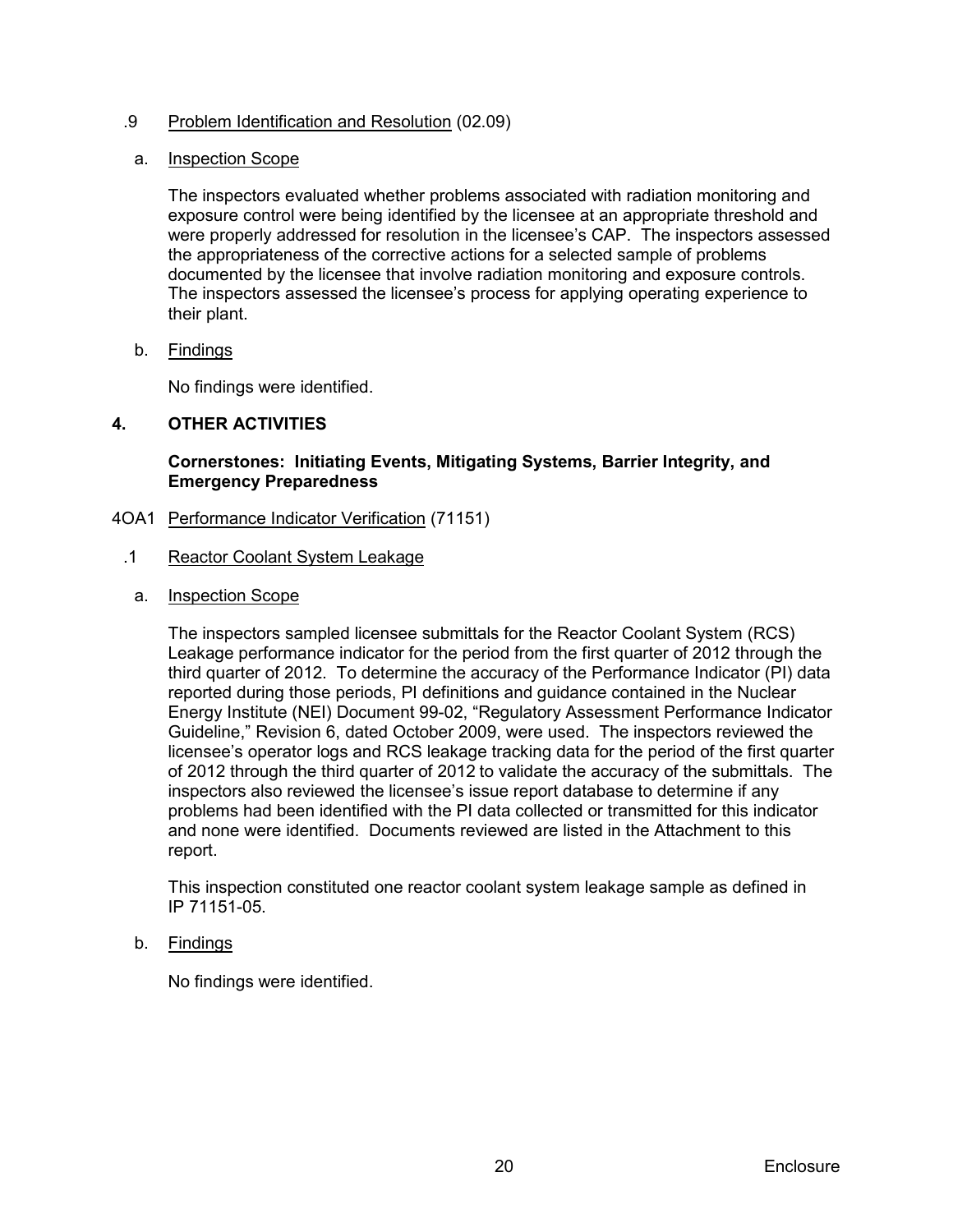.9 Problem Identification and Resolution (02.09)

a. Inspection Scope

The inspectors evaluated whether problems associated with radiation monitoring and exposure control were being identified by the licensee at an appropriate threshold and were properly addressed for resolution in the licensee's CAP. The inspectors assessed the appropriateness of the corrective actions for a selected sample of problems documented by the licensee that involve radiation monitoring and exposure controls. The inspectors assessed the licensee's process for applying operating experience to their plant.

b. Findings

No findings were identified.

## 4. OTHER ACTIVITIES

**Cornerstones: Initiating Events, Mitigating Systems, Barrier Integrity, and Emergency Preparedness**

4OA1 Performance Indicator Verification (71151)

.1 Reactor Coolant System Leakage

a. Inspection Scope

The inspectors sampled licensee submittals for the Reactor Coolant System (RCS) Leakage performance indicator for the period from the first quarter of 2012 through the third quarter of 2012. To determine the accuracy of the Performance Indicator (PI) data reported during those periods, PI definitions and guidance contained in the Nuclear Energy Institute (NEI) Document 99-02, "Regulatory Assessment Performance Indicator Guideline," Revision 6, dated October 2009, were used. The inspectors reviewed the licensee's operator logs and RCS leakage tracking data for the period of the first quarter of 2012 through the third quarter of 2012 to validate the accuracy of the submittals. The inspectors also reviewed the licensee's issue report database to determine if any problems had been identified with the PI data collected or transmitted for this indicator and none were identified. Documents reviewed are listed in the Attachment to this report.

This inspection constituted one reactor coolant system leakage sample as defined in IP 71151-05.

b. Findings

No findings were identified.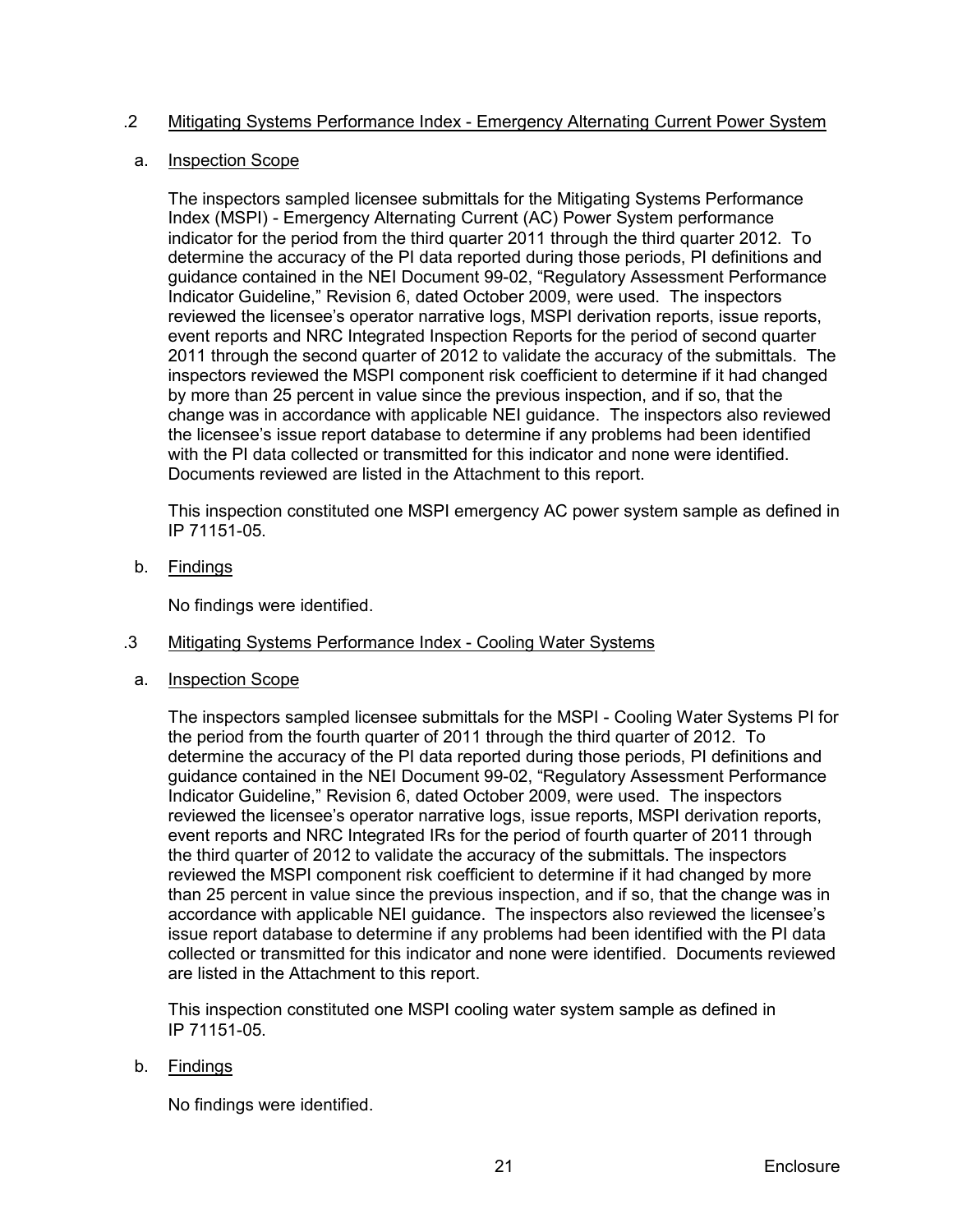### .2 Mitigating Systems Performance Index - Emergency Alternating Current Power System

#### a. Inspection Scope

The inspectors sampled licensee submittals for the Mitigating Systems Performance Index (MSPI) - Emergency Alternating Current (AC) Power System performance indicator for the period from the third quarter 2011 through the third quarter 2012. To determine the accuracy of the PI data reported during those periods, PI definitions and guidance contained in the NEI Document 99-02, "Regulatory Assessment Performance Indicator Guideline," Revision 6, dated October 2009, were used. The inspectors reviewed the licensee's operator narrative logs, MSPI derivation reports, issue reports, event reports and NRC Integrated Inspection Reports for the period of second quarter 2011 through the second quarter of 2012 to validate the accuracy of the submittals. The inspectors reviewed the MSPI component risk coefficient to determine if it had changed by more than 25 percent in value since the previous inspection, and if so, that the change was in accordance with applicable NEI guidance. The inspectors also reviewed the licensee's issue report database to determine if any problems had been identified with the PI data collected or transmitted for this indicator and none were identified. Documents reviewed are listed in the Attachment to this report.

This inspection constituted one MSPI emergency AC power system sample as defined in IP 71151-05.

#### b. Findings

No findings were identified.

### .3 Mitigating Systems Performance Index - Cooling Water Systems

#### a. Inspection Scope

The inspectors sampled licensee submittals for the MSPI - Cooling Water Systems PI for the period from the fourth quarter of 2011 through the third quarter of 2012. To determine the accuracy of the PI data reported during those periods, PI definitions and guidance contained in the NEI Document 99-02, "Regulatory Assessment Performance Indicator Guideline," Revision 6, dated October 2009, were used. The inspectors reviewed the licensee's operator narrative logs, issue reports, MSPI derivation reports, event reports and NRC Integrated IRs for the period of fourth quarter of 2011 through the third quarter of 2012 to validate the accuracy of the submittals. The inspectors reviewed the MSPI component risk coefficient to determine if it had changed by more than 25 percent in value since the previous inspection, and if so, that the change was in accordance with applicable NEI guidance. The inspectors also reviewed the licensee's issue report database to determine if any problems had been identified with the PI data collected or transmitted for this indicator and none were identified. Documents reviewed are listed in the Attachment to this report.

This inspection constituted one MSPI cooling water system sample as defined in IP 71151-05.

#### b. Findings

No findings were identified.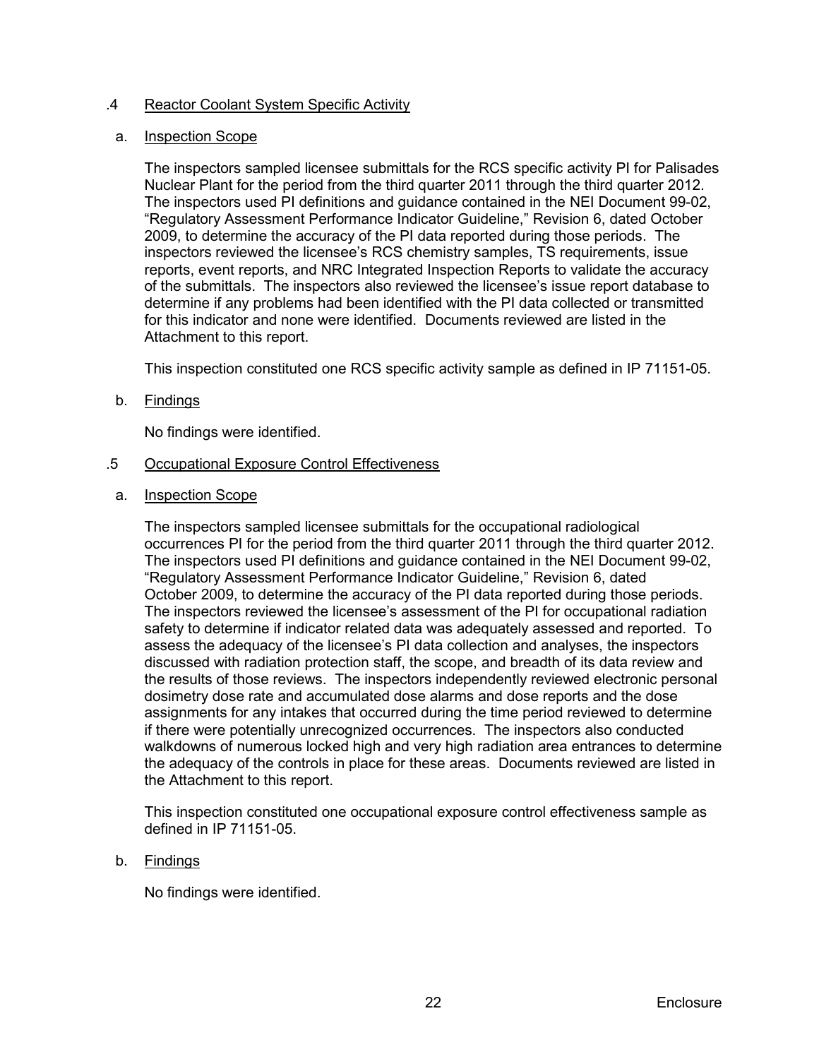### .4 Reactor Coolant System Specific Activity

#### a. Inspection Scope

The inspectors sampled licensee submittals for the RCS specific activity PI for Palisades Nuclear Plant for the period from the third quarter 2011 through the third quarter 2012. The inspectors used PI definitions and guidance contained in the NEI Document 99-02, "Regulatory Assessment Performance Indicator Guideline," Revision 6, dated October 2009, to determine the accuracy of the PI data reported during those periods. The inspectors reviewed the licensee's RCS chemistry samples, TS requirements, issue reports, event reports, and NRC Integrated Inspection Reports to validate the accuracy of the submittals. The inspectors also reviewed the licensee's issue report database to determine if any problems had been identified with the PI data collected or transmitted for this indicator and none were identified. Documents reviewed are listed in the Attachment to this report.

This inspection constituted one RCS specific activity sample as defined in IP 71151-05.

#### b. Findings

No findings were identified.

### .5 Occupational Exposure Control Effectiveness

#### a. Inspection Scope

The inspectors sampled licensee submittals for the occupational radiological occurrences PI for the period from the third quarter 2011 through the third quarter 2012. The inspectors used PI definitions and guidance contained in the NEI Document 99-02, "Regulatory Assessment Performance Indicator Guideline," Revision 6, dated October 2009, to determine the accuracy of the PI data reported during those periods. The inspectors reviewed the licensee's assessment of the PI for occupational radiation safety to determine if indicator related data was adequately assessed and reported. To assess the adequacy of the licensee's PI data collection and analyses, the inspectors discussed with radiation protection staff, the scope, and breadth of its data review and the results of those reviews. The inspectors independently reviewed electronic personal dosimetry dose rate and accumulated dose alarms and dose reports and the dose assignments for any intakes that occurred during the time period reviewed to determine if there were potentially unrecognized occurrences. The inspectors also conducted walkdowns of numerous locked high and very high radiation area entrances to determine the adequacy of the controls in place for these areas. Documents reviewed are listed in the Attachment to this report.

This inspection constituted one occupational exposure control effectiveness sample as defined in IP 71151-05.

#### b. Findings

No findings were identified.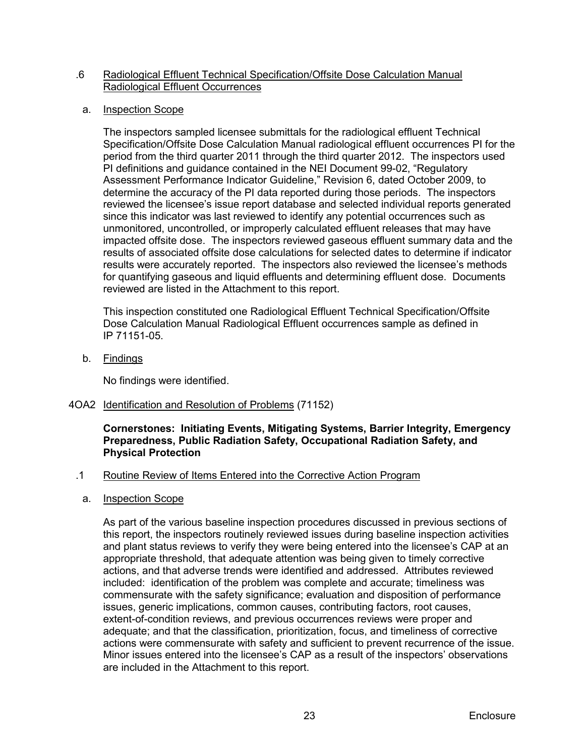### .6 Radiological Effluent Technical Specification/Offsite Dose Calculation Manual Radiological Effluent Occurrences

#### a. Inspection Scope

The inspectors sampled licensee submittals for the radiological effluent Technical Specification/Offsite Dose Calculation Manual radiological effluent occurrences PI for the period from the third quarter 2011 through the third quarter 2012. The inspectors used PI definitions and guidance contained in the NEI Document 99-02, "Regulatory Assessment Performance Indicator Guideline," Revision 6, dated October 2009, to determine the accuracy of the PI data reported during those periods. The inspectors reviewed the licensee's issue report database and selected individual reports generated since this indicator was last reviewed to identify any potential occurrences such as unmonitored, uncontrolled, or improperly calculated effluent releases that may have impacted offsite dose. The inspectors reviewed gaseous effluent summary data and the results of associated offsite dose calculations for selected dates to determine if indicator results were accurately reported. The inspectors also reviewed the licensee's methods for quantifying gaseous and liquid effluents and determining effluent dose. Documents reviewed are listed in the Attachment to this report.

This inspection constituted one Radiological Effluent Technical Specification/Offsite Dose Calculation Manual Radiological Effluent occurrences sample as defined in IP 71151-05.

#### b. Findings

No findings were identified.

## 4OA2 Identification and Resolution of Problems (71152)

**Cornerstones: Initiating Events, Mitigating Systems, Barrier Integrity, Emergency Preparedness, Public Radiation Safety, Occupational Radiation Safety, and Physical Protection**

### .1 Routine Review of Items Entered into the Corrective Action Program

#### a. Inspection Scope

As part of the various baseline inspection procedures discussed in previous sections of this report, the inspectors routinely reviewed issues during baseline inspection activities and plant status reviews to verify they were being entered into the licensee's CAP at an appropriate threshold, that adequate attention was being given to timely corrective actions, and that adverse trends were identified and addressed. Attributes reviewed included: identification of the problem was complete and accurate; timeliness was commensurate with the safety significance; evaluation and disposition of performance issues, generic implications, common causes, contributing factors, root causes, extent-of-condition reviews, and previous occurrences reviews were proper and adequate; and that the classification, prioritization, focus, and timeliness of corrective actions were commensurate with safety and sufficient to prevent recurrence of the issue. Minor issues entered into the licensee's CAP as a result of the inspectors' observations are included in the Attachment to this report.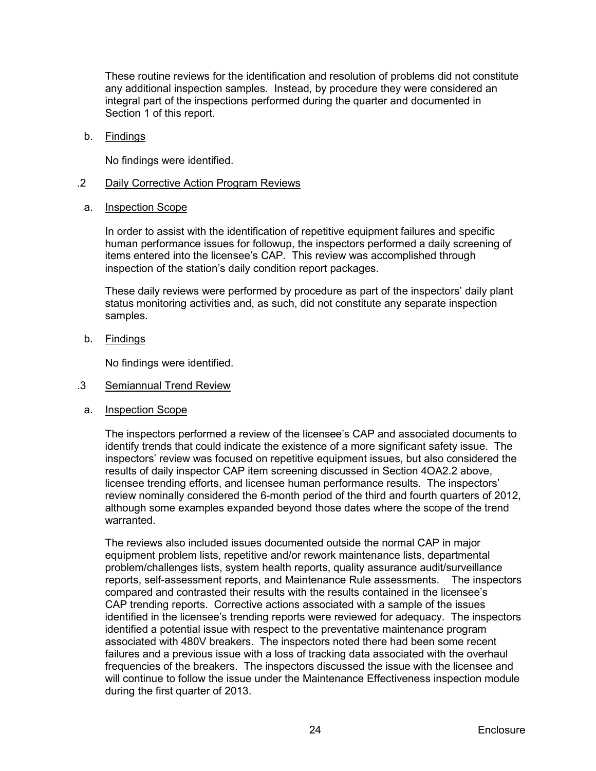These routine reviews for the identification and resolution of problems did not constitute any additional inspection samples. Instead, by procedure they were considered an integral part of the inspections performed during the quarter and documented in Section 1 of this report.

b. Findings

No findings were identified.

.2 Daily Corrective Action Program Reviews

a. Inspection Scope

In order to assist with the identification of repetitive equipment failures and specific human performance issues for followup, the inspectors performed a daily screening of items entered into the licensee's CAP. This review was accomplished through inspection of the station's daily condition report packages.

These daily reviews were performed by procedure as part of the inspectors' daily plant status monitoring activities and, as such, did not constitute any separate inspection samples.

b. Findings

No findings were identified.

.3 Semiannual Trend Review

a. Inspection Scope

The inspectors performed a review of the licensee's CAP and associated documents to identify trends that could indicate the existence of a more significant safety issue. The inspectors' review was focused on repetitive equipment issues, but also considered the results of daily inspector CAP item screening discussed in Section 4OA2.2 above, licensee trending efforts, and licensee human performance results. The inspectors' review nominally considered the 6-month period of the third and fourth quarters of 2012, although some examples expanded beyond those dates where the scope of the trend warranted.

The reviews also included issues documented outside the normal CAP in major equipment problem lists, repetitive and/or rework maintenance lists, departmental problem/challenges lists, system health reports, quality assurance audit/surveillance reports, self-assessment reports, and Maintenance Rule assessments. The inspectors compared and contrasted their results with the results contained in the licensee's CAP trending reports. Corrective actions associated with a sample of the issues identified in the licensee's trending reports were reviewed for adequacy. The inspectors identified a potential issue with respect to the preventative maintenance program associated with 480V breakers. The inspectors noted there had been some recent failures and a previous issue with a loss of tracking data associated with the overhaul frequencies of the breakers. The inspectors discussed the issue with the licensee and will continue to follow the issue under the Maintenance Effectiveness inspection module during the first quarter of 2013.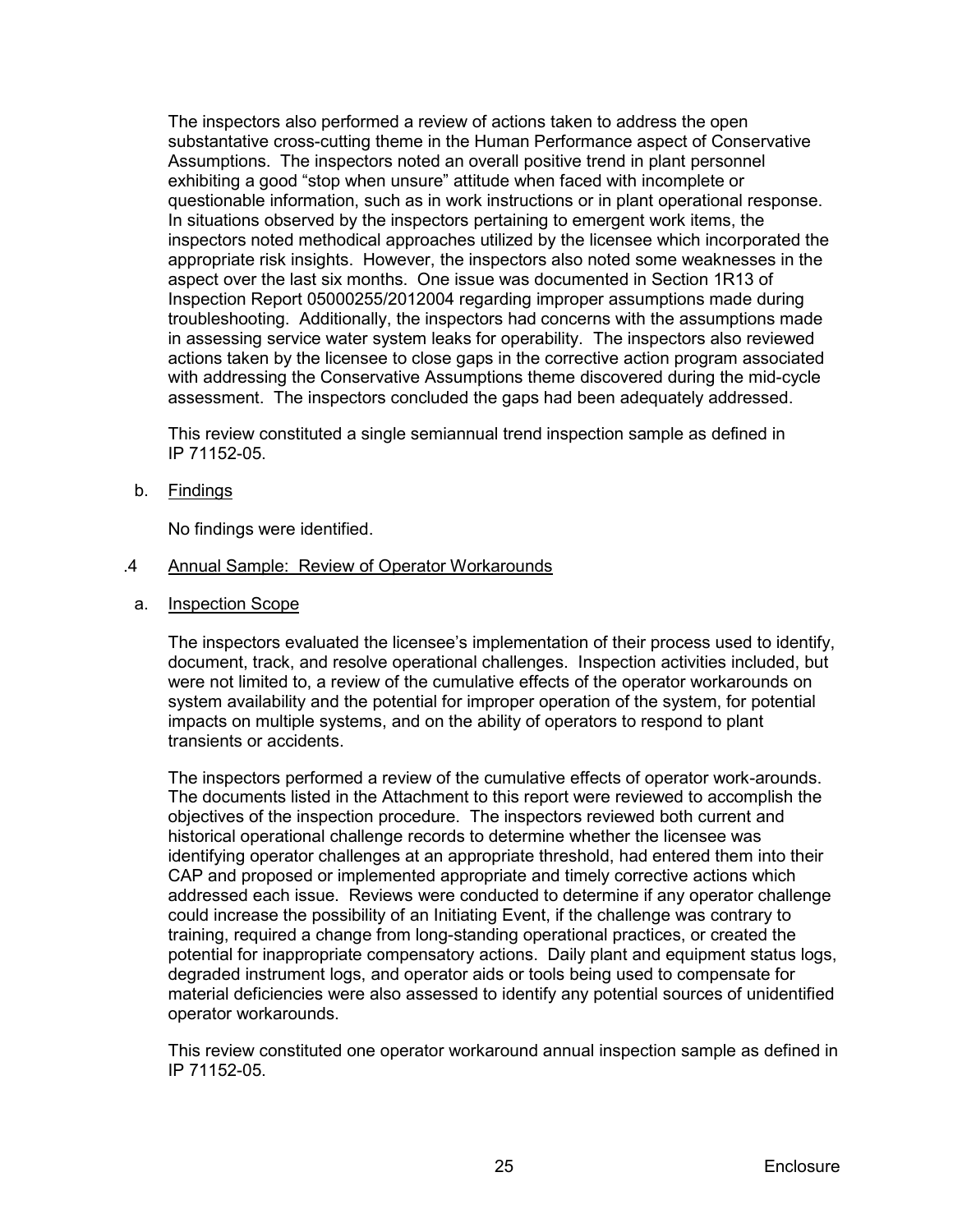The inspectors also performed a review of actions taken to address the open substantative cross-cutting theme in the Human Performance aspect of Conservative Assumptions. The inspectors noted an overall positive trend in plant personnel exhibiting a good "stop when unsure" attitude when faced with incomplete or questionable information, such as in work instructions or in plant operational response. In situations observed by the inspectors pertaining to emergent work items, the inspectors noted methodical approaches utilized by the licensee which incorporated the appropriate risk insights. However, the inspectors also noted some weaknesses in the aspect over the last six months. One issue was documented in Section 1R13 of Inspection Report 05000255/2012004 regarding improper assumptions made during troubleshooting. Additionally, the inspectors had concerns with the assumptions made in assessing service water system leaks for operability. The inspectors also reviewed actions taken by the licensee to close gaps in the corrective action program associated with addressing the Conservative Assumptions theme discovered during the mid-cycle assessment. The inspectors concluded the gaps had been adequately addressed.

This review constituted a single semiannual trend inspection sample as defined in IP 71152-05.

b. Findings

No findings were identified.

### .4 Annual Sample: Review of Operator Workarounds

a. Inspection Scope

The inspectors evaluated the licensee's implementation of their process used to identify, document, track, and resolve operational challenges. Inspection activities included, but were not limited to, a review of the cumulative effects of the operator workarounds on system availability and the potential for improper operation of the system, for potential impacts on multiple systems, and on the ability of operators to respond to plant transients or accidents.

The inspectors performed a review of the cumulative effects of operator work-arounds. The documents listed in the Attachment to this report were reviewed to accomplish the objectives of the inspection procedure. The inspectors reviewed both current and historical operational challenge records to determine whether the licensee was identifying operator challenges at an appropriate threshold, had entered them into their CAP and proposed or implemented appropriate and timely corrective actions which addressed each issue. Reviews were conducted to determine if any operator challenge could increase the possibility of an Initiating Event, if the challenge was contrary to training, required a change from long-standing operational practices, or created the potential for inappropriate compensatory actions. Daily plant and equipment status logs, degraded instrument logs, and operator aids or tools being used to compensate for material deficiencies were also assessed to identify any potential sources of unidentified operator workarounds.

This review constituted one operator workaround annual inspection sample as defined in IP 71152-05.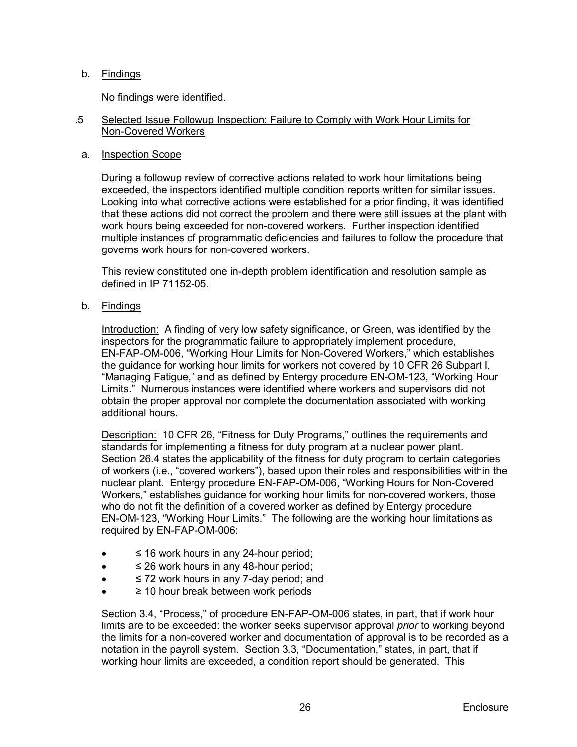b. Findings

No findings were identified.

.5 Selected Issue Followup Inspection: Failure to Comply with Work Hour Limits for Non-Covered Workers

a. Inspection Scope

During a followup review of corrective actions related to work hour limitations being exceeded, the inspectors identified multiple condition reports written for similar issues. Looking into what corrective actions were established for a prior finding, it was identified that these actions did not correct the problem and there were still issues at the plant with work hours being exceeded for non-covered workers. Further inspection identified multiple instances of programmatic deficiencies and failures to follow the procedure that governs work hours for non-covered workers.

This review constituted one in-depth problem identification and resolution sample as defined in IP 71152-05.

b. Findings

Introduction: A finding of very low safety significance, or Green, was identified by the inspectors for the programmatic failure to appropriately implement procedure, EN-FAP-OM-006, "Working Hour Limits for Non-Covered Workers," which establishes the guidance for working hour limits for workers not covered by 10 CFR 26 Subpart I, "Managing Fatigue," and as defined by Entergy procedure EN-OM-123, "Working Hour Limits." Numerous instances were identified where workers and supervisors did not obtain the proper approval nor complete the documentation associated with working additional hours.

Description: 10 CFR 26, "Fitness for Duty Programs," outlines the requirements and standards for implementing a fitness for duty program at a nuclear power plant. Section 26.4 states the applicability of the fitness for duty program to certain categories of workers (i.e., "covered workers"), based upon their roles and responsibilities within the nuclear plant. Entergy procedure EN-FAP-OM-006, "Working Hours for Non-Covered Workers," establishes guidance for working hour limits for non-covered workers, those who do not fit the definition of a covered worker as defined by Entergy procedure EN-OM-123, "Working Hour Limits." The following are the working hour limitations as required by EN-FAP-OM-006:

- ≤ 16 work hours in any 24-hour period;
- ≤ 26 work hours in any 48-hour period;
- ≤ 72 work hours in any 7-day period; and
- ≥ 10 hour break between work periods

Section 3.4, "Process," of procedure EN-FAP-OM-006 states, in part, that if work hour limits are to be exceeded: the worker seeks supervisor approval *prior* to working beyond the limits for a non-covered worker and documentation of approval is to be recorded as a notation in the payroll system. Section 3.3, "Documentation," states, in part, that if working hour limits are exceeded, a condition report should be generated. This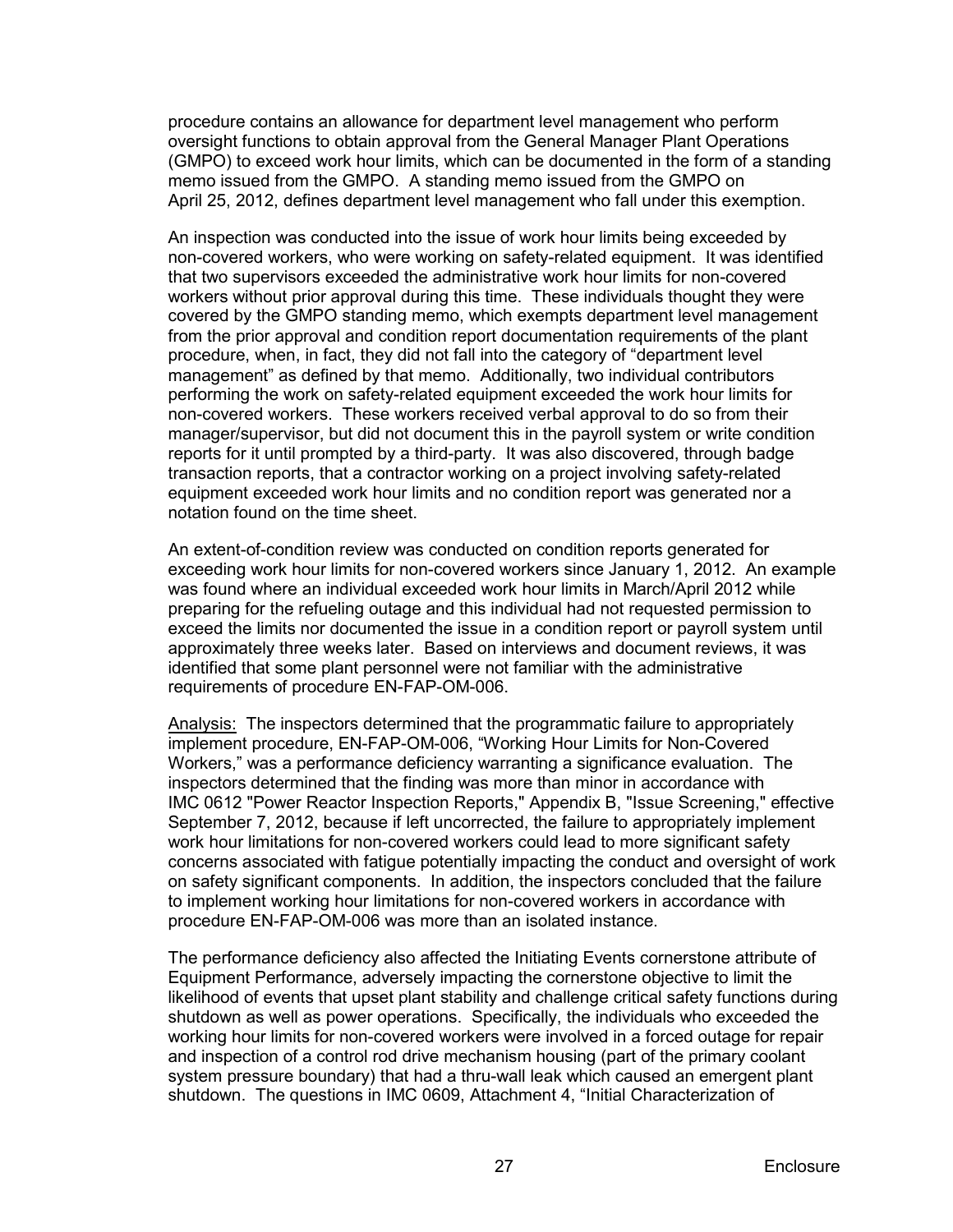procedure contains an allowance for department level management who perform oversight functions to obtain approval from the General Manager Plant Operations (GMPO) to exceed work hour limits, which can be documented in the form of a standing memo issued from the GMPO. A standing memo issued from the GMPO on April 25, 2012, defines department level management who fall under this exemption.

An inspection was conducted into the issue of work hour limits being exceeded by non-covered workers, who were working on safety-related equipment. It was identified that two supervisors exceeded the administrative work hour limits for non-covered workers without prior approval during this time. These individuals thought they were covered by the GMPO standing memo, which exempts department level management from the prior approval and condition report documentation requirements of the plant procedure, when, in fact, they did not fall into the category of “department level management” as defined by that memo. Additionally, two individual contributors performing the work on safety-related equipment exceeded the work hour limits for non-covered workers. These workers received verbal approval to do so from their manager/supervisor, but did not document this in the payroll system or write condition reports for it until prompted by a third-party. It was also discovered, through badge transaction reports, that a contractor working on a project involving safety-related equipment exceeded work hour limits and no condition report was generated nor a notation found on the time sheet.

An extent-of-condition review was conducted on condition reports generated for exceeding work hour limits for non-covered workers since January 1, 2012. An example was found where an individual exceeded work hour limits in March/April 2012 while preparing for the refueling outage and this individual had not requested permission to exceed the limits nor documented the issue in a condition report or payroll system until approximately three weeks later. Based on interviews and document reviews, it was identified that some plant personnel were not familiar with the administrative requirements of procedure EN-FAP-OM-006.

Analysis: The inspectors determined that the programmatic failure to appropriately implement procedure, EN-FAP-OM-006, “Working Hour Limits for Non-Covered Workers,” was a performance deficiency warranting a significance evaluation. The inspectors determined that the finding was more than minor in accordance with IMC 0612 "Power Reactor Inspection Reports," Appendix B, "Issue Screening," effective September 7, 2012, because if left uncorrected, the failure to appropriately implement work hour limitations for non-covered workers could lead to more significant safety concerns associated with fatigue potentially impacting the conduct and oversight of work on safety significant components. In addition, the inspectors concluded that the failure to implement working hour limitations for non-covered workers in accordance with procedure EN-FAP-OM-006 was more than an isolated instance.

The performance deficiency also affected the Initiating Events cornerstone attribute of Equipment Performance, adversely impacting the cornerstone objective to limit the likelihood of events that upset plant stability and challenge critical safety functions during shutdown as well as power operations. Specifically, the individuals who exceeded the working hour limits for non-covered workers were involved in a forced outage for repair and inspection of a control rod drive mechanism housing (part of the primary coolant system pressure boundary) that had a thru-wall leak which caused an emergent plant shutdown. The questions in IMC 0609, Attachment 4, “Initial Characterization of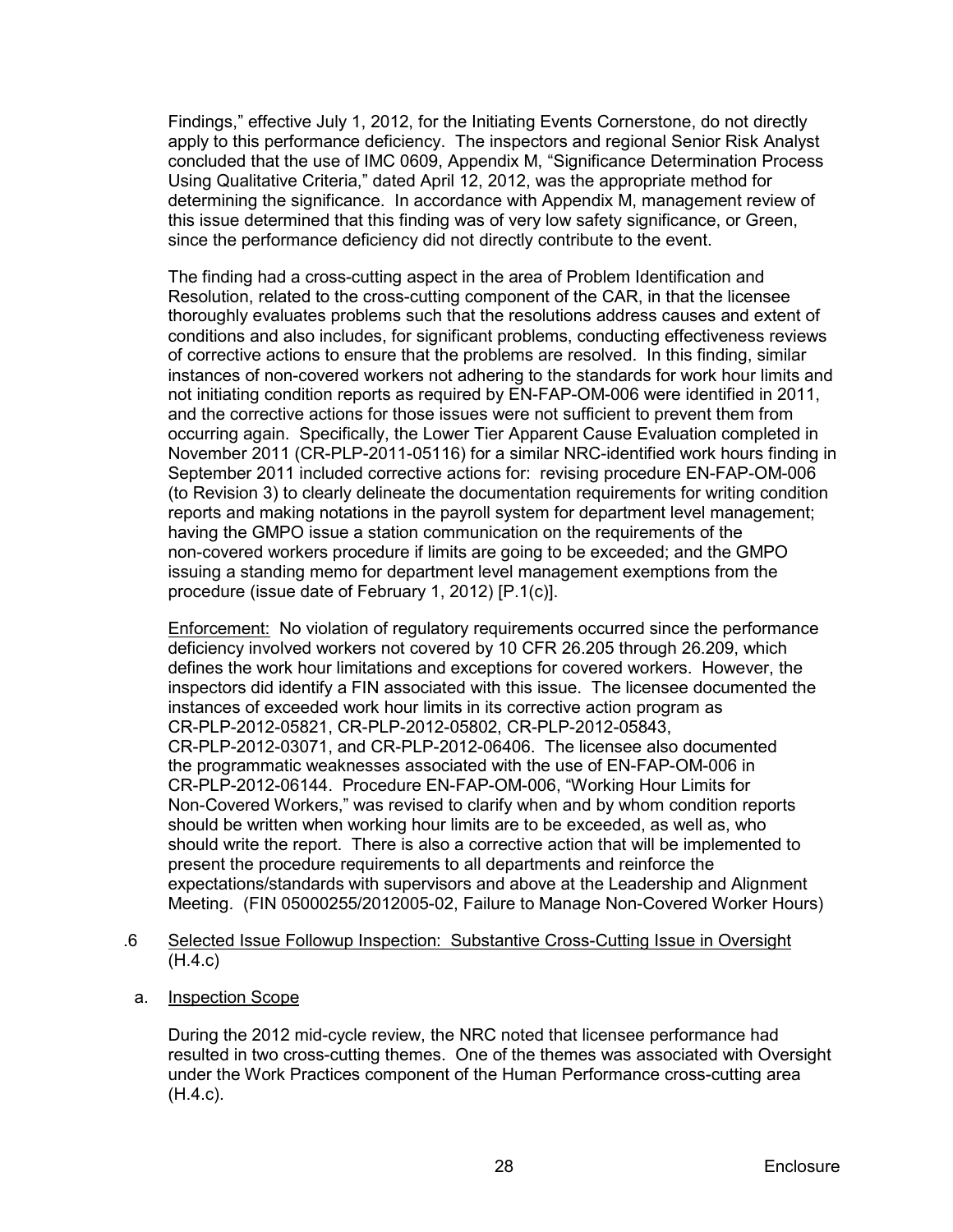Findings," effective July 1, 2012, for the Initiating Events Cornerstone, do not directly apply to this performance deficiency. The inspectors and regional Senior Risk Analyst concluded that the use of IMC 0609, Appendix M, "Significance Determination Process Using Qualitative Criteria," dated April 12, 2012, was the appropriate method for determining the significance. In accordance with Appendix M, management review of this issue determined that this finding was of very low safety significance, or Green, since the performance deficiency did not directly contribute to the event.

The finding had a cross-cutting aspect in the area of Problem Identification and Resolution, related to the cross-cutting component of the CAR, in that the licensee thoroughly evaluates problems such that the resolutions address causes and extent of conditions and also includes, for significant problems, conducting effectiveness reviews of corrective actions to ensure that the problems are resolved. In this finding, similar instances of non-covered workers not adhering to the standards for work hour limits and not initiating condition reports as required by EN-FAP-OM-006 were identified in 2011, and the corrective actions for those issues were not sufficient to prevent them from occurring again. Specifically, the Lower Tier Apparent Cause Evaluation completed in November 2011 (CR-PLP-2011-05116) for a similar NRC-identified work hours finding in September 2011 included corrective actions for: revising procedure EN-FAP-OM-006 (to Revision 3) to clearly delineate the documentation requirements for writing condition reports and making notations in the payroll system for department level management; having the GMPO issue a station communication on the requirements of the non-covered workers procedure if limits are going to be exceeded; and the GMPO issuing a standing memo for department level management exemptions from the procedure (issue date of February 1, 2012) [P.1(c)].

<u>Enforcement:</u> No violation of regulatory requirements occurred since the performance deficiency involved workers not covered by 10 CFR 26.205 through 26.209, which defines the work hour limitations and exceptions for covered workers. However, the inspectors did identify a FIN associated with this issue. The licensee documented the instances of exceeded work hour limits in its corrective action program as CR-PLP-2012-05821, CR-PLP-2012-05802, CR-PLP-2012-05843, CR-PLP-2012-03071, and CR-PLP-2012-06406. The licensee also documented the programmatic weaknesses associated with the use of EN-FAP-OM-006 in CR-PLP-2012-06144. Procedure EN-FAP-OM-006, "Working Hour Limits for Non-Covered Workers," was revised to clarify when and by whom condition reports should be written when working hour limits are to be exceeded, as well as, who should write the report. There is also a corrective action that will be implemented to present the procedure requirements to all departments and reinforce the expectations/standards with supervisors and above at the Leadership and Alignment Meeting. (FIN 05000255/2012005-02, Failure to Manage Non-Covered Worker Hours)

### .6 <u>Selected Issue Followup Inspection: Substantive Cross-Cutting Issue in Oversight (H.4.c)</u>

#### a. <u>Inspection Scope</u>

During the 2012 mid-cycle review, the NRC noted that licensee performance had resulted in two cross-cutting themes. One of the themes was associated with Oversight under the Work Practices component of the Human Performance cross-cutting area (H.4.c).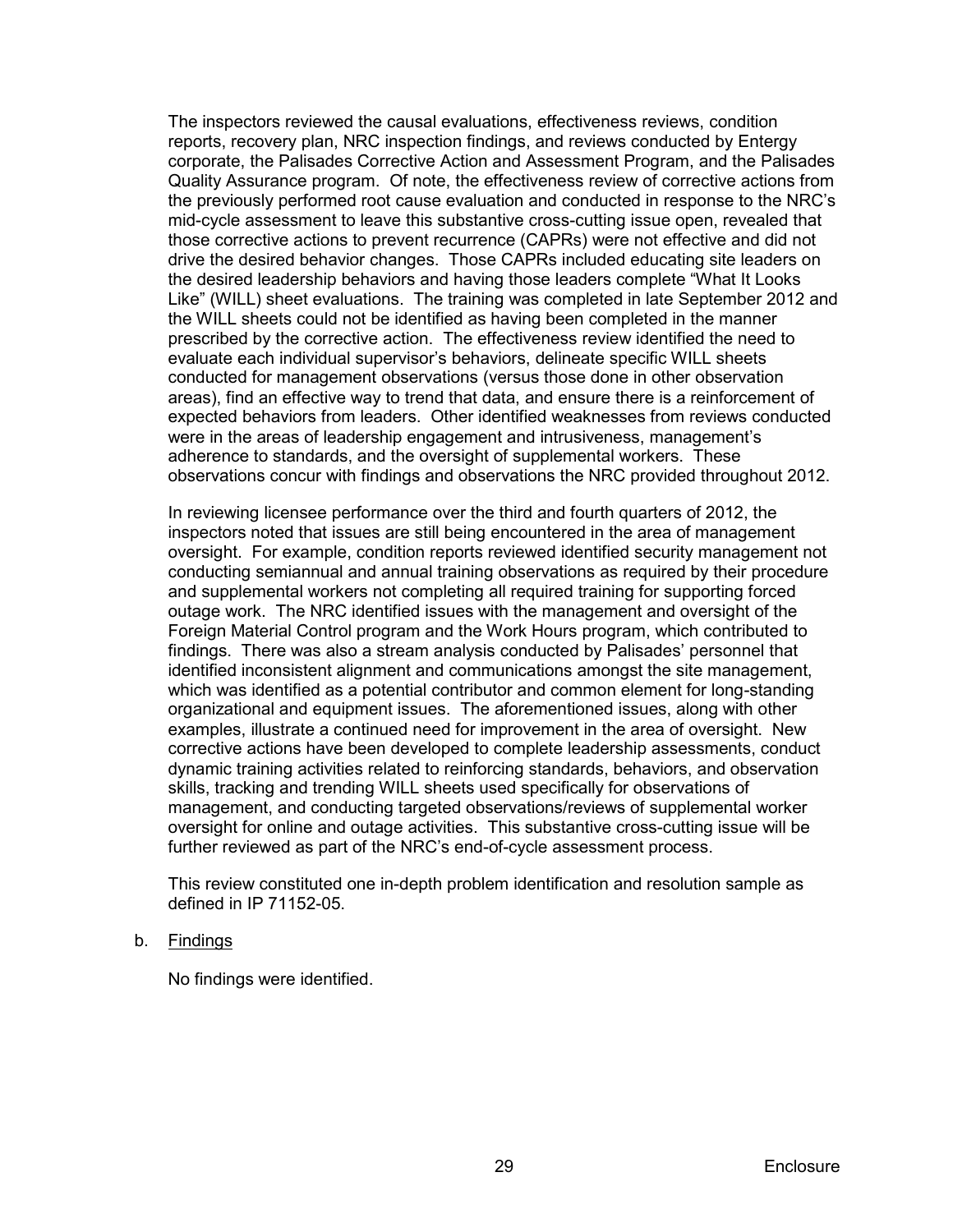The inspectors reviewed the causal evaluations, effectiveness reviews, condition reports, recovery plan, NRC inspection findings, and reviews conducted by Entergy corporate, the Palisades Corrective Action and Assessment Program, and the Palisades Quality Assurance program. Of note, the effectiveness review of corrective actions from the previously performed root cause evaluation and conducted in response to the NRC's mid-cycle assessment to leave this substantive cross-cutting issue open, revealed that those corrective actions to prevent recurrence (CAPRs) were not effective and did not drive the desired behavior changes. Those CAPRs included educating site leaders on the desired leadership behaviors and having those leaders complete "What It Looks Like" (WILL) sheet evaluations. The training was completed in late September 2012 and the WILL sheets could not be identified as having been completed in the manner prescribed by the corrective action. The effectiveness review identified the need to evaluate each individual supervisor's behaviors, delineate specific WILL sheets conducted for management observations (versus those done in other observation areas), find an effective way to trend that data, and ensure there is a reinforcement of expected behaviors from leaders. Other identified weaknesses from reviews conducted were in the areas of leadership engagement and intrusiveness, management's adherence to standards, and the oversight of supplemental workers. These observations concur with findings and observations the NRC provided throughout 2012.

In reviewing licensee performance over the third and fourth quarters of 2012, the inspectors noted that issues are still being encountered in the area of management oversight. For example, condition reports reviewed identified security management not conducting semiannual and annual training observations as required by their procedure and supplemental workers not completing all required training for supporting forced outage work. The NRC identified issues with the management and oversight of the Foreign Material Control program and the Work Hours program, which contributed to findings. There was also a stream analysis conducted by Palisades' personnel that identified inconsistent alignment and communications amongst the site management, which was identified as a potential contributor and common element for long-standing organizational and equipment issues. The aforementioned issues, along with other examples, illustrate a continued need for improvement in the area of oversight. New corrective actions have been developed to complete leadership assessments, conduct dynamic training activities related to reinforcing standards, behaviors, and observation skills, tracking and trending WILL sheets used specifically for observations of management, and conducting targeted observations/reviews of supplemental worker oversight for online and outage activities. This substantive cross-cutting issue will be further reviewed as part of the NRC's end-of-cycle assessment process.

This review constituted one in-depth problem identification and resolution sample as defined in IP 71152-05.

b. <u>Findings</u>

No findings were identified.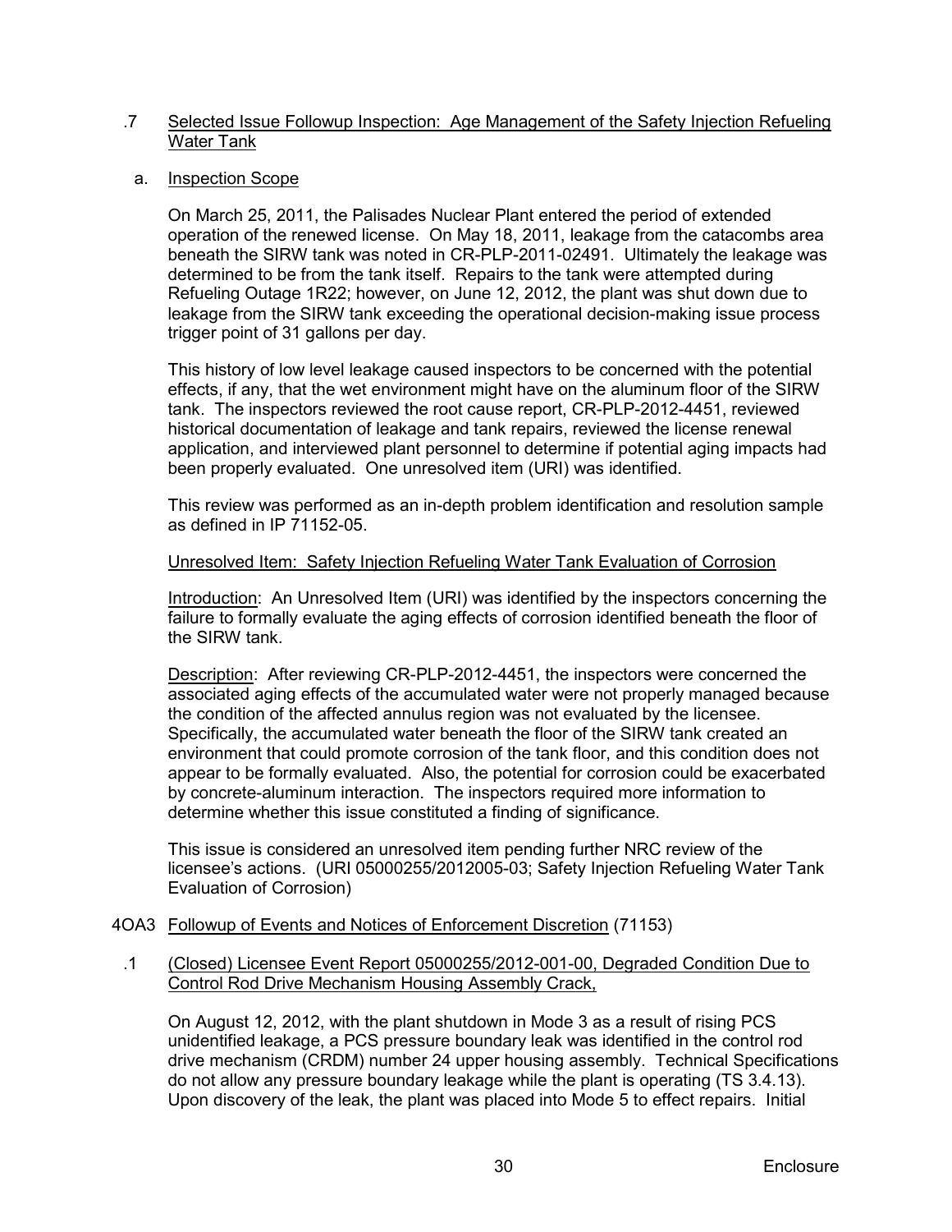.7 Selected Issue Followup Inspection: Age Management of the Safety Injection Refueling Water Tank

a. Inspection Scope

On March 25, 2011, the Palisades Nuclear Plant entered the period of extended operation of the renewed license. On May 18, 2011, leakage from the catacombs area beneath the SIRW tank was noted in CR-PLP-2011-02491. Ultimately the leakage was determined to be from the tank itself. Repairs to the tank were attempted during Refueling Outage 1R22; however, on June 12, 2012, the plant was shut down due to leakage from the SIRW tank exceeding the operational decision-making issue process trigger point of 31 gallons per day.

This history of low level leakage caused inspectors to be concerned with the potential effects, if any, that the wet environment might have on the aluminum floor of the SIRW tank. The inspectors reviewed the root cause report, CR-PLP-2012-4451, reviewed historical documentation of leakage and tank repairs, reviewed the license renewal application, and interviewed plant personnel to determine if potential aging impacts had been properly evaluated. One unresolved item (URI) was identified.

This review was performed as an in-depth problem identification and resolution sample as defined in IP 71152-05.

Unresolved Item: Safety Injection Refueling Water Tank Evaluation of Corrosion

Introduction: An Unresolved Item (URI) was identified by the inspectors concerning the failure to formally evaluate the aging effects of corrosion identified beneath the floor of the SIRW tank.

Description: After reviewing CR-PLP-2012-4451, the inspectors were concerned the associated aging effects of the accumulated water were not properly managed because the condition of the affected annulus region was not evaluated by the licensee. Specifically, the accumulated water beneath the floor of the SIRW tank created an environment that could promote corrosion of the tank floor, and this condition does not appear to be formally evaluated. Also, the potential for corrosion could be exacerbated by concrete-aluminum interaction. The inspectors required more information to determine whether this issue constituted a finding of significance.

This issue is considered an unresolved item pending further NRC review of the licensee's actions. (URI 05000255/2012005-03; Safety Injection Refueling Water Tank Evaluation of Corrosion)

4OA3 Followup of Events and Notices of Enforcement Discretion (71153)

.1 (Closed) Licensee Event Report 05000255/2012-001-00, Degraded Condition Due to Control Rod Drive Mechanism Housing Assembly Crack,

On August 12, 2012, with the plant shutdown in Mode 3 as a result of rising PCS unidentified leakage, a PCS pressure boundary leak was identified in the control rod drive mechanism (CRDM) number 24 upper housing assembly. Technical Specifications do not allow any pressure boundary leakage while the plant is operating (TS 3.4.13). Upon discovery of the leak, the plant was placed into Mode 5 to effect repairs. Initial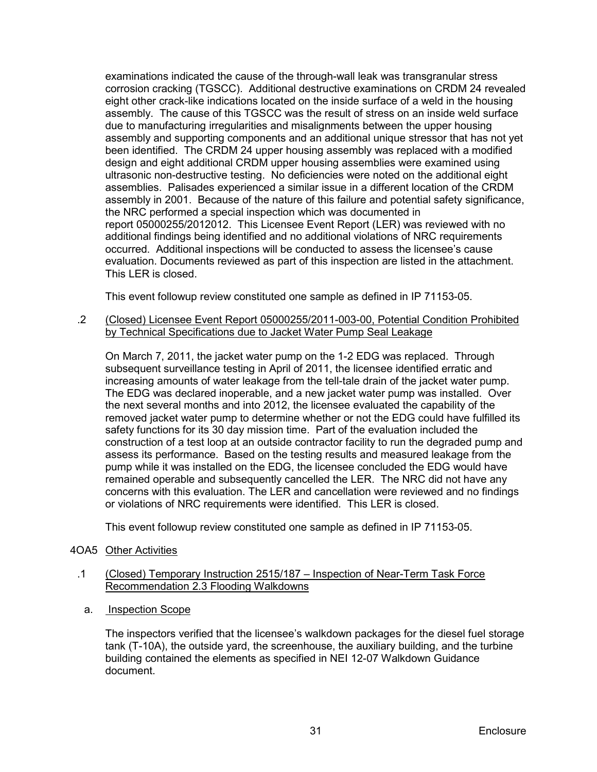examinations indicated the cause of the through-wall leak was transgranular stress corrosion cracking (TGSCC). Additional destructive examinations on CRDM 24 revealed eight other crack-like indications located on the inside surface of a weld in the housing assembly. The cause of this TGSCC was the result of stress on an inside weld surface due to manufacturing irregularities and misalignments between the upper housing assembly and supporting components and an additional unique stressor that has not yet been identified. The CRDM 24 upper housing assembly was replaced with a modified design and eight additional CRDM upper housing assemblies were examined using ultrasonic non-destructive testing. No deficiencies were noted on the additional eight assemblies. Palisades experienced a similar issue in a different location of the CRDM assembly in 2001. Because of the nature of this failure and potential safety significance, the NRC performed a special inspection which was documented in report 05000255/2012012. This Licensee Event Report (LER) was reviewed with no additional findings being identified and no additional violations of NRC requirements occurred. Additional inspections will be conducted to assess the licensee's cause evaluation. Documents reviewed as part of this inspection are listed in the attachment. This LER is closed.

This event followup review constituted one sample as defined in IP 71153-05.

.2 <u>(Closed) Licensee Event Report 05000255/2011-003-00, Potential Condition Prohibited by Technical Specifications due to Jacket Water Pump Seal Leakage</u>

On March 7, 2011, the jacket water pump on the 1-2 EDG was replaced. Through subsequent surveillance testing in April of 2011, the licensee identified erratic and increasing amounts of water leakage from the tell-tale drain of the jacket water pump. The EDG was declared inoperable, and a new jacket water pump was installed. Over the next several months and into 2012, the licensee evaluated the capability of the removed jacket water pump to determine whether or not the EDG could have fulfilled its safety functions for its 30 day mission time. Part of the evaluation included the construction of a test loop at an outside contractor facility to run the degraded pump and assess its performance. Based on the testing results and measured leakage from the pump while it was installed on the EDG, the licensee concluded the EDG would have remained operable and subsequently cancelled the LER. The NRC did not have any concerns with this evaluation. The LER and cancellation were reviewed and no findings or violations of NRC requirements were identified. This LER is closed.

This event followup review constituted one sample as defined in IP 71153-05.

4OA5 <u>Other Activities</u>

.1 <u>(Closed) Temporary Instruction 2515/187 – Inspection of Near-Term Task Force Recommendation 2.3 Flooding Walkdowns</u>

a. <u>Inspection Scope</u>

The inspectors verified that the licensee's walkdown packages for the diesel fuel storage tank (T-10A), the outside yard, the screenhouse, the auxiliary building, and the turbine building contained the elements as specified in NEI 12-07 Walkdown Guidance document.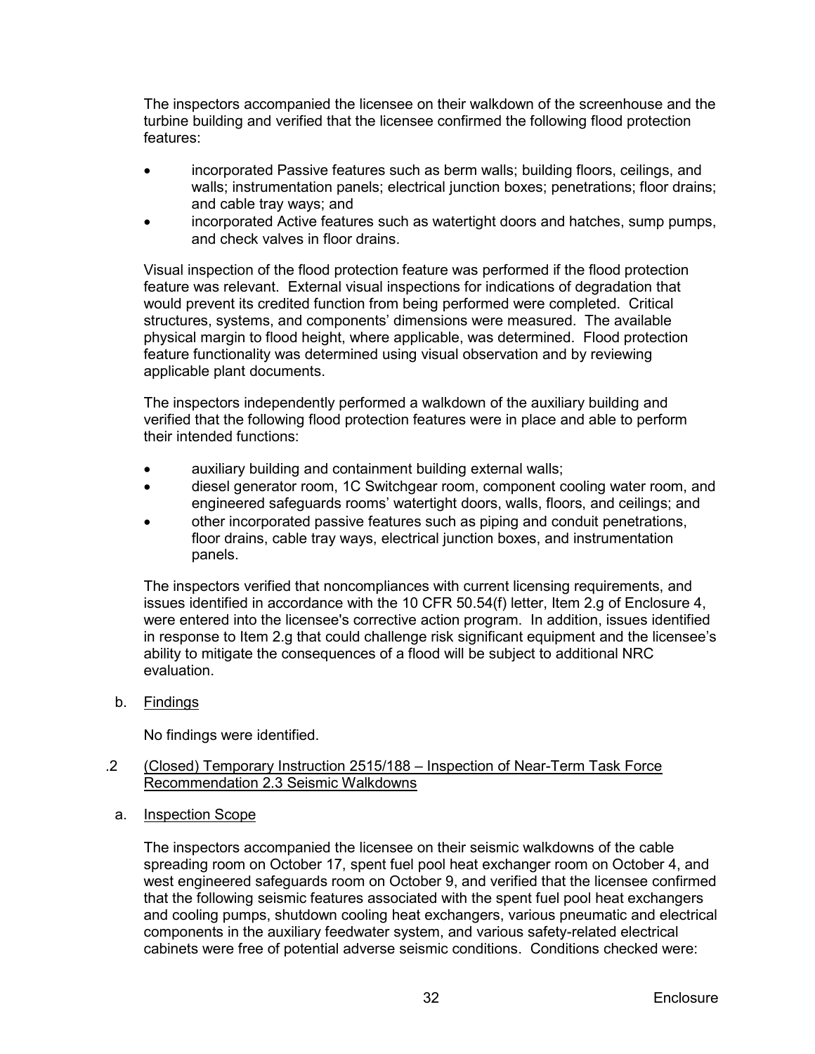The inspectors accompanied the licensee on their walkdown of the screenhouse and the turbine building and verified that the licensee confirmed the following flood protection features:

- incorporated Passive features such as berm walls; building floors, ceilings, and walls; instrumentation panels; electrical junction boxes; penetrations; floor drains; and cable tray ways; and
- incorporated Active features such as watertight doors and hatches, sump pumps, and check valves in floor drains.

Visual inspection of the flood protection feature was performed if the flood protection feature was relevant. External visual inspections for indications of degradation that would prevent its credited function from being performed were completed. Critical structures, systems, and components' dimensions were measured. The available physical margin to flood height, where applicable, was determined. Flood protection feature functionality was determined using visual observation and by reviewing applicable plant documents.

The inspectors independently performed a walkdown of the auxiliary building and verified that the following flood protection features were in place and able to perform their intended functions:

- auxiliary building and containment building external walls;
- diesel generator room, 1C Switchgear room, component cooling water room, and engineered safeguards rooms' watertight doors, walls, floors, and ceilings; and
- other incorporated passive features such as piping and conduit penetrations, floor drains, cable tray ways, electrical junction boxes, and instrumentation panels.

The inspectors verified that noncompliances with current licensing requirements, and issues identified in accordance with the 10 CFR 50.54(f) letter, Item 2.g of Enclosure 4, were entered into the licensee's corrective action program. In addition, issues identified in response to Item 2.g that could challenge risk significant equipment and the licensee's ability to mitigate the consequences of a flood will be subject to additional NRC evaluation.

b. Findings

No findings were identified.

.2 (Closed) Temporary Instruction 2515/188 – Inspection of Near-Term Task Force Recommendation 2.3 Seismic Walkdowns

a. Inspection Scope

The inspectors accompanied the licensee on their seismic walkdowns of the cable spreading room on October 17, spent fuel pool heat exchanger room on October 4, and west engineered safeguards room on October 9, and verified that the licensee confirmed that the following seismic features associated with the spent fuel pool heat exchangers and cooling pumps, shutdown cooling heat exchangers, various pneumatic and electrical components in the auxiliary feedwater system, and various safety-related electrical cabinets were free of potential adverse seismic conditions. Conditions checked were: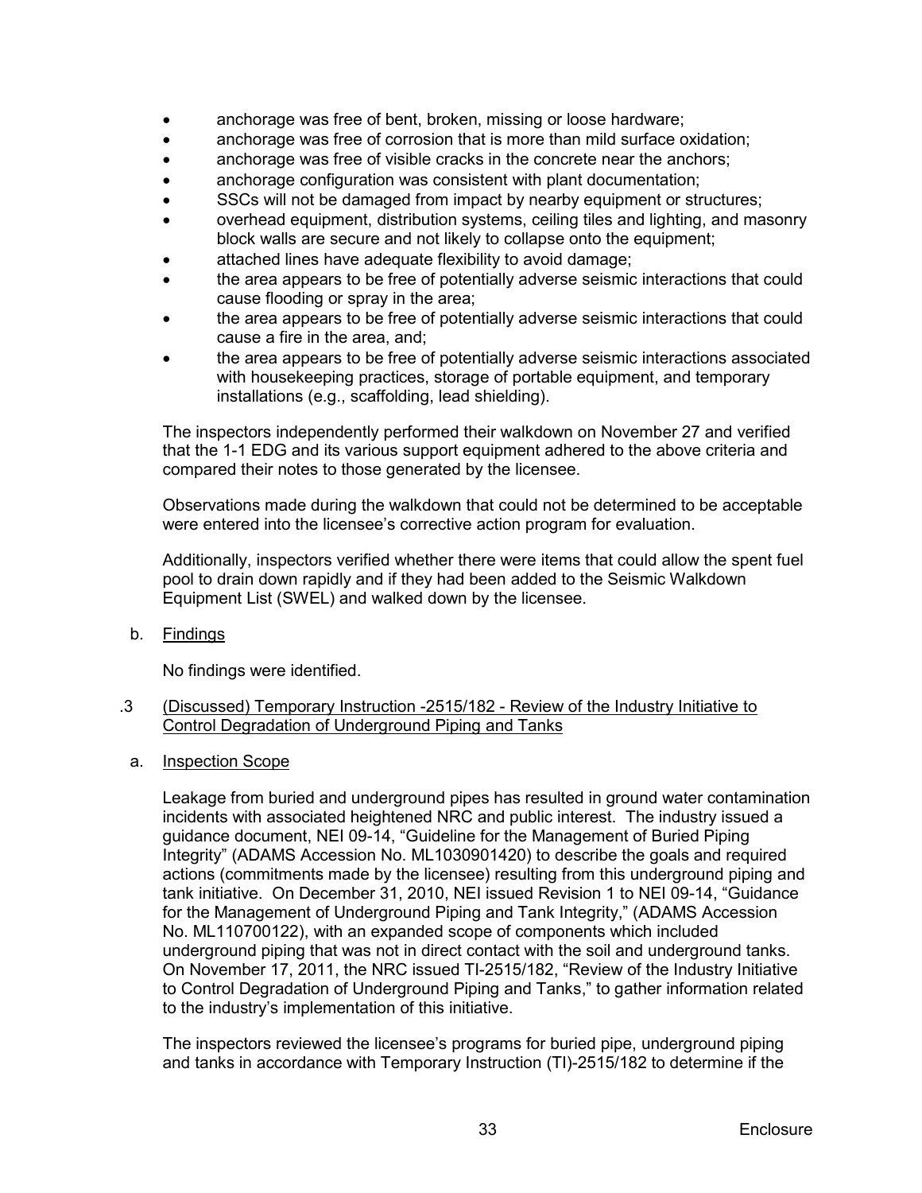- anchorage was free of bent, broken, missing or loose hardware;
- anchorage was free of corrosion that is more than mild surface oxidation;
- anchorage was free of visible cracks in the concrete near the anchors;
- anchorage configuration was consistent with plant documentation;
- SSCs will not be damaged from impact by nearby equipment or structures;
- overhead equipment, distribution systems, ceiling tiles and lighting, and masonry block walls are secure and not likely to collapse onto the equipment;
- attached lines have adequate flexibility to avoid damage;
- the area appears to be free of potentially adverse seismic interactions that could cause flooding or spray in the area;
- the area appears to be free of potentially adverse seismic interactions that could cause a fire in the area, and;
- the area appears to be free of potentially adverse seismic interactions associated with housekeeping practices, storage of portable equipment, and temporary installations (e.g., scaffolding, lead shielding).

The inspectors independently performed their walkdown on November 27 and verified that the 1-1 EDG and its various support equipment adhered to the above criteria and compared their notes to those generated by the licensee.

Observations made during the walkdown that could not be determined to be acceptable were entered into the licensee's corrective action program for evaluation.

Additionally, inspectors verified whether there were items that could allow the spent fuel pool to drain down rapidly and if they had been added to the Seismic Walkdown Equipment List (SWEL) and walked down by the licensee.

b. Findings

No findings were identified.

.3 (Discussed) Temporary Instruction -2515/182 - Review of the Industry Initiative to Control Degradation of Underground Piping and Tanks

a. Inspection Scope

Leakage from buried and underground pipes has resulted in ground water contamination incidents with associated heightened NRC and public interest. The industry issued a guidance document, NEI 09-14, "Guideline for the Management of Buried Piping Integrity" (ADAMS Accession No. ML1030901420) to describe the goals and required actions (commitments made by the licensee) resulting from this underground piping and tank initiative. On December 31, 2010, NEI issued Revision 1 to NEI 09-14, "Guidance for the Management of Underground Piping and Tank Integrity," (ADAMS Accession No. ML110700122), with an expanded scope of components which included underground piping that was not in direct contact with the soil and underground tanks. On November 17, 2011, the NRC issued TI-2515/182, "Review of the Industry Initiative to Control Degradation of Underground Piping and Tanks," to gather information related to the industry's implementation of this initiative.

The inspectors reviewed the licensee's programs for buried pipe, underground piping and tanks in accordance with Temporary Instruction (TI)-2515/182 to determine if the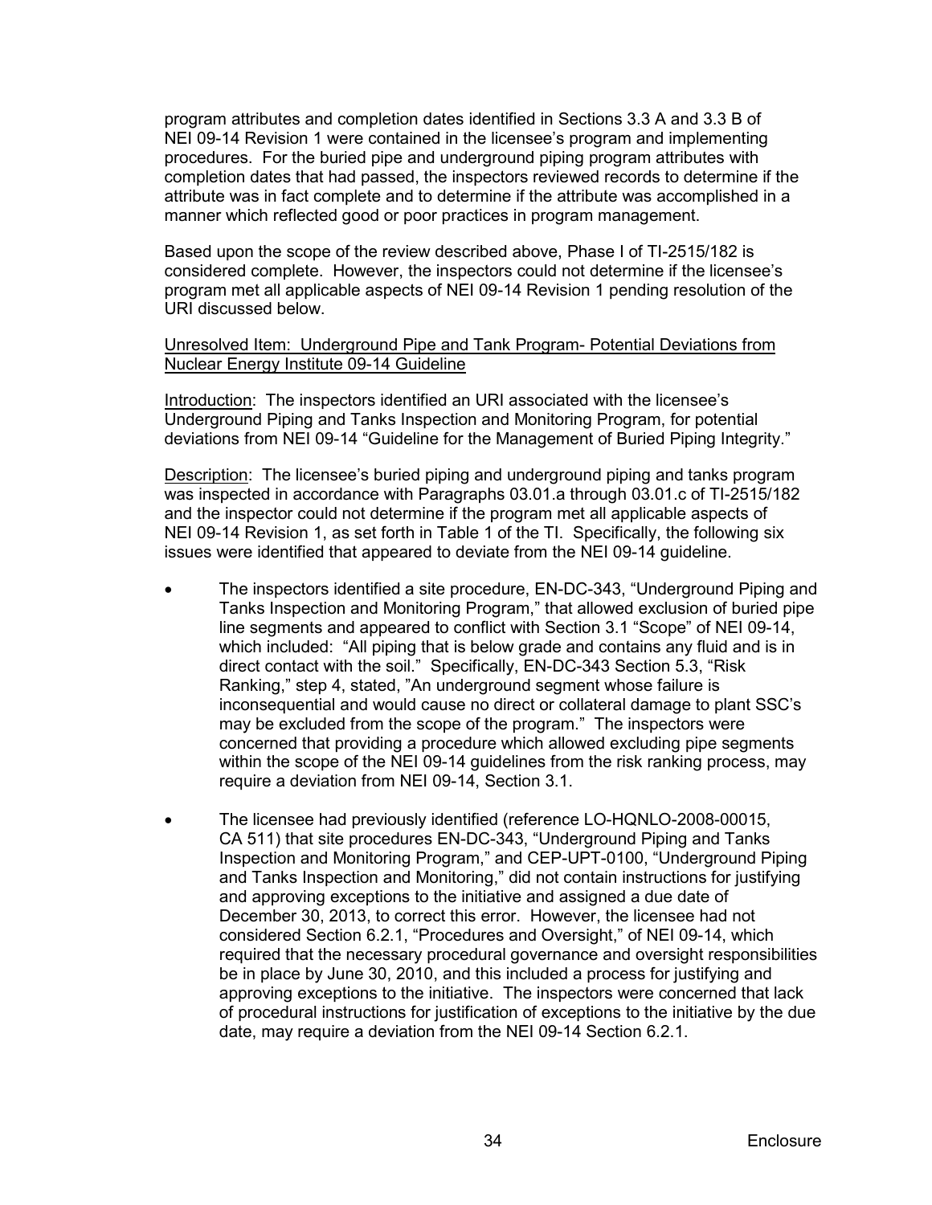program attributes and completion dates identified in Sections 3.3 A and 3.3 B of NEI 09-14 Revision 1 were contained in the licensee's program and implementing procedures. For the buried pipe and underground piping program attributes with completion dates that had passed, the inspectors reviewed records to determine if the attribute was in fact complete and to determine if the attribute was accomplished in a manner which reflected good or poor practices in program management.

Based upon the scope of the review described above, Phase I of TI-2515/182 is considered complete. However, the inspectors could not determine if the licensee's program met all applicable aspects of NEI 09-14 Revision 1 pending resolution of the URI discussed below.

Unresolved Item: Underground Pipe and Tank Program- Potential Deviations from Nuclear Energy Institute 09-14 Guideline

Introduction: The inspectors identified an URI associated with the licensee's Underground Piping and Tanks Inspection and Monitoring Program, for potential deviations from NEI 09-14 "Guideline for the Management of Buried Piping Integrity."

Description: The licensee's buried piping and underground piping and tanks program was inspected in accordance with Paragraphs 03.01.a through 03.01.c of TI-2515/182 and the inspector could not determine if the program met all applicable aspects of NEI 09-14 Revision 1, as set forth in Table 1 of the TI. Specifically, the following six issues were identified that appeared to deviate from the NEI 09-14 guideline.

- The inspectors identified a site procedure, EN-DC-343, "Underground Piping and Tanks Inspection and Monitoring Program," that allowed exclusion of buried pipe line segments and appeared to conflict with Section 3.1 "Scope" of NEI 09-14, which included: "All piping that is below grade and contains any fluid and is in direct contact with the soil." Specifically, EN-DC-343 Section 5.3, "Risk Ranking," step 4, stated, "An underground segment whose failure is inconsequential and would cause no direct or collateral damage to plant SSC's may be excluded from the scope of the program." The inspectors were concerned that providing a procedure which allowed excluding pipe segments within the scope of the NEI 09-14 guidelines from the risk ranking process, may require a deviation from NEI 09-14, Section 3.1.

- The licensee had previously identified (reference LO-HQNLO-2008-00015, CA 511) that site procedures EN-DC-343, "Underground Piping and Tanks Inspection and Monitoring Program," and CEP-UPT-0100, "Underground Piping and Tanks Inspection and Monitoring," did not contain instructions for justifying and approving exceptions to the initiative and assigned a due date of December 30, 2013, to correct this error. However, the licensee had not considered Section 6.2.1, "Procedures and Oversight," of NEI 09-14, which required that the necessary procedural governance and oversight responsibilities be in place by June 30, 2010, and this included a process for justifying and approving exceptions to the initiative. The inspectors were concerned that lack of procedural instructions for justification of exceptions to the initiative by the due date, may require a deviation from the NEI 09-14 Section 6.2.1.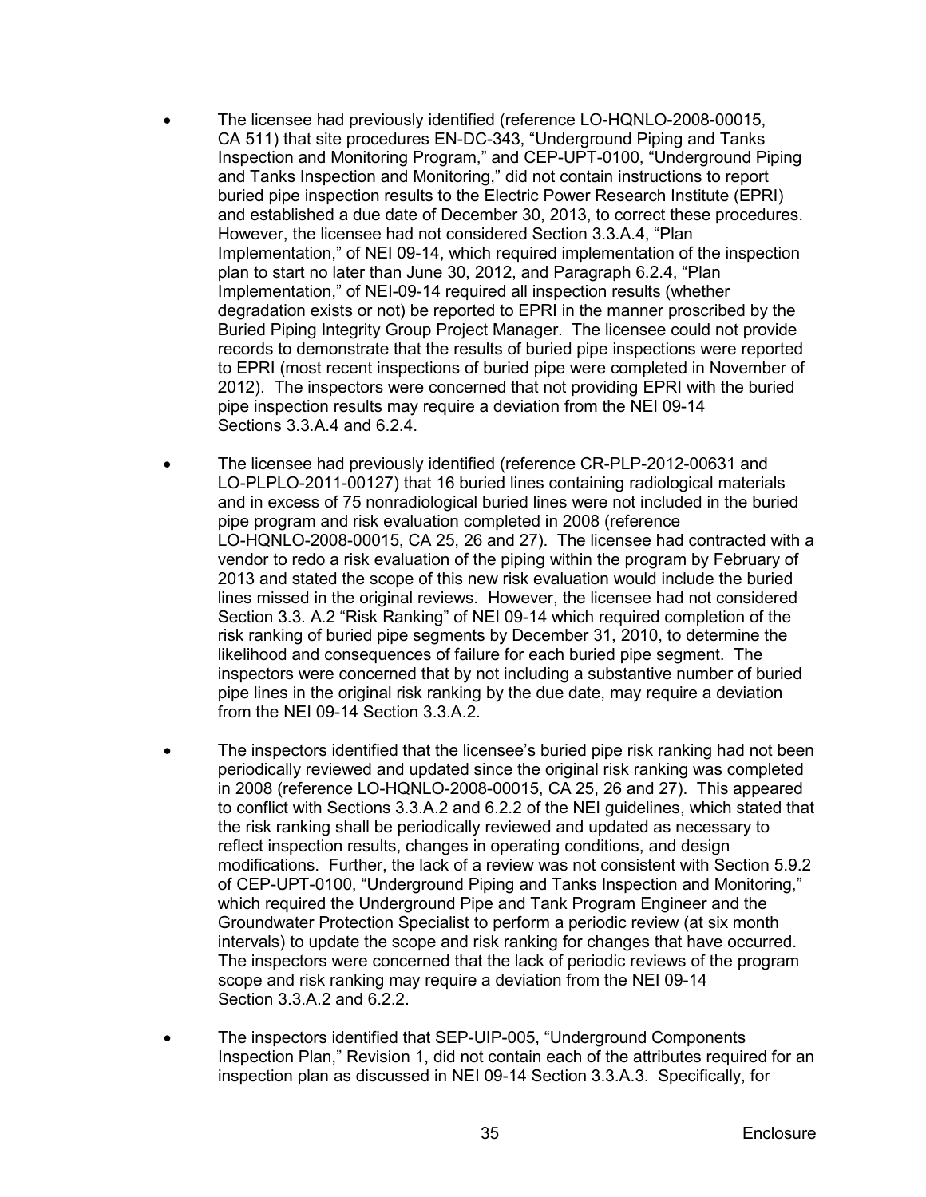- The licensee had previously identified (reference LO-HQNLO-2008-00015, CA 511) that site procedures EN-DC-343, "Underground Piping and Tanks Inspection and Monitoring Program," and CEP-UPT-0100, "Underground Piping and Tanks Inspection and Monitoring," did not contain instructions to report buried pipe inspection results to the Electric Power Research Institute (EPRI) and established a due date of December 30, 2013, to correct these procedures. However, the licensee had not considered Section 3.3.A.4, "Plan Implementation," of NEI 09-14, which required implementation of the inspection plan to start no later than June 30, 2012, and Paragraph 6.2.4, "Plan Implementation," of NEI-09-14 required all inspection results (whether degradation exists or not) be reported to EPRI in the manner proscribed by the Buried Piping Integrity Group Project Manager. The licensee could not provide records to demonstrate that the results of buried pipe inspections were reported to EPRI (most recent inspections of buried pipe were completed in November of 2012). The inspectors were concerned that not providing EPRI with the buried pipe inspection results may require a deviation from the NEI 09-14 Sections 3.3.A.4 and 6.2.4.

- The licensee had previously identified (reference CR-PLP-2012-00631 and LO-PLPLO-2011-00127) that 16 buried lines containing radiological materials and in excess of 75 nonradiological buried lines were not included in the buried pipe program and risk evaluation completed in 2008 (reference LO-HQNLO-2008-00015, CA 25, 26 and 27). The licensee had contracted with a vendor to redo a risk evaluation of the piping within the program by February of 2013 and stated the scope of this new risk evaluation would include the buried lines missed in the original reviews. However, the licensee had not considered Section 3.3. A.2 "Risk Ranking" of NEI 09-14 which required completion of the risk ranking of buried pipe segments by December 31, 2010, to determine the likelihood and consequences of failure for each buried pipe segment. The inspectors were concerned that by not including a substantive number of buried pipe lines in the original risk ranking by the due date, may require a deviation from the NEI 09-14 Section 3.3.A.2.

- The inspectors identified that the licensee's buried pipe risk ranking had not been periodically reviewed and updated since the original risk ranking was completed in 2008 (reference LO-HQNLO-2008-00015, CA 25, 26 and 27). This appeared to conflict with Sections 3.3.A.2 and 6.2.2 of the NEI guidelines, which stated that the risk ranking shall be periodically reviewed and updated as necessary to reflect inspection results, changes in operating conditions, and design modifications. Further, the lack of a review was not consistent with Section 5.9.2 of CEP-UPT-0100, "Underground Piping and Tanks Inspection and Monitoring," which required the Underground Pipe and Tank Program Engineer and the Groundwater Protection Specialist to perform a periodic review (at six month intervals) to update the scope and risk ranking for changes that have occurred. The inspectors were concerned that the lack of periodic reviews of the program scope and risk ranking may require a deviation from the NEI 09-14 Section 3.3.A.2 and 6.2.2.

- The inspectors identified that SEP-UIP-005, "Underground Components Inspection Plan," Revision 1, did not contain each of the attributes required for an inspection plan as discussed in NEI 09-14 Section 3.3.A.3. Specifically, for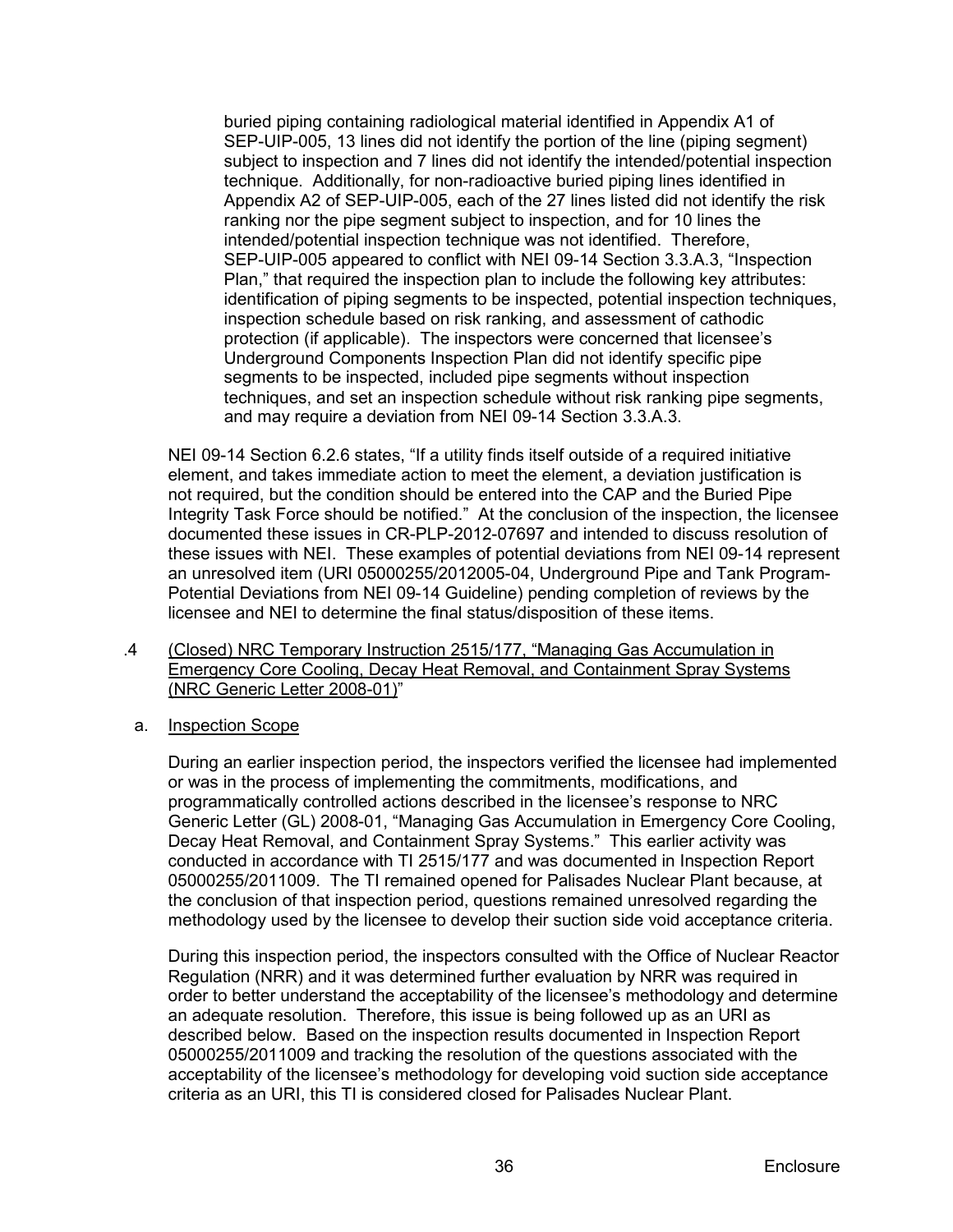buried piping containing radiological material identified in Appendix A1 of SEP-UIP-005, 13 lines did not identify the portion of the line (piping segment) subject to inspection and 7 lines did not identify the intended/potential inspection technique. Additionally, for non-radioactive buried piping lines identified in Appendix A2 of SEP-UIP-005, each of the 27 lines listed did not identify the risk ranking nor the pipe segment subject to inspection, and for 10 lines the intended/potential inspection technique was not identified. Therefore, SEP-UIP-005 appeared to conflict with NEI 09-14 Section 3.3.A.3, "Inspection Plan," that required the inspection plan to include the following key attributes: identification of piping segments to be inspected, potential inspection techniques, inspection schedule based on risk ranking, and assessment of cathodic protection (if applicable). The inspectors were concerned that licensee's Underground Components Inspection Plan did not identify specific pipe segments to be inspected, included pipe segments without inspection techniques, and set an inspection schedule without risk ranking pipe segments, and may require a deviation from NEI 09-14 Section 3.3.A.3.

NEI 09-14 Section 6.2.6 states, "If a utility finds itself outside of a required initiative element, and takes immediate action to meet the element, a deviation justification is not required, but the condition should be entered into the CAP and the Buried Pipe Integrity Task Force should be notified." At the conclusion of the inspection, the licensee documented these issues in CR-PLP-2012-07697 and intended to discuss resolution of these issues with NEI. These examples of potential deviations from NEI 09-14 represent an unresolved item (URI 05000255/2012005-04, Underground Pipe and Tank Program-Potential Deviations from NEI 09-14 Guideline) pending completion of reviews by the licensee and NEI to determine the final status/disposition of these items.

.4 (Closed) NRC Temporary Instruction 2515/177, "Managing Gas Accumulation in Emergency Core Cooling, Decay Heat Removal, and Containment Spray Systems (NRC Generic Letter 2008-01)"

a. Inspection Scope

During an earlier inspection period, the inspectors verified the licensee had implemented or was in the process of implementing the commitments, modifications, and programmatically controlled actions described in the licensee's response to NRC Generic Letter (GL) 2008-01, "Managing Gas Accumulation in Emergency Core Cooling, Decay Heat Removal, and Containment Spray Systems." This earlier activity was conducted in accordance with TI 2515/177 and was documented in Inspection Report 05000255/2011009. The TI remained opened for Palisades Nuclear Plant because, at the conclusion of that inspection period, questions remained unresolved regarding the methodology used by the licensee to develop their suction side void acceptance criteria.

During this inspection period, the inspectors consulted with the Office of Nuclear Reactor Regulation (NRR) and it was determined further evaluation by NRR was required in order to better understand the acceptability of the licensee's methodology and determine an adequate resolution. Therefore, this issue is being followed up as an URI as described below. Based on the inspection results documented in Inspection Report 05000255/2011009 and tracking the resolution of the questions associated with the acceptability of the licensee's methodology for developing void suction side acceptance criteria as an URI, this TI is considered closed for Palisades Nuclear Plant.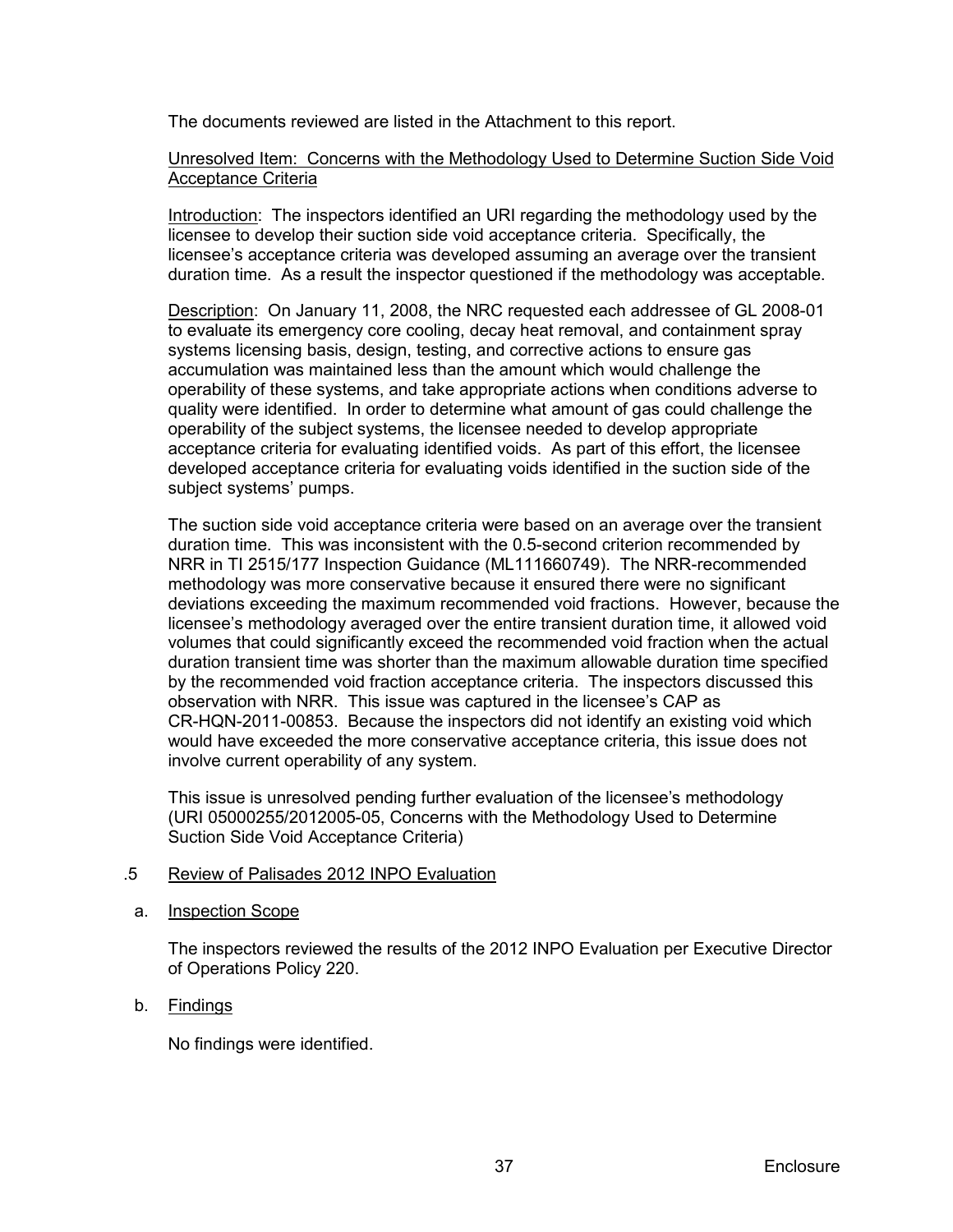The documents reviewed are listed in the Attachment to this report.

Unresolved Item: Concerns with the Methodology Used to Determine Suction Side Void Acceptance Criteria

Introduction: The inspectors identified an URI regarding the methodology used by the licensee to develop their suction side void acceptance criteria. Specifically, the licensee's acceptance criteria was developed assuming an average over the transient duration time. As a result the inspector questioned if the methodology was acceptable.

Description: On January 11, 2008, the NRC requested each addressee of GL 2008-01 to evaluate its emergency core cooling, decay heat removal, and containment spray systems licensing basis, design, testing, and corrective actions to ensure gas accumulation was maintained less than the amount which would challenge the operability of these systems, and take appropriate actions when conditions adverse to quality were identified. In order to determine what amount of gas could challenge the operability of the subject systems, the licensee needed to develop appropriate acceptance criteria for evaluating identified voids. As part of this effort, the licensee developed acceptance criteria for evaluating voids identified in the suction side of the subject systems' pumps.

The suction side void acceptance criteria were based on an average over the transient duration time. This was inconsistent with the 0.5-second criterion recommended by NRR in TI 2515/177 Inspection Guidance (ML111660749). The NRR-recommended methodology was more conservative because it ensured there were no significant deviations exceeding the maximum recommended void fractions. However, because the licensee's methodology averaged over the entire transient duration time, it allowed void volumes that could significantly exceed the recommended void fraction when the actual duration transient time was shorter than the maximum allowable duration time specified by the recommended void fraction acceptance criteria. The inspectors discussed this observation with NRR. This issue was captured in the licensee's CAP as CR-HQN-2011-00853. Because the inspectors did not identify an existing void which would have exceeded the more conservative acceptance criteria, this issue does not involve current operability of any system.

This issue is unresolved pending further evaluation of the licensee's methodology (URI 05000255/2012005-05, Concerns with the Methodology Used to Determine Suction Side Void Acceptance Criteria)

.5 Review of Palisades 2012 INPO Evaluation

a. Inspection Scope

The inspectors reviewed the results of the 2012 INPO Evaluation per Executive Director of Operations Policy 220.

b. Findings

No findings were identified.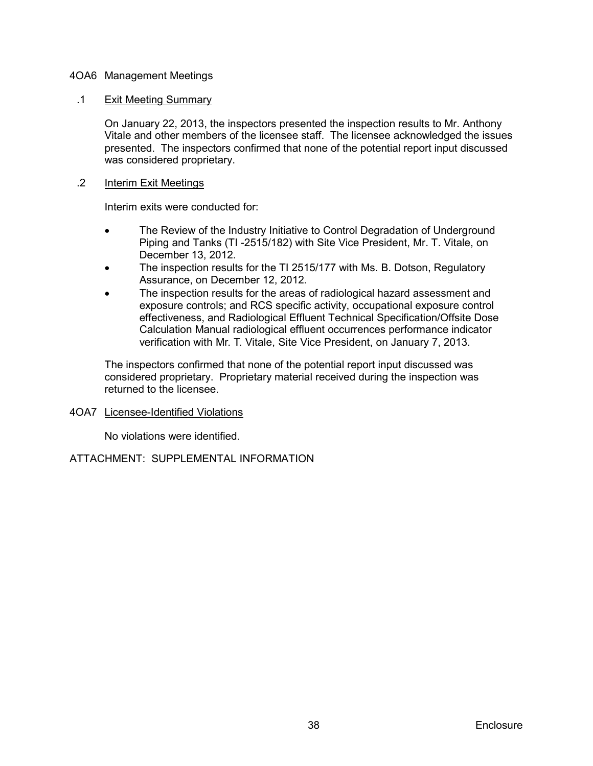## 4OA6 Management Meetings

### .1 Exit Meeting Summary

On January 22, 2013, the inspectors presented the inspection results to Mr. Anthony Vitale and other members of the licensee staff. The licensee acknowledged the issues presented. The inspectors confirmed that none of the potential report input discussed was considered proprietary.

### .2 Interim Exit Meetings

Interim exits were conducted for:

- The Review of the Industry Initiative to Control Degradation of Underground Piping and Tanks (TI -2515/182) with Site Vice President, Mr. T. Vitale, on December 13, 2012.
- The inspection results for the TI 2515/177 with Ms. B. Dotson, Regulatory Assurance, on December 12, 2012.
- The inspection results for the areas of radiological hazard assessment and exposure controls; and RCS specific activity, occupational exposure control effectiveness, and Radiological Effluent Technical Specification/Offsite Dose Calculation Manual radiological effluent occurrences performance indicator verification with Mr. T. Vitale, Site Vice President, on January 7, 2013.

The inspectors confirmed that none of the potential report input discussed was considered proprietary. Proprietary material received during the inspection was returned to the licensee.

## 4OA7 Licensee-Identified Violations

No violations were identified.

ATTACHMENT: SUPPLEMENTAL INFORMATION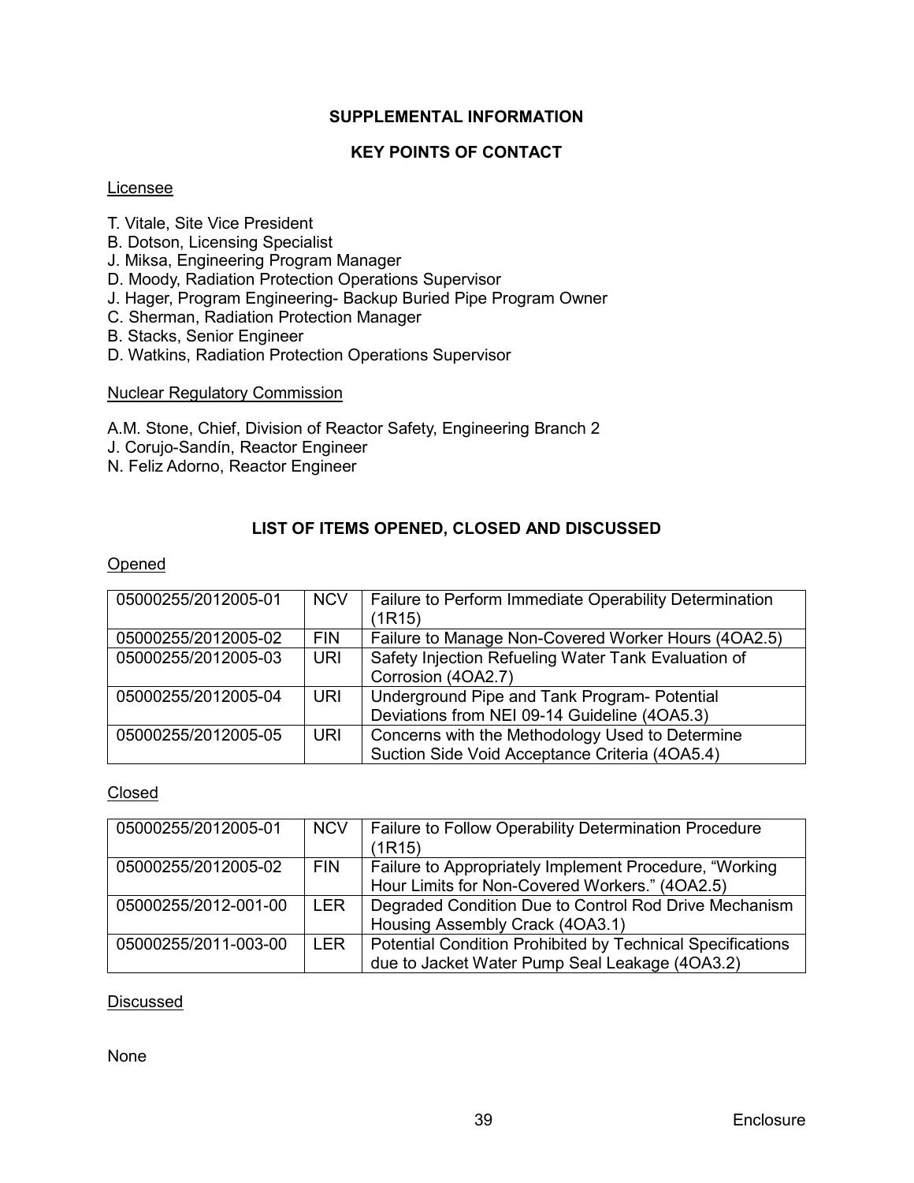## SUPPLEMENTAL INFORMATION

### KEY POINTS OF CONTACT

Licensee

T. Vitale, Site Vice President
B. Dotson, Licensing Specialist
J. Miksa, Engineering Program Manager
D. Moody, Radiation Protection Operations Supervisor
J. Hager, Program Engineering- Backup Buried Pipe Program Owner
C. Sherman, Radiation Protection Manager
B. Stacks, Senior Engineer
D. Watkins, Radiation Protection Operations Supervisor

Nuclear Regulatory Commission

A.M. Stone, Chief, Division of Reactor Safety, Engineering Branch 2
J. Corujo-Sandín, Reactor Engineer
N. Feliz Adorno, Reactor Engineer

### LIST OF ITEMS OPENED, CLOSED AND DISCUSSED

Opened

| | | |
|---|---|---|
| 05000255/2012005-01 | NCV | Failure to Perform Immediate Operability Determination (1R15) |
| 05000255/2012005-02 | FIN | Failure to Manage Non-Covered Worker Hours (4OA2.5) |
| 05000255/2012005-03 | URI | Safety Injection Refueling Water Tank Evaluation of Corrosion (4OA2.7) |
| 05000255/2012005-04 | URI | Underground Pipe and Tank Program- Potential Deviations from NEI 09-14 Guideline (4OA5.3) |
| 05000255/2012005-05 | URI | Concerns with the Methodology Used to Determine Suction Side Void Acceptance Criteria (4OA5.4) |

Closed

| | | |
|---|---|---|
| 05000255/2012005-01 | NCV | Failure to Follow Operability Determination Procedure (1R15) |
| 05000255/2012005-02 | FIN | Failure to Appropriately Implement Procedure, "Working Hour Limits for Non-Covered Workers." (4OA2.5) |
| 05000255/2012-001-00 | LER | Degraded Condition Due to Control Rod Drive Mechanism Housing Assembly Crack (4OA3.1) |
| 05000255/2011-003-00 | LER | Potential Condition Prohibited by Technical Specifications due to Jacket Water Pump Seal Leakage (4OA3.2) |

Discussed

None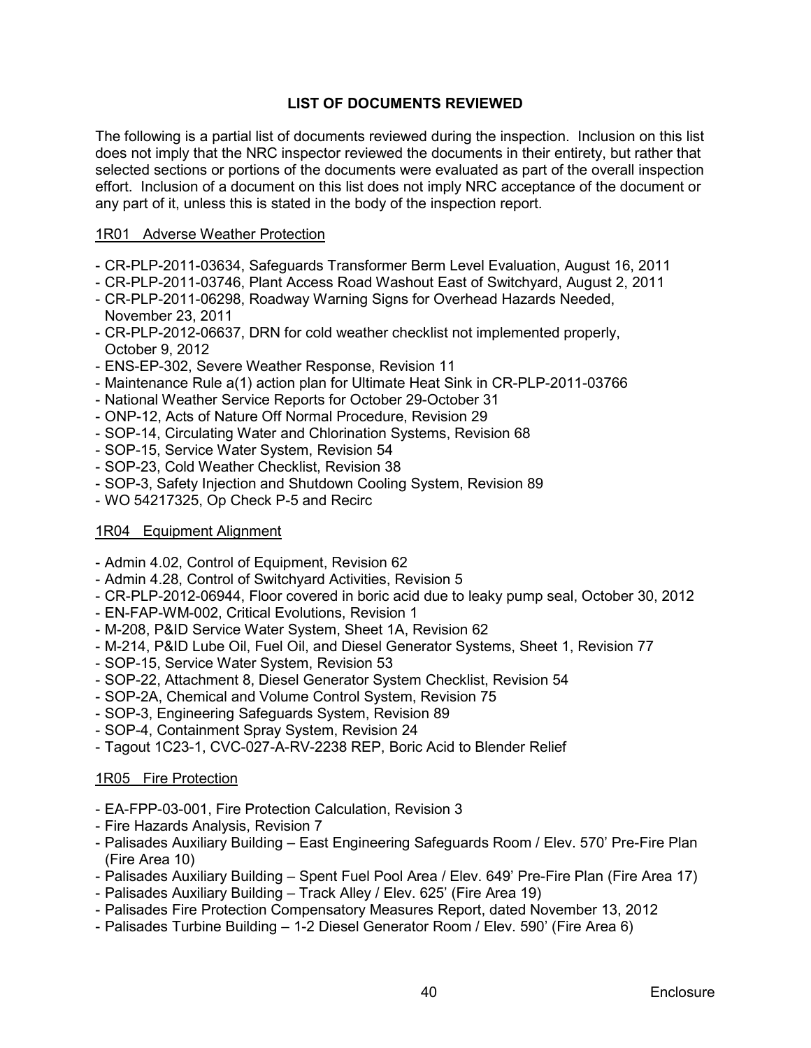## LIST OF DOCUMENTS REVIEWED

The following is a partial list of documents reviewed during the inspection. Inclusion on this list does not imply that the NRC inspector reviewed the documents in their entirety, but rather that selected sections or portions of the documents were evaluated as part of the overall inspection effort. Inclusion of a document on this list does not imply NRC acceptance of the document or any part of it, unless this is stated in the body of the inspection report.

### 1R01 Adverse Weather Protection

- CR-PLP-2011-03634, Safeguards Transformer Berm Level Evaluation, August 16, 2011
- CR-PLP-2011-03746, Plant Access Road Washout East of Switchyard, August 2, 2011
- CR-PLP-2011-06298, Roadway Warning Signs for Overhead Hazards Needed, November 23, 2011
- CR-PLP-2012-06637, DRN for cold weather checklist not implemented properly, October 9, 2012
- ENS-EP-302, Severe Weather Response, Revision 11
- Maintenance Rule a(1) action plan for Ultimate Heat Sink in CR-PLP-2011-03766
- National Weather Service Reports for October 29-October 31
- ONP-12, Acts of Nature Off Normal Procedure, Revision 29
- SOP-14, Circulating Water and Chlorination Systems, Revision 68
- SOP-15, Service Water System, Revision 54
- SOP-23, Cold Weather Checklist, Revision 38
- SOP-3, Safety Injection and Shutdown Cooling System, Revision 89
- WO 54217325, Op Check P-5 and Recirc

### 1R04 Equipment Alignment

- Admin 4.02, Control of Equipment, Revision 62
- Admin 4.28, Control of Switchyard Activities, Revision 5
- CR-PLP-2012-06944, Floor covered in boric acid due to leaky pump seal, October 30, 2012
- EN-FAP-WM-002, Critical Evolutions, Revision 1
- M-208, P&ID Service Water System, Sheet 1A, Revision 62
- M-214, P&ID Lube Oil, Fuel Oil, and Diesel Generator Systems, Sheet 1, Revision 77
- SOP-15, Service Water System, Revision 53
- SOP-22, Attachment 8, Diesel Generator System Checklist, Revision 54
- SOP-2A, Chemical and Volume Control System, Revision 75
- SOP-3, Engineering Safeguards System, Revision 89
- SOP-4, Containment Spray System, Revision 24
- Tagout 1C23-1, CVC-027-A-RV-2238 REP, Boric Acid to Blender Relief

### 1R05 Fire Protection

- EA-FPP-03-001, Fire Protection Calculation, Revision 3
- Fire Hazards Analysis, Revision 7
- Palisades Auxiliary Building – East Engineering Safeguards Room / Elev. 570' Pre-Fire Plan (Fire Area 10)
- Palisades Auxiliary Building – Spent Fuel Pool Area / Elev. 649' Pre-Fire Plan (Fire Area 17)
- Palisades Auxiliary Building – Track Alley / Elev. 625' (Fire Area 19)
- Palisades Fire Protection Compensatory Measures Report, dated November 13, 2012
- Palisades Turbine Building – 1-2 Diesel Generator Room / Elev. 590' (Fire Area 6)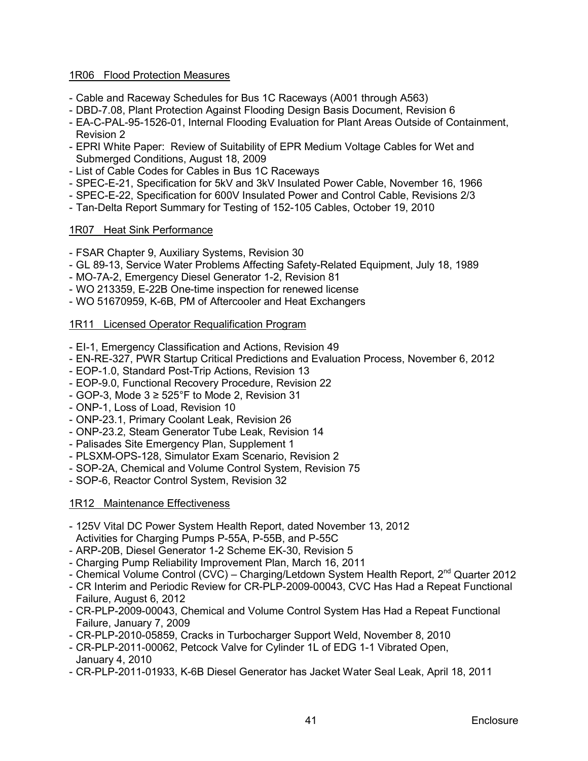1R06 Flood Protection Measures

- Cable and Raceway Schedules for Bus 1C Raceways (A001 through A563)
- DBD-7.08, Plant Protection Against Flooding Design Basis Document, Revision 6
- EA-C-PAL-95-1526-01, Internal Flooding Evaluation for Plant Areas Outside of Containment, Revision 2
- EPRI White Paper: Review of Suitability of EPR Medium Voltage Cables for Wet and Submerged Conditions, August 18, 2009
- List of Cable Codes for Cables in Bus 1C Raceways
- SPEC-E-21, Specification for 5kV and 3kV Insulated Power Cable, November 16, 1966
- SPEC-E-22, Specification for 600V Insulated Power and Control Cable, Revisions 2/3
- Tan-Delta Report Summary for Testing of 152-105 Cables, October 19, 2010

1R07 Heat Sink Performance

- FSAR Chapter 9, Auxiliary Systems, Revision 30
- GL 89-13, Service Water Problems Affecting Safety-Related Equipment, July 18, 1989
- MO-7A-2, Emergency Diesel Generator 1-2, Revision 81
- WO 213359, E-22B One-time inspection for renewed license
- WO 51670959, K-6B, PM of Aftercooler and Heat Exchangers

1R11 Licensed Operator Requalification Program

- EI-1, Emergency Classification and Actions, Revision 49
- EN-RE-327, PWR Startup Critical Predictions and Evaluation Process, November 6, 2012
- EOP-1.0, Standard Post-Trip Actions, Revision 13
- EOP-9.0, Functional Recovery Procedure, Revision 22
- GOP-3, Mode 3 ≥ 525°F to Mode 2, Revision 31
- ONP-1, Loss of Load, Revision 10
- ONP-23.1, Primary Coolant Leak, Revision 26
- ONP-23.2, Steam Generator Tube Leak, Revision 14
- Palisades Site Emergency Plan, Supplement 1
- PLSXM-OPS-128, Simulator Exam Scenario, Revision 2
- SOP-2A, Chemical and Volume Control System, Revision 75
- SOP-6, Reactor Control System, Revision 32

1R12 Maintenance Effectiveness

- 125V Vital DC Power System Health Report, dated November 13, 2012
  Activities for Charging Pumps P-55A, P-55B, and P-55C
- ARP-20B, Diesel Generator 1-2 Scheme EK-30, Revision 5
- Charging Pump Reliability Improvement Plan, March 16, 2011
- Chemical Volume Control (CVC) – Charging/Letdown System Health Report, 2nd Quarter 2012
- CR Interim and Periodic Review for CR-PLP-2009-00043, CVC Has Had a Repeat Functional Failure, August 6, 2012
- CR-PLP-2009-00043, Chemical and Volume Control System Has Had a Repeat Functional Failure, January 7, 2009
- CR-PLP-2010-05859, Cracks in Turbocharger Support Weld, November 8, 2010
- CR-PLP-2011-00062, Petcock Valve for Cylinder 1L of EDG 1-1 Vibrated Open, January 4, 2010
- CR-PLP-2011-01933, K-6B Diesel Generator has Jacket Water Seal Leak, April 18, 2011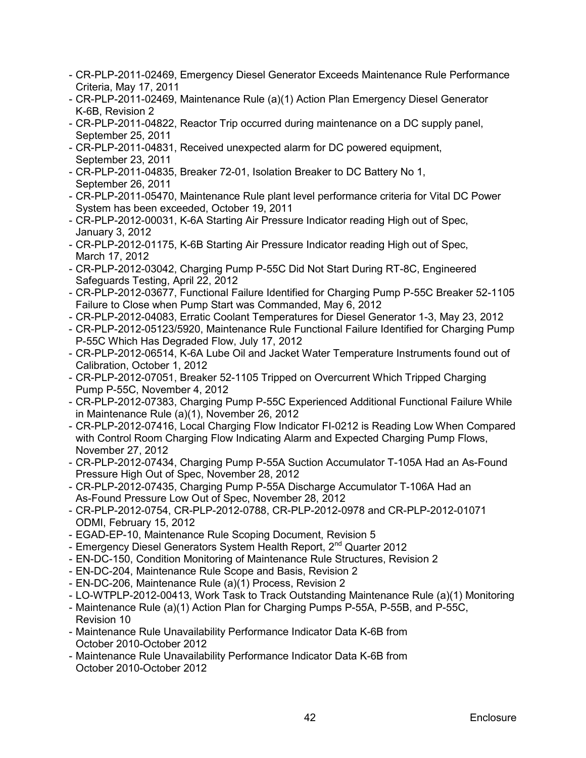- CR-PLP-2011-02469, Emergency Diesel Generator Exceeds Maintenance Rule Performance Criteria, May 17, 2011
- CR-PLP-2011-02469, Maintenance Rule (a)(1) Action Plan Emergency Diesel Generator K-6B, Revision 2
- CR-PLP-2011-04822, Reactor Trip occurred during maintenance on a DC supply panel, September 25, 2011
- CR-PLP-2011-04831, Received unexpected alarm for DC powered equipment, September 23, 2011
- CR-PLP-2011-04835, Breaker 72-01, Isolation Breaker to DC Battery No 1, September 26, 2011
- CR-PLP-2011-05470, Maintenance Rule plant level performance criteria for Vital DC Power System has been exceeded, October 19, 2011
- CR-PLP-2012-00031, K-6A Starting Air Pressure Indicator reading High out of Spec, January 3, 2012
- CR-PLP-2012-01175, K-6B Starting Air Pressure Indicator reading High out of Spec, March 17, 2012
- CR-PLP-2012-03042, Charging Pump P-55C Did Not Start During RT-8C, Engineered Safeguards Testing, April 22, 2012
- CR-PLP-2012-03677, Functional Failure Identified for Charging Pump P-55C Breaker 52-1105 Failure to Close when Pump Start was Commanded, May 6, 2012
- CR-PLP-2012-04083, Erratic Coolant Temperatures for Diesel Generator 1-3, May 23, 2012
- CR-PLP-2012-05123/5920, Maintenance Rule Functional Failure Identified for Charging Pump P-55C Which Has Degraded Flow, July 17, 2012
- CR-PLP-2012-06514, K-6A Lube Oil and Jacket Water Temperature Instruments found out of Calibration, October 1, 2012
- CR-PLP-2012-07051, Breaker 52-1105 Tripped on Overcurrent Which Tripped Charging Pump P-55C, November 4, 2012
- CR-PLP-2012-07383, Charging Pump P-55C Experienced Additional Functional Failure While in Maintenance Rule (a)(1), November 26, 2012
- CR-PLP-2012-07416, Local Charging Flow Indicator FI-0212 is Reading Low When Compared with Control Room Charging Flow Indicating Alarm and Expected Charging Pump Flows, November 27, 2012
- CR-PLP-2012-07434, Charging Pump P-55A Suction Accumulator T-105A Had an As-Found Pressure High Out of Spec, November 28, 2012
- CR-PLP-2012-07435, Charging Pump P-55A Discharge Accumulator T-106A Had an As-Found Pressure Low Out of Spec, November 28, 2012
- CR-PLP-2012-0754, CR-PLP-2012-0788, CR-PLP-2012-0978 and CR-PLP-2012-01071 ODMI, February 15, 2012
- EGAD-EP-10, Maintenance Rule Scoping Document, Revision 5
- Emergency Diesel Generators System Health Report, 2nd Quarter 2012
- EN-DC-150, Condition Monitoring of Maintenance Rule Structures, Revision 2
- EN-DC-204, Maintenance Rule Scope and Basis, Revision 2
- EN-DC-206, Maintenance Rule (a)(1) Process, Revision 2
- LO-WTPLP-2012-00413, Work Task to Track Outstanding Maintenance Rule (a)(1) Monitoring
- Maintenance Rule (a)(1) Action Plan for Charging Pumps P-55A, P-55B, and P-55C, Revision 10
- Maintenance Rule Unavailability Performance Indicator Data K-6B from October 2010-October 2012
- Maintenance Rule Unavailability Performance Indicator Data K-6B from October 2010-October 2012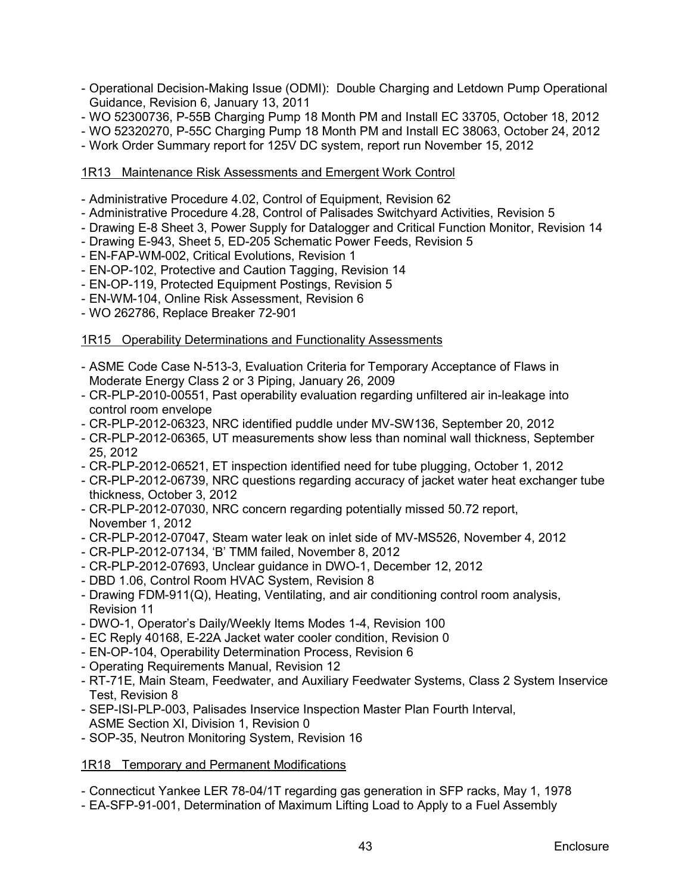- Operational Decision-Making Issue (ODMI): Double Charging and Letdown Pump Operational Guidance, Revision 6, January 13, 2011
- WO 52300736, P-55B Charging Pump 18 Month PM and Install EC 33705, October 18, 2012
- WO 52320270, P-55C Charging Pump 18 Month PM and Install EC 38063, October 24, 2012
- Work Order Summary report for 125V DC system, report run November 15, 2012

1R13 Maintenance Risk Assessments and Emergent Work Control

- Administrative Procedure 4.02, Control of Equipment, Revision 62
- Administrative Procedure 4.28, Control of Palisades Switchyard Activities, Revision 5
- Drawing E-8 Sheet 3, Power Supply for Datalogger and Critical Function Monitor, Revision 14
- Drawing E-943, Sheet 5, ED-205 Schematic Power Feeds, Revision 5
- EN-FAP-WM-002, Critical Evolutions, Revision 1
- EN-OP-102, Protective and Caution Tagging, Revision 14
- EN-OP-119, Protected Equipment Postings, Revision 5
- EN-WM-104, Online Risk Assessment, Revision 6
- WO 262786, Replace Breaker 72-901

1R15 Operability Determinations and Functionality Assessments

- ASME Code Case N-513-3, Evaluation Criteria for Temporary Acceptance of Flaws in Moderate Energy Class 2 or 3 Piping, January 26, 2009
- CR-PLP-2010-00551, Past operability evaluation regarding unfiltered air in-leakage into control room envelope
- CR-PLP-2012-06323, NRC identified puddle under MV-SW136, September 20, 2012
- CR-PLP-2012-06365, UT measurements show less than nominal wall thickness, September 25, 2012
- CR-PLP-2012-06521, ET inspection identified need for tube plugging, October 1, 2012
- CR-PLP-2012-06739, NRC questions regarding accuracy of jacket water heat exchanger tube thickness, October 3, 2012
- CR-PLP-2012-07030, NRC concern regarding potentially missed 50.72 report, November 1, 2012
- CR-PLP-2012-07047, Steam water leak on inlet side of MV-MS526, November 4, 2012
- CR-PLP-2012-07134, 'B' TMM failed, November 8, 2012
- CR-PLP-2012-07693, Unclear guidance in DWO-1, December 12, 2012
- DBD 1.06, Control Room HVAC System, Revision 8
- Drawing FDM-911(Q), Heating, Ventilating, and air conditioning control room analysis, Revision 11
- DWO-1, Operator's Daily/Weekly Items Modes 1-4, Revision 100
- EC Reply 40168, E-22A Jacket water cooler condition, Revision 0
- EN-OP-104, Operability Determination Process, Revision 6
- Operating Requirements Manual, Revision 12
- RT-71E, Main Steam, Feedwater, and Auxiliary Feedwater Systems, Class 2 System Inservice Test, Revision 8
- SEP-ISI-PLP-003, Palisades Inservice Inspection Master Plan Fourth Interval, ASME Section XI, Division 1, Revision 0
- SOP-35, Neutron Monitoring System, Revision 16

1R18 Temporary and Permanent Modifications

- Connecticut Yankee LER 78-04/1T regarding gas generation in SFP racks, May 1, 1978
- EA-SFP-91-001, Determination of Maximum Lifting Load to Apply to a Fuel Assembly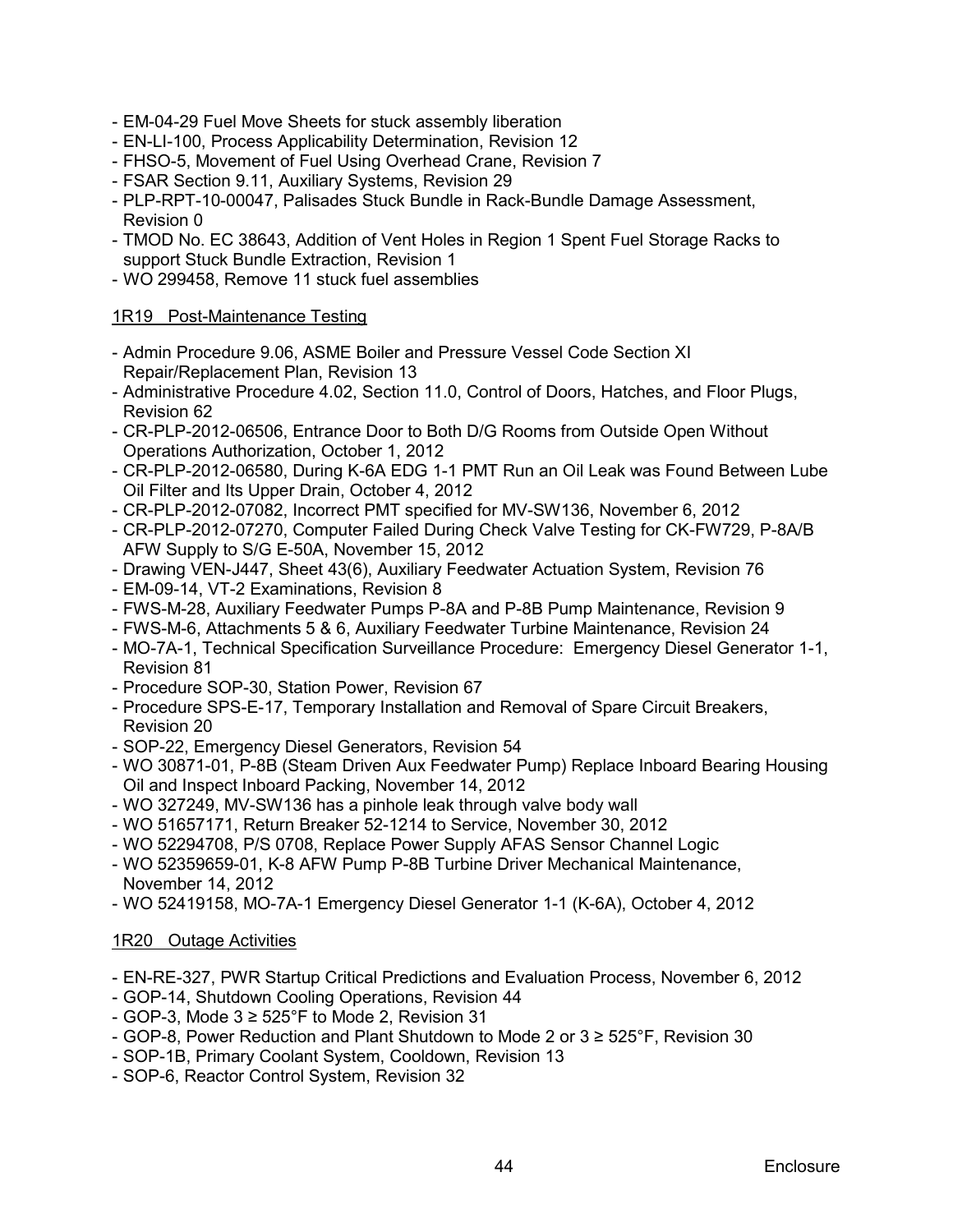- EM-04-29 Fuel Move Sheets for stuck assembly liberation
- EN-LI-100, Process Applicability Determination, Revision 12
- FHSO-5, Movement of Fuel Using Overhead Crane, Revision 7
- FSAR Section 9.11, Auxiliary Systems, Revision 29
- PLP-RPT-10-00047, Palisades Stuck Bundle in Rack-Bundle Damage Assessment, Revision 0
- TMOD No. EC 38643, Addition of Vent Holes in Region 1 Spent Fuel Storage Racks to support Stuck Bundle Extraction, Revision 1
- WO 299458, Remove 11 stuck fuel assemblies

## 1R19 Post-Maintenance Testing

- Admin Procedure 9.06, ASME Boiler and Pressure Vessel Code Section XI Repair/Replacement Plan, Revision 13
- Administrative Procedure 4.02, Section 11.0, Control of Doors, Hatches, and Floor Plugs, Revision 62
- CR-PLP-2012-06506, Entrance Door to Both D/G Rooms from Outside Open Without Operations Authorization, October 1, 2012
- CR-PLP-2012-06580, During K-6A EDG 1-1 PMT Run an Oil Leak was Found Between Lube Oil Filter and Its Upper Drain, October 4, 2012
- CR-PLP-2012-07082, Incorrect PMT specified for MV-SW136, November 6, 2012
- CR-PLP-2012-07270, Computer Failed During Check Valve Testing for CK-FW729, P-8A/B AFW Supply to S/G E-50A, November 15, 2012
- Drawing VEN-J447, Sheet 43(6), Auxiliary Feedwater Actuation System, Revision 76
- EM-09-14, VT-2 Examinations, Revision 8
- FWS-M-28, Auxiliary Feedwater Pumps P-8A and P-8B Pump Maintenance, Revision 9
- FWS-M-6, Attachments 5 & 6, Auxiliary Feedwater Turbine Maintenance, Revision 24
- MO-7A-1, Technical Specification Surveillance Procedure: Emergency Diesel Generator 1-1, Revision 81
- Procedure SOP-30, Station Power, Revision 67
- Procedure SPS-E-17, Temporary Installation and Removal of Spare Circuit Breakers, Revision 20
- SOP-22, Emergency Diesel Generators, Revision 54
- WO 30871-01, P-8B (Steam Driven Aux Feedwater Pump) Replace Inboard Bearing Housing Oil and Inspect Inboard Packing, November 14, 2012
- WO 327249, MV-SW136 has a pinhole leak through valve body wall
- WO 51657171, Return Breaker 52-1214 to Service, November 30, 2012
- WO 52294708, P/S 0708, Replace Power Supply AFAS Sensor Channel Logic
- WO 52359659-01, K-8 AFW Pump P-8B Turbine Driver Mechanical Maintenance, November 14, 2012
- WO 52419158, MO-7A-1 Emergency Diesel Generator 1-1 (K-6A), October 4, 2012

## 1R20 Outage Activities

- EN-RE-327, PWR Startup Critical Predictions and Evaluation Process, November 6, 2012
- GOP-14, Shutdown Cooling Operations, Revision 44
- GOP-3, Mode 3 ≥ 525°F to Mode 2, Revision 31
- GOP-8, Power Reduction and Plant Shutdown to Mode 2 or 3 ≥ 525°F, Revision 30
- SOP-1B, Primary Coolant System, Cooldown, Revision 13
- SOP-6, Reactor Control System, Revision 32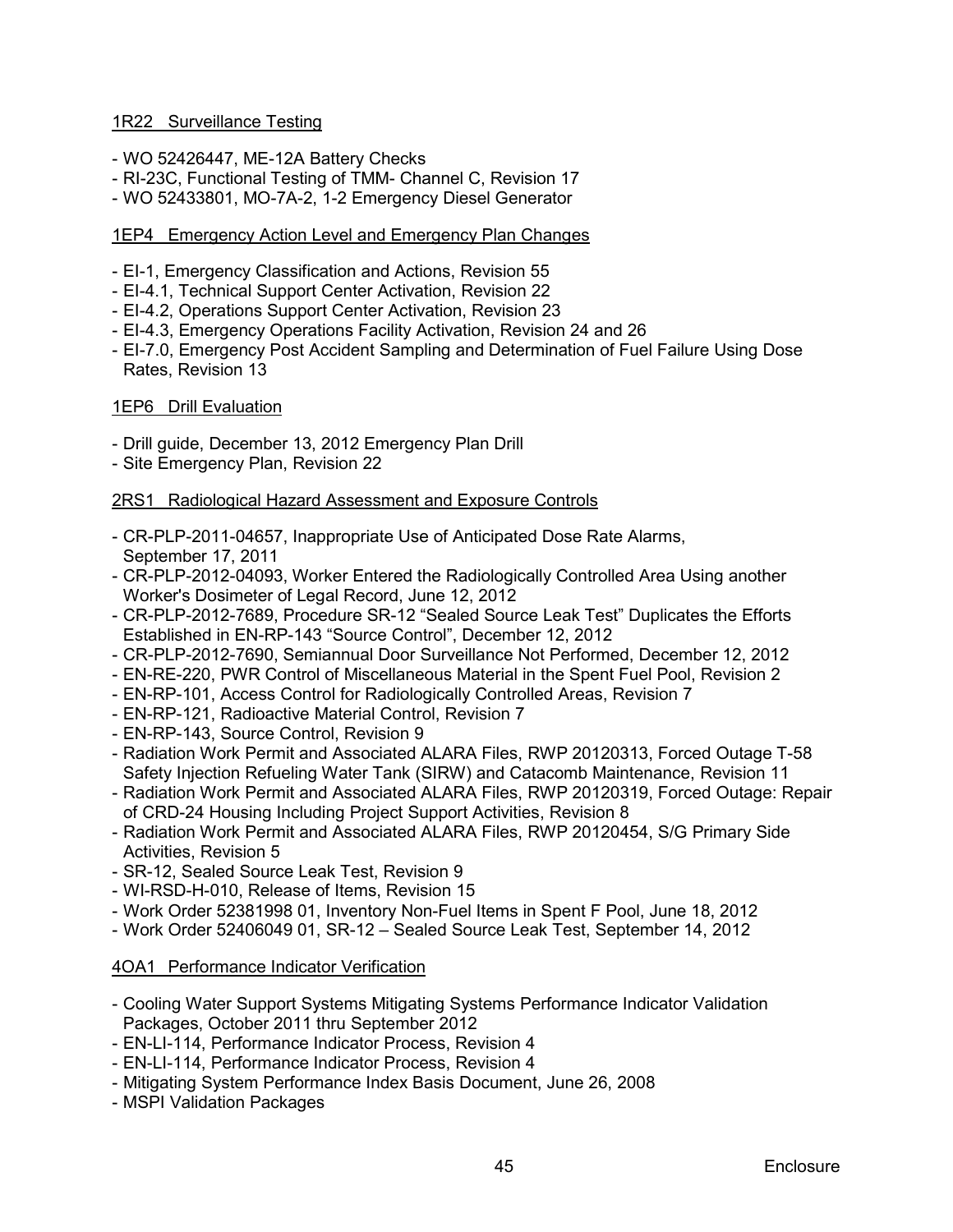1R22 Surveillance Testing

- WO 52426447, ME-12A Battery Checks
- RI-23C, Functional Testing of TMM- Channel C, Revision 17
- WO 52433801, MO-7A-2, 1-2 Emergency Diesel Generator

1EP4 Emergency Action Level and Emergency Plan Changes

- EI-1, Emergency Classification and Actions, Revision 55
- EI-4.1, Technical Support Center Activation, Revision 22
- EI-4.2, Operations Support Center Activation, Revision 23
- EI-4.3, Emergency Operations Facility Activation, Revision 24 and 26
- EI-7.0, Emergency Post Accident Sampling and Determination of Fuel Failure Using Dose Rates, Revision 13

1EP6 Drill Evaluation

- Drill guide, December 13, 2012 Emergency Plan Drill
- Site Emergency Plan, Revision 22

2RS1 Radiological Hazard Assessment and Exposure Controls

- CR-PLP-2011-04657, Inappropriate Use of Anticipated Dose Rate Alarms, September 17, 2011
- CR-PLP-2012-04093, Worker Entered the Radiologically Controlled Area Using another Worker's Dosimeter of Legal Record, June 12, 2012
- CR-PLP-2012-7689, Procedure SR-12 "Sealed Source Leak Test" Duplicates the Efforts Established in EN-RP-143 "Source Control", December 12, 2012
- CR-PLP-2012-7690, Semiannual Door Surveillance Not Performed, December 12, 2012
- EN-RE-220, PWR Control of Miscellaneous Material in the Spent Fuel Pool, Revision 2
- EN-RP-101, Access Control for Radiologically Controlled Areas, Revision 7
- EN-RP-121, Radioactive Material Control, Revision 7
- EN-RP-143, Source Control, Revision 9
- Radiation Work Permit and Associated ALARA Files, RWP 20120313, Forced Outage T-58 Safety Injection Refueling Water Tank (SIRW) and Catacomb Maintenance, Revision 11
- Radiation Work Permit and Associated ALARA Files, RWP 20120319, Forced Outage: Repair of CRD-24 Housing Including Project Support Activities, Revision 8
- Radiation Work Permit and Associated ALARA Files, RWP 20120454, S/G Primary Side Activities, Revision 5
- SR-12, Sealed Source Leak Test, Revision 9
- WI-RSD-H-010, Release of Items, Revision 15
- Work Order 52381998 01, Inventory Non-Fuel Items in Spent F Pool, June 18, 2012
- Work Order 52406049 01, SR-12 – Sealed Source Leak Test, September 14, 2012

4OA1 Performance Indicator Verification

- Cooling Water Support Systems Mitigating Systems Performance Indicator Validation Packages, October 2011 thru September 2012
- EN-LI-114, Performance Indicator Process, Revision 4
- EN-LI-114, Performance Indicator Process, Revision 4
- Mitigating System Performance Index Basis Document, June 26, 2008
- MSPI Validation Packages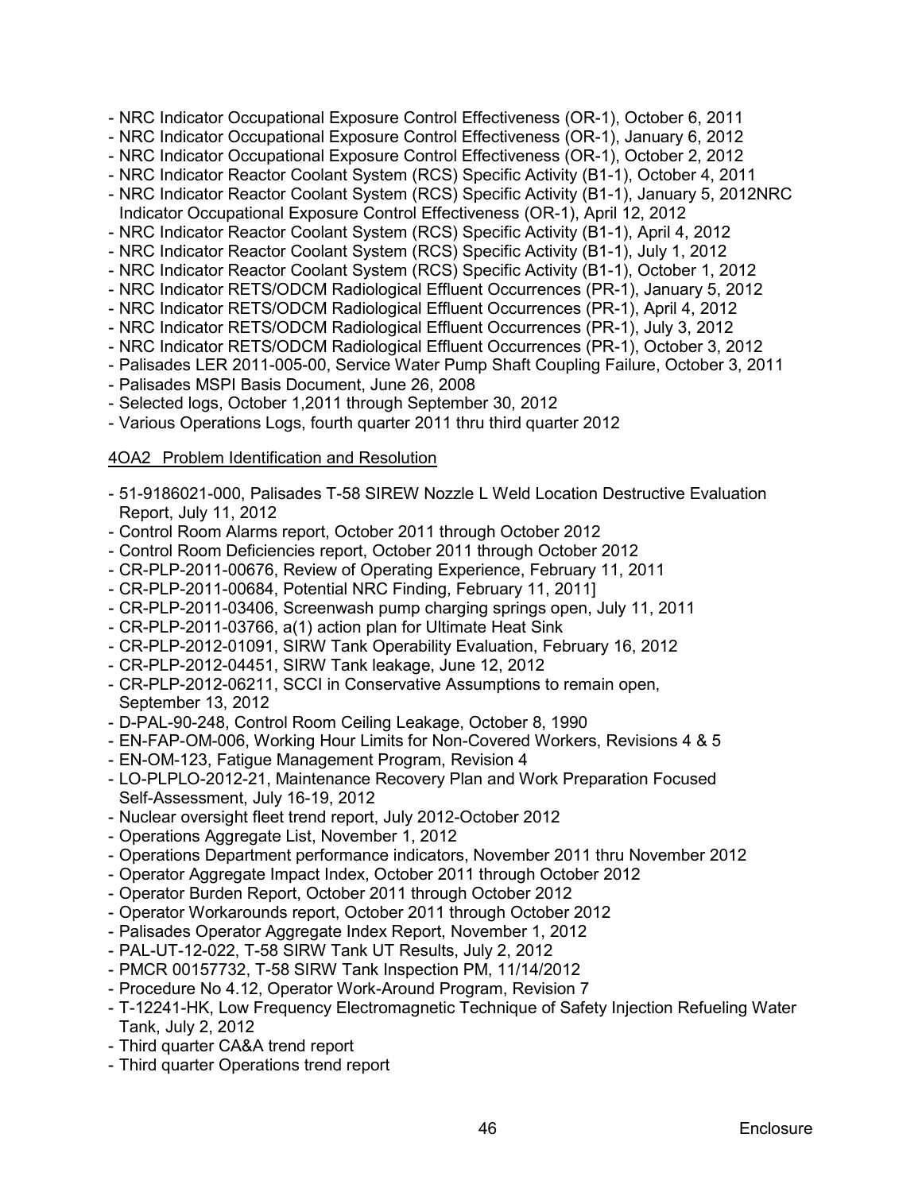- NRC Indicator Occupational Exposure Control Effectiveness (OR-1), October 6, 2011
- NRC Indicator Occupational Exposure Control Effectiveness (OR-1), January 6, 2012
- NRC Indicator Occupational Exposure Control Effectiveness (OR-1), October 2, 2012
- NRC Indicator Reactor Coolant System (RCS) Specific Activity (B1-1), October 4, 2011
- NRC Indicator Reactor Coolant System (RCS) Specific Activity (B1-1), January 5, 2012NRC Indicator Occupational Exposure Control Effectiveness (OR-1), April 12, 2012
- NRC Indicator Reactor Coolant System (RCS) Specific Activity (B1-1), April 4, 2012
- NRC Indicator Reactor Coolant System (RCS) Specific Activity (B1-1), July 1, 2012
- NRC Indicator Reactor Coolant System (RCS) Specific Activity (B1-1), October 1, 2012
- NRC Indicator RETS/ODCM Radiological Effluent Occurrences (PR-1), January 5, 2012
- NRC Indicator RETS/ODCM Radiological Effluent Occurrences (PR-1), April 4, 2012
- NRC Indicator RETS/ODCM Radiological Effluent Occurrences (PR-1), July 3, 2012
- NRC Indicator RETS/ODCM Radiological Effluent Occurrences (PR-1), October 3, 2012
- Palisades LER 2011-005-00, Service Water Pump Shaft Coupling Failure, October 3, 2011
- Palisades MSPI Basis Document, June 26, 2008
- Selected logs, October 1,2011 through September 30, 2012
- Various Operations Logs, fourth quarter 2011 thru third quarter 2012

4OA2 Problem Identification and Resolution

- 51-9186021-000, Palisades T-58 SIREW Nozzle L Weld Location Destructive Evaluation Report, July 11, 2012
- Control Room Alarms report, October 2011 through October 2012
- Control Room Deficiencies report, October 2011 through October 2012
- CR-PLP-2011-00676, Review of Operating Experience, February 11, 2011
- CR-PLP-2011-00684, Potential NRC Finding, February 11, 2011]
- CR-PLP-2011-03406, Screenwash pump charging springs open, July 11, 2011
- CR-PLP-2011-03766, a(1) action plan for Ultimate Heat Sink
- CR-PLP-2012-01091, SIRW Tank Operability Evaluation, February 16, 2012
- CR-PLP-2012-04451, SIRW Tank leakage, June 12, 2012
- CR-PLP-2012-06211, SCCI in Conservative Assumptions to remain open, September 13, 2012
- D-PAL-90-248, Control Room Ceiling Leakage, October 8, 1990
- EN-FAP-OM-006, Working Hour Limits for Non-Covered Workers, Revisions 4 & 5
- EN-OM-123, Fatigue Management Program, Revision 4
- LO-PLPLO-2012-21, Maintenance Recovery Plan and Work Preparation Focused Self-Assessment, July 16-19, 2012
- Nuclear oversight fleet trend report, July 2012-October 2012
- Operations Aggregate List, November 1, 2012
- Operations Department performance indicators, November 2011 thru November 2012
- Operator Aggregate Impact Index, October 2011 through October 2012
- Operator Burden Report, October 2011 through October 2012
- Operator Workarounds report, October 2011 through October 2012
- Palisades Operator Aggregate Index Report, November 1, 2012
- PAL-UT-12-022, T-58 SIRW Tank UT Results, July 2, 2012
- PMCR 00157732, T-58 SIRW Tank Inspection PM, 11/14/2012
- Procedure No 4.12, Operator Work-Around Program, Revision 7
- T-12241-HK, Low Frequency Electromagnetic Technique of Safety Injection Refueling Water Tank, July 2, 2012
- Third quarter CA&A trend report
- Third quarter Operations trend report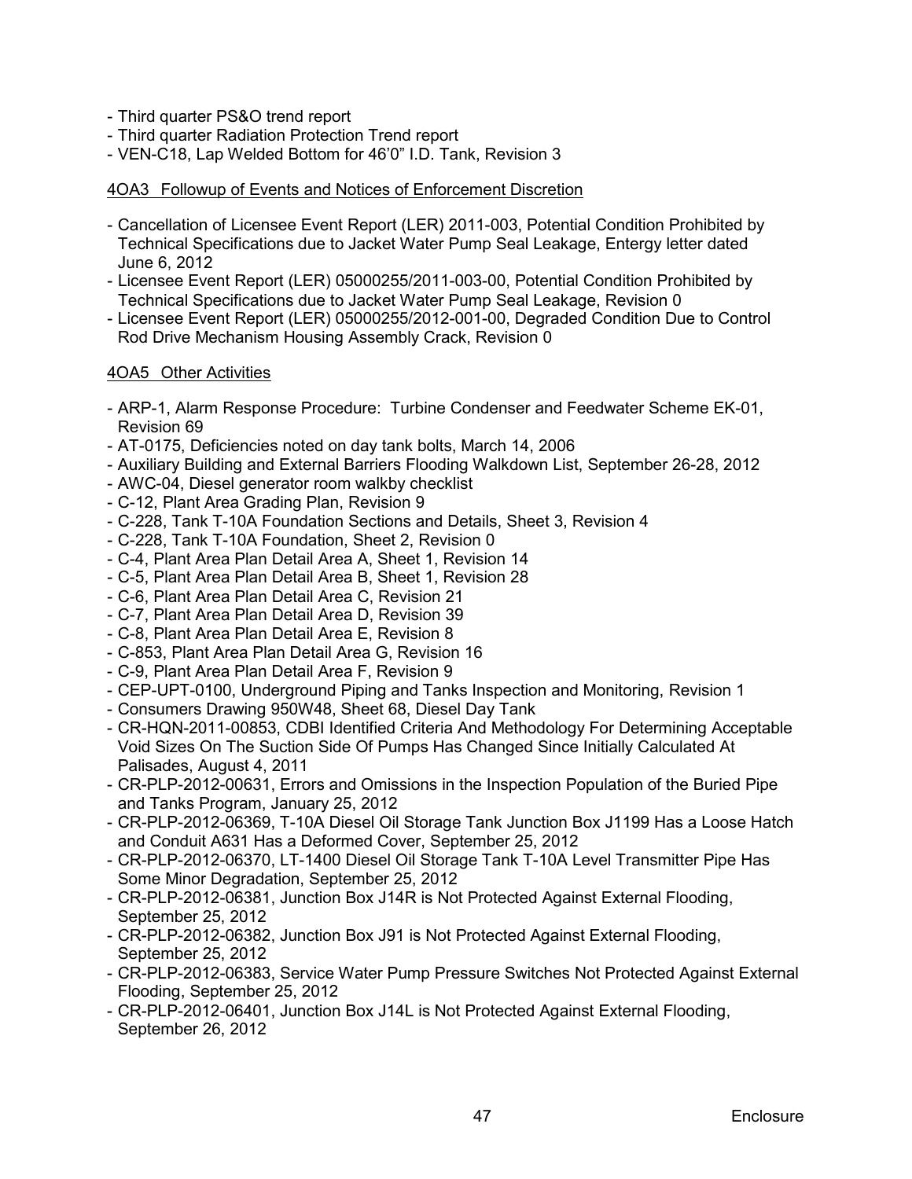- Third quarter PS&O trend report
- Third quarter Radiation Protection Trend report
- VEN-C18, Lap Welded Bottom for 46'0" I.D. Tank, Revision 3

4OA3 Followup of Events and Notices of Enforcement Discretion

- Cancellation of Licensee Event Report (LER) 2011-003, Potential Condition Prohibited by Technical Specifications due to Jacket Water Pump Seal Leakage, Entergy letter dated June 6, 2012
- Licensee Event Report (LER) 05000255/2011-003-00, Potential Condition Prohibited by Technical Specifications due to Jacket Water Pump Seal Leakage, Revision 0
- Licensee Event Report (LER) 05000255/2012-001-00, Degraded Condition Due to Control Rod Drive Mechanism Housing Assembly Crack, Revision 0

4OA5 Other Activities

- ARP-1, Alarm Response Procedure: Turbine Condenser and Feedwater Scheme EK-01, Revision 69
- AT-0175, Deficiencies noted on day tank bolts, March 14, 2006
- Auxiliary Building and External Barriers Flooding Walkdown List, September 26-28, 2012
- AWC-04, Diesel generator room walkby checklist
- C-12, Plant Area Grading Plan, Revision 9
- C-228, Tank T-10A Foundation Sections and Details, Sheet 3, Revision 4
- C-228, Tank T-10A Foundation, Sheet 2, Revision 0
- C-4, Plant Area Plan Detail Area A, Sheet 1, Revision 14
- C-5, Plant Area Plan Detail Area B, Sheet 1, Revision 28
- C-6, Plant Area Plan Detail Area C, Revision 21
- C-7, Plant Area Plan Detail Area D, Revision 39
- C-8, Plant Area Plan Detail Area E, Revision 8
- C-853, Plant Area Plan Detail Area G, Revision 16
- C-9, Plant Area Plan Detail Area F, Revision 9
- CEP-UPT-0100, Underground Piping and Tanks Inspection and Monitoring, Revision 1
- Consumers Drawing 950W48, Sheet 68, Diesel Day Tank
- CR-HQN-2011-00853, CDBI Identified Criteria And Methodology For Determining Acceptable Void Sizes On The Suction Side Of Pumps Has Changed Since Initially Calculated At Palisades, August 4, 2011
- CR-PLP-2012-00631, Errors and Omissions in the Inspection Population of the Buried Pipe and Tanks Program, January 25, 2012
- CR-PLP-2012-06369, T-10A Diesel Oil Storage Tank Junction Box J1199 Has a Loose Hatch and Conduit A631 Has a Deformed Cover, September 25, 2012
- CR-PLP-2012-06370, LT-1400 Diesel Oil Storage Tank T-10A Level Transmitter Pipe Has Some Minor Degradation, September 25, 2012
- CR-PLP-2012-06381, Junction Box J14R is Not Protected Against External Flooding, September 25, 2012
- CR-PLP-2012-06382, Junction Box J91 is Not Protected Against External Flooding, September 25, 2012
- CR-PLP-2012-06383, Service Water Pump Pressure Switches Not Protected Against External Flooding, September 25, 2012
- CR-PLP-2012-06401, Junction Box J14L is Not Protected Against External Flooding, September 26, 2012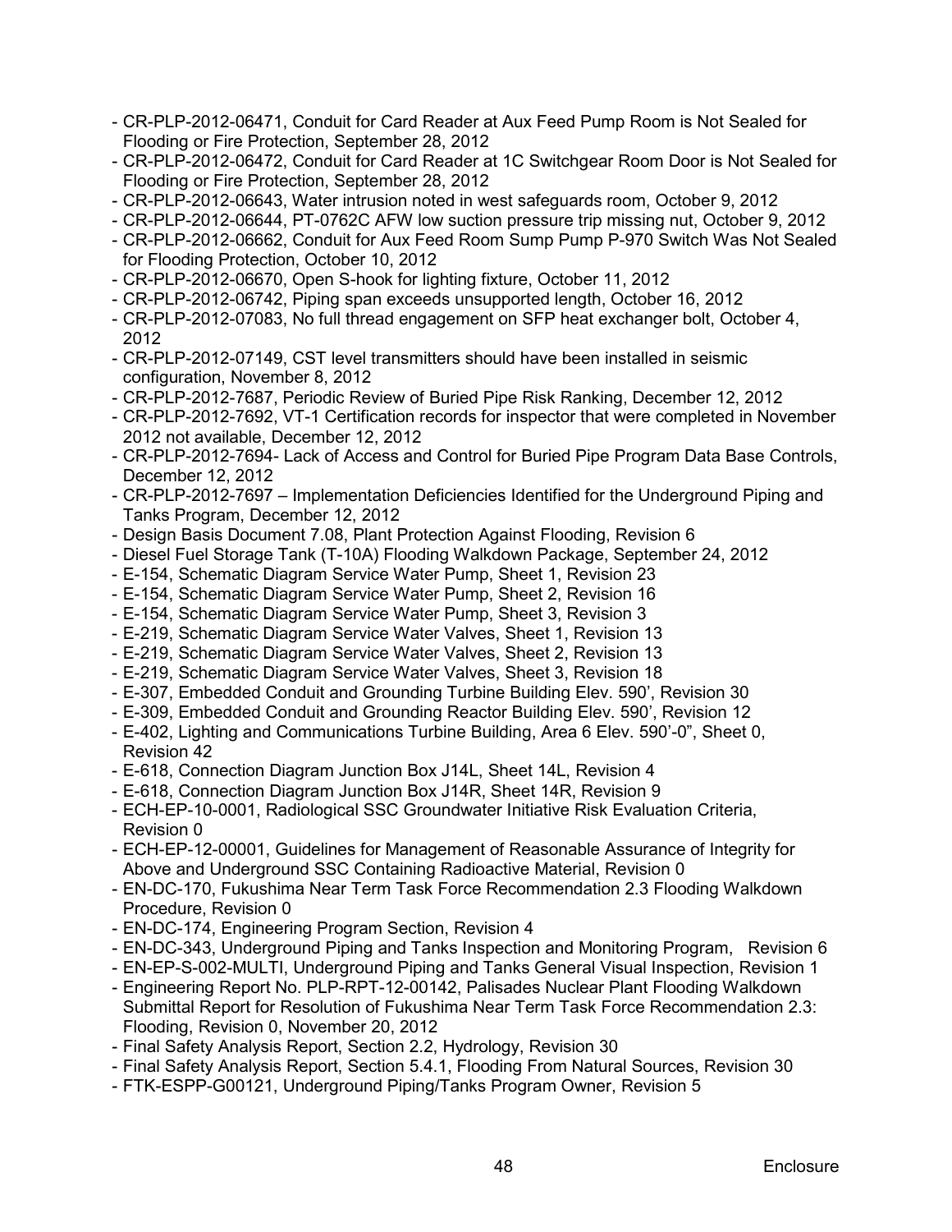- CR-PLP-2012-06471, Conduit for Card Reader at Aux Feed Pump Room is Not Sealed for Flooding or Fire Protection, September 28, 2012
- CR-PLP-2012-06472, Conduit for Card Reader at 1C Switchgear Room Door is Not Sealed for Flooding or Fire Protection, September 28, 2012
- CR-PLP-2012-06643, Water intrusion noted in west safeguards room, October 9, 2012
- CR-PLP-2012-06644, PT-0762C AFW low suction pressure trip missing nut, October 9, 2012
- CR-PLP-2012-06662, Conduit for Aux Feed Room Sump Pump P-970 Switch Was Not Sealed for Flooding Protection, October 10, 2012
- CR-PLP-2012-06670, Open S-hook for lighting fixture, October 11, 2012
- CR-PLP-2012-06742, Piping span exceeds unsupported length, October 16, 2012
- CR-PLP-2012-07083, No full thread engagement on SFP heat exchanger bolt, October 4, 2012
- CR-PLP-2012-07149, CST level transmitters should have been installed in seismic configuration, November 8, 2012
- CR-PLP-2012-7687, Periodic Review of Buried Pipe Risk Ranking, December 12, 2012
- CR-PLP-2012-7692, VT-1 Certification records for inspector that were completed in November 2012 not available, December 12, 2012
- CR-PLP-2012-7694- Lack of Access and Control for Buried Pipe Program Data Base Controls, December 12, 2012
- CR-PLP-2012-7697 – Implementation Deficiencies Identified for the Underground Piping and Tanks Program, December 12, 2012
- Design Basis Document 7.08, Plant Protection Against Flooding, Revision 6
- Diesel Fuel Storage Tank (T-10A) Flooding Walkdown Package, September 24, 2012
- E-154, Schematic Diagram Service Water Pump, Sheet 1, Revision 23
- E-154, Schematic Diagram Service Water Pump, Sheet 2, Revision 16
- E-154, Schematic Diagram Service Water Pump, Sheet 3, Revision 3
- E-219, Schematic Diagram Service Water Valves, Sheet 1, Revision 13
- E-219, Schematic Diagram Service Water Valves, Sheet 2, Revision 13
- E-219, Schematic Diagram Service Water Valves, Sheet 3, Revision 18
- E-307, Embedded Conduit and Grounding Turbine Building Elev. 590', Revision 30
- E-309, Embedded Conduit and Grounding Reactor Building Elev. 590', Revision 12
- E-402, Lighting and Communications Turbine Building, Area 6 Elev. 590'-0", Sheet 0, Revision 42
- E-618, Connection Diagram Junction Box J14L, Sheet 14L, Revision 4
- E-618, Connection Diagram Junction Box J14R, Sheet 14R, Revision 9
- ECH-EP-10-0001, Radiological SSC Groundwater Initiative Risk Evaluation Criteria, Revision 0
- ECH-EP-12-00001, Guidelines for Management of Reasonable Assurance of Integrity for Above and Underground SSC Containing Radioactive Material, Revision 0
- EN-DC-170, Fukushima Near Term Task Force Recommendation 2.3 Flooding Walkdown Procedure, Revision 0
- EN-DC-174, Engineering Program Section, Revision 4
- EN-DC-343, Underground Piping and Tanks Inspection and Monitoring Program, Revision 6
- EN-EP-S-002-MULTI, Underground Piping and Tanks General Visual Inspection, Revision 1
- Engineering Report No. PLP-RPT-12-00142, Palisades Nuclear Plant Flooding Walkdown Submittal Report for Resolution of Fukushima Near Term Task Force Recommendation 2.3: Flooding, Revision 0, November 20, 2012
- Final Safety Analysis Report, Section 2.2, Hydrology, Revision 30
- Final Safety Analysis Report, Section 5.4.1, Flooding From Natural Sources, Revision 30
- FTK-ESPP-G00121, Underground Piping/Tanks Program Owner, Revision 5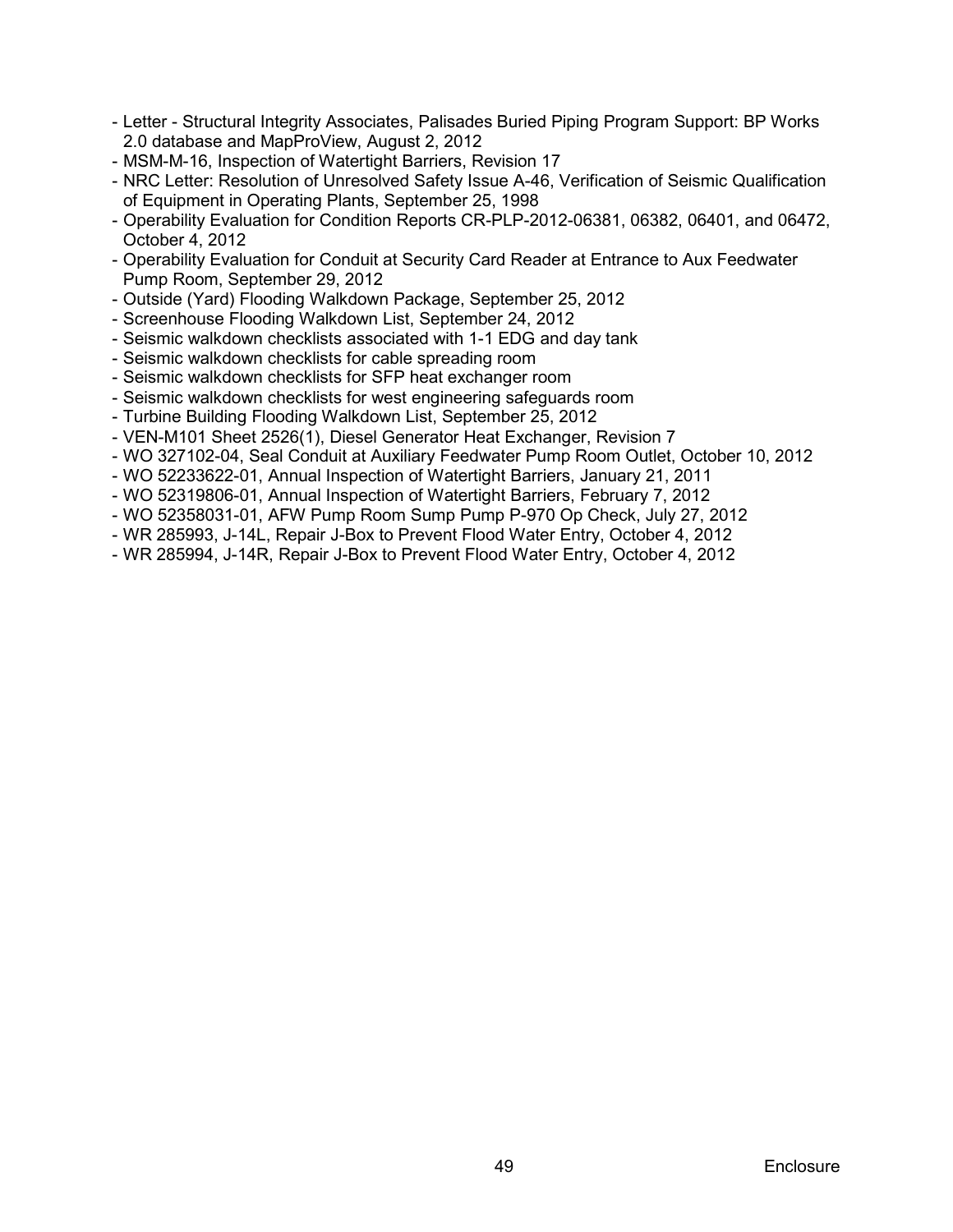- Letter - Structural Integrity Associates, Palisades Buried Piping Program Support: BP Works 2.0 database and MapProView, August 2, 2012
- MSM-M-16, Inspection of Watertight Barriers, Revision 17
- NRC Letter: Resolution of Unresolved Safety Issue A-46, Verification of Seismic Qualification of Equipment in Operating Plants, September 25, 1998
- Operability Evaluation for Condition Reports CR-PLP-2012-06381, 06382, 06401, and 06472, October 4, 2012
- Operability Evaluation for Conduit at Security Card Reader at Entrance to Aux Feedwater Pump Room, September 29, 2012
- Outside (Yard) Flooding Walkdown Package, September 25, 2012
- Screenhouse Flooding Walkdown List, September 24, 2012
- Seismic walkdown checklists associated with 1-1 EDG and day tank
- Seismic walkdown checklists for cable spreading room
- Seismic walkdown checklists for SFP heat exchanger room
- Seismic walkdown checklists for west engineering safeguards room
- Turbine Building Flooding Walkdown List, September 25, 2012
- VEN-M101 Sheet 2526(1), Diesel Generator Heat Exchanger, Revision 7
- WO 327102-04, Seal Conduit at Auxiliary Feedwater Pump Room Outlet, October 10, 2012
- WO 52233622-01, Annual Inspection of Watertight Barriers, January 21, 2011
- WO 52319806-01, Annual Inspection of Watertight Barriers, February 7, 2012
- WO 52358031-01, AFW Pump Room Sump Pump P-970 Op Check, July 27, 2012
- WR 285993, J-14L, Repair J-Box to Prevent Flood Water Entry, October 4, 2012
- WR 285994, J-14R, Repair J-Box to Prevent Flood Water Entry, October 4, 2012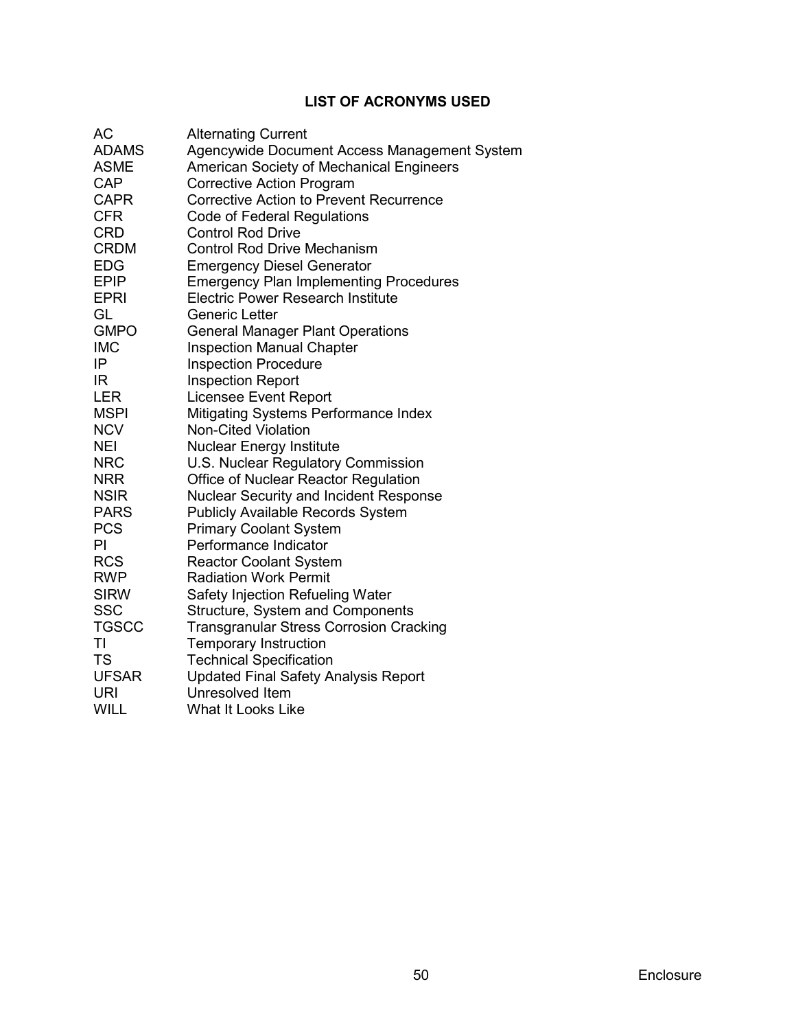## LIST OF ACRONYMS USED

| | |
|---|---|
| AC | Alternating Current |
| ADAMS | Agencywide Document Access Management System |
| ASME | American Society of Mechanical Engineers |
| CAP | Corrective Action Program |
| CAPR | Corrective Action to Prevent Recurrence |
| CFR | Code of Federal Regulations |
| CRD | Control Rod Drive |
| CRDM | Control Rod Drive Mechanism |
| EDG | Emergency Diesel Generator |
| EPIP | Emergency Plan Implementing Procedures |
| EPRI | Electric Power Research Institute |
| GL | Generic Letter |
| GMPO | General Manager Plant Operations |
| IMC | Inspection Manual Chapter |
| IP | Inspection Procedure |
| IR | Inspection Report |
| LER | Licensee Event Report |
| MSPI | Mitigating Systems Performance Index |
| NCV | Non-Cited Violation |
| NEI | Nuclear Energy Institute |
| NRC | U.S. Nuclear Regulatory Commission |
| NRR | Office of Nuclear Reactor Regulation |
| NSIR | Nuclear Security and Incident Response |
| PARS | Publicly Available Records System |
| PCS | Primary Coolant System |
| PI | Performance Indicator |
| RCS | Reactor Coolant System |
| RWP | Radiation Work Permit |
| SIRW | Safety Injection Refueling Water |
| SSC | Structure, System and Components |
| TGSCC | Transgranular Stress Corrosion Cracking |
| TI | Temporary Instruction |
| TS | Technical Specification |
| UFSAR | Updated Final Safety Analysis Report |
| URI | Unresolved Item |
| WILL | What It Looks Like |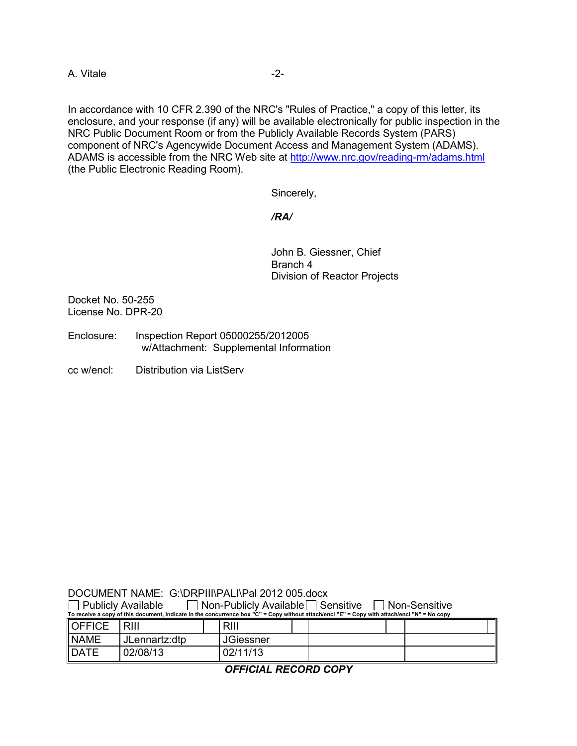In accordance with 10 CFR 2.390 of the NRC's "Rules of Practice," a copy of this letter, its enclosure, and your response (if any) will be available electronically for public inspection in the NRC Public Document Room or from the Publicly Available Records System (PARS) component of NRC's Agencywide Document Access and Management System (ADAMS). ADAMS is accessible from the NRC Web site at http://www.nrc.gov/reading-rm/adams.html (the Public Electronic Reading Room).

Sincerely,

*/RA/*

John B. Giessner, Chief
Branch 4
Division of Reactor Projects

Docket No. 50-255
License No. DPR-20

Enclosure: Inspection Report 05000255/2012005
w/Attachment: Supplemental Information

cc w/encl: Distribution via ListServ

DOCUMENT NAME: G:\DRPIII\PALI\Pal 2012 005.docx

☐ Publicly Available ☐ Non-Publicly Available ☐ Sensitive ☐ Non-Sensitive

To receive a copy of this document, indicate in the concurrence box "C" = Copy without attach/encl "E" = Copy with attach/encl "N" = No copy

| OFFICE | RIII | | RIII | | | | |
|---|---|---|---|---|---|---|---|
| NAME | JLennartz:dtp | | JGiessner | | | | |
| DATE | 02/08/13 | | 02/11/13 | | | | |

***OFFICIAL RECORD COPY***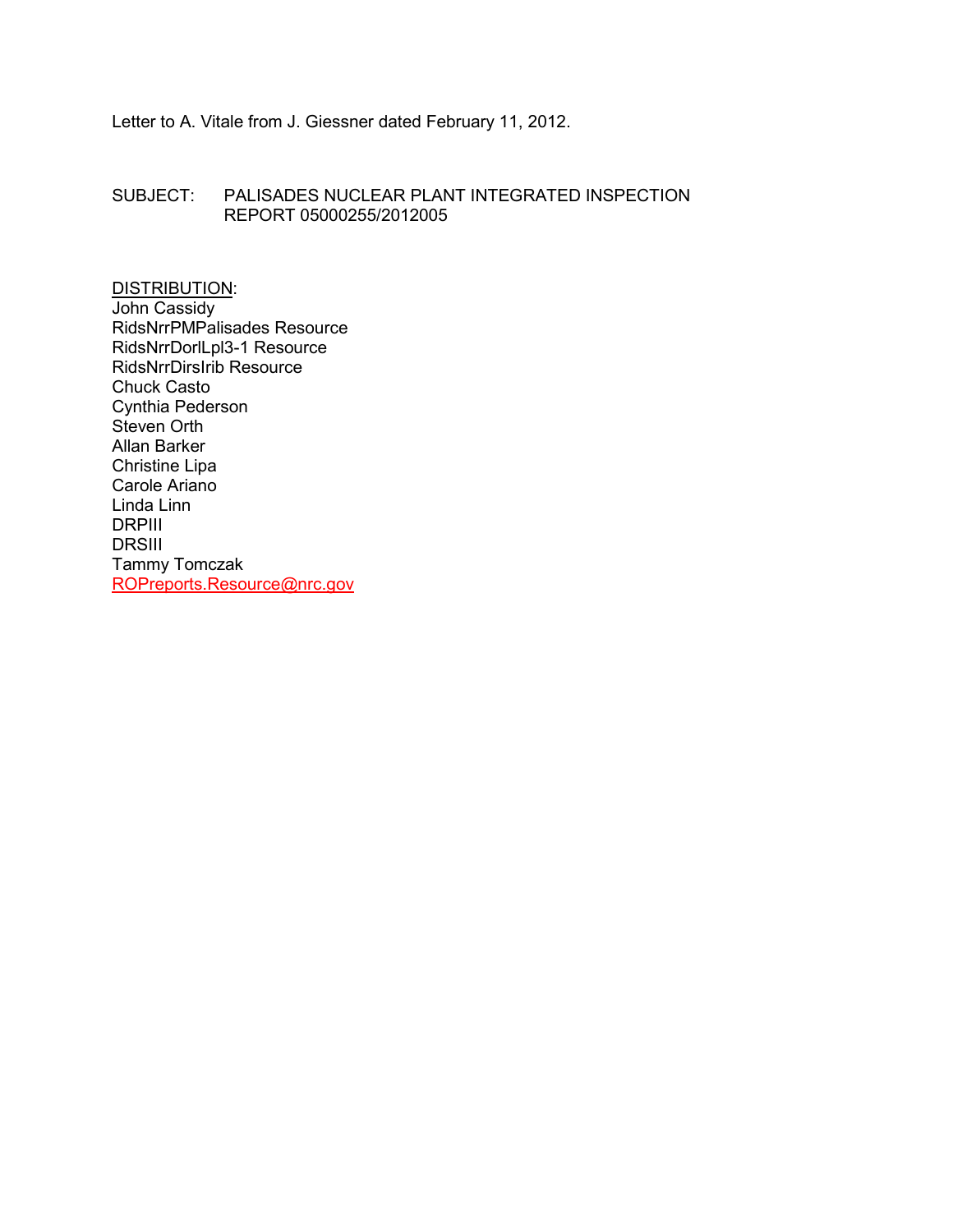Letter to A. Vitale from J. Giessner dated February 11, 2012.

SUBJECT: PALISADES NUCLEAR PLANT INTEGRATED INSPECTION REPORT 05000255/2012005

DISTRIBUTION:
John Cassidy
RidsNrrPMPalisades Resource
RidsNrrDorlLpl3-1 Resource
RidsNrrDirsIrib Resource
Chuck Casto
Cynthia Pederson
Steven Orth
Allan Barker
Christine Lipa
Carole Ariano
Linda Linn
DRPIII
DRSIII
Tammy Tomczak
ROPreports.Resource@nrc.gov